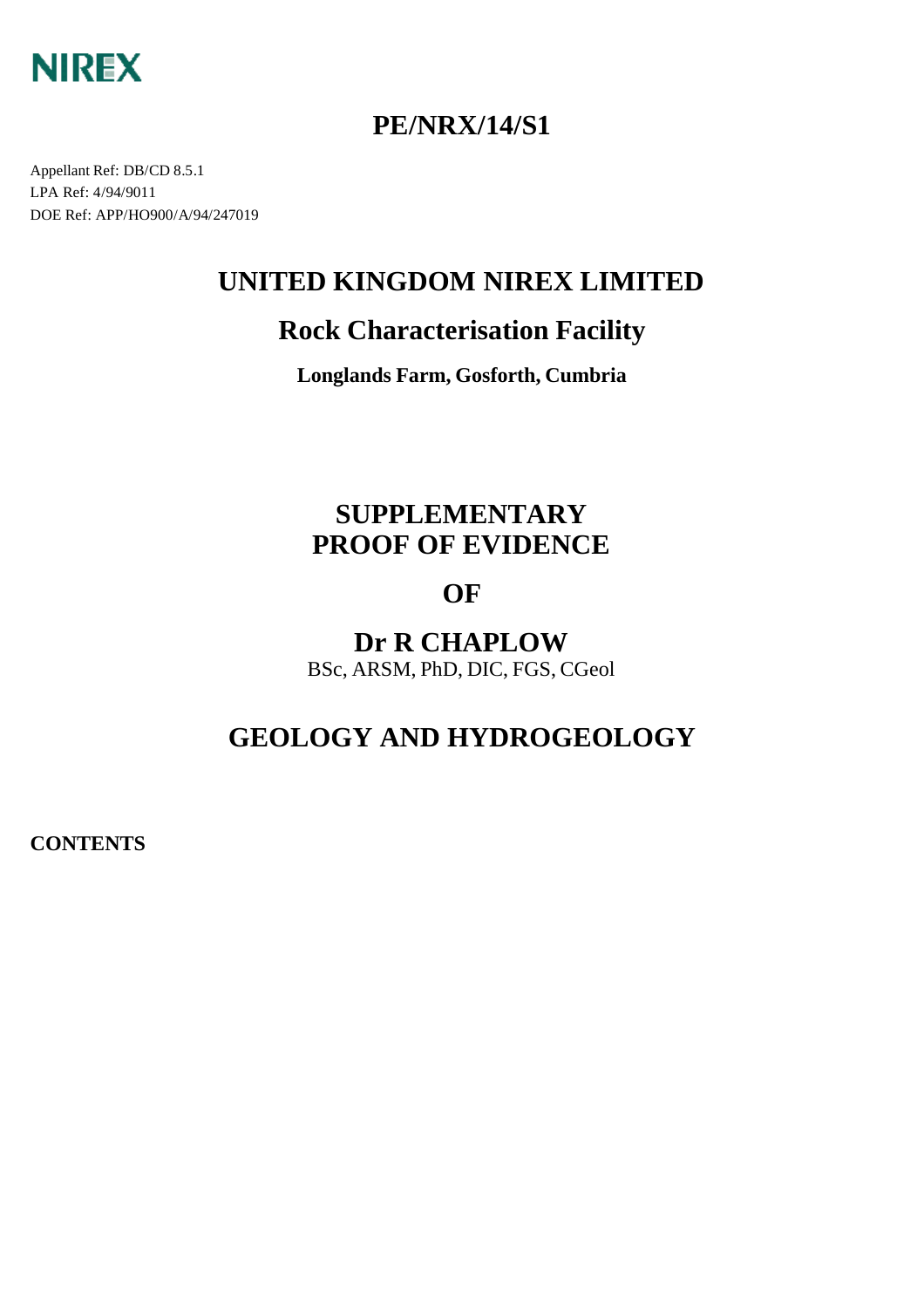NIREX

# PE/NRX/14/S1

Appellant Ref: DB/CD 8.5.1
LPA Ref: 4/94/9011
DOE Ref: APP/HO900/A/94/247019

# UNITED KINGDOM NIREX LIMITED

## Rock Characterisation Facility

### Longlands Farm, Gosforth, Cumbria

# SUPPLEMENTARY PROOF OF EVIDENCE

# OF

# Dr R CHAPLOW

BSc, ARSM, PhD, DIC, FGS, CGeol

# GEOLOGY AND HYDROGEOLOGY

**CONTENTS**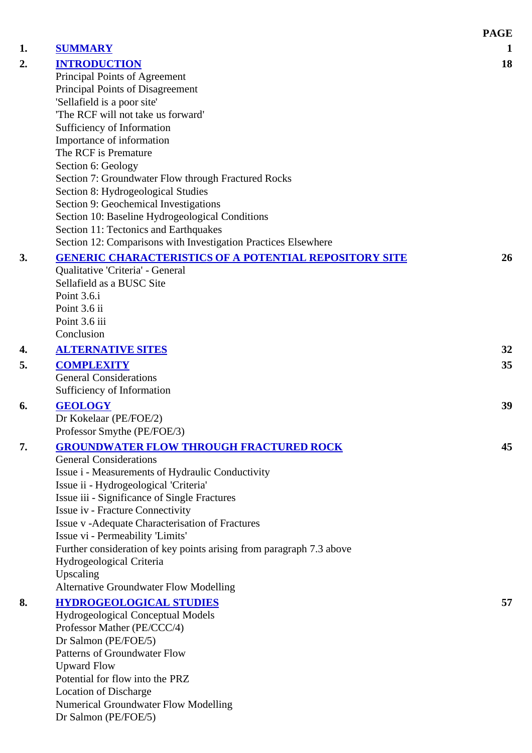| | | PAGE |
|---|---|---|
| 1. | **SUMMARY** | 1 |
| 2. | **INTRODUCTION** | 18 |
| | Principal Points of Agreement | |
| | Principal Points of Disagreement | |
| | 'Sellafield is a poor site' | |
| | 'The RCF will not take us forward' | |
| | Sufficiency of Information | |
| | Importance of information | |
| | The RCF is Premature | |
| | Section 6: Geology | |
| | Section 7: Groundwater Flow through Fractured Rocks | |
| | Section 8: Hydrogeological Studies | |
| | Section 9: Geochemical Investigations | |
| | Section 10: Baseline Hydrogeological Conditions | |
| | Section 11: Tectonics and Earthquakes | |
| | Section 12: Comparisons with Investigation Practices Elsewhere | |
| 3. | **GENERIC CHARACTERISTICS OF A POTENTIAL REPOSITORY SITE** | 26 |
| | Qualitative 'Criteria' - General | |
| | Sellafield as a BUSC Site | |
| | Point 3.6.i | |
| | Point 3.6 ii | |
| | Point 3.6 iii | |
| | Conclusion | |
| 4. | **ALTERNATIVE SITES** | 32 |
| 5. | **COMPLEXITY** | 35 |
| | General Considerations | |
| | Sufficiency of Information | |
| 6. | **GEOLOGY** | 39 |
| | Dr Kokelaar (PE/FOE/2) | |
| | Professor Smythe (PE/FOE/3) | |
| 7. | **GROUNDWATER FLOW THROUGH FRACTURED ROCK** | 45 |
| | General Considerations | |
| | Issue i - Measurements of Hydraulic Conductivity | |
| | Issue ii - Hydrogeological 'Criteria' | |
| | Issue iii - Significance of Single Fractures | |
| | Issue iv - Fracture Connectivity | |
| | Issue v -Adequate Characterisation of Fractures | |
| | Issue vi - Permeability 'Limits' | |
| | Further consideration of key points arising from paragraph 7.3 above | |
| | Hydrogeological Criteria | |
| | Upscaling | |
| | Alternative Groundwater Flow Modelling | |
| 8. | **HYDROGEOLOGICAL STUDIES** | 57 |
| | Hydrogeological Conceptual Models | |
| | Professor Mather (PE/CCC/4) | |
| | Dr Salmon (PE/FOE/5) | |
| | Patterns of Groundwater Flow | |
| | Upward Flow | |
| | Potential for flow into the PRZ | |
| | Location of Discharge | |
| | Numerical Groundwater Flow Modelling | |
| | Dr Salmon (PE/FOE/5) | |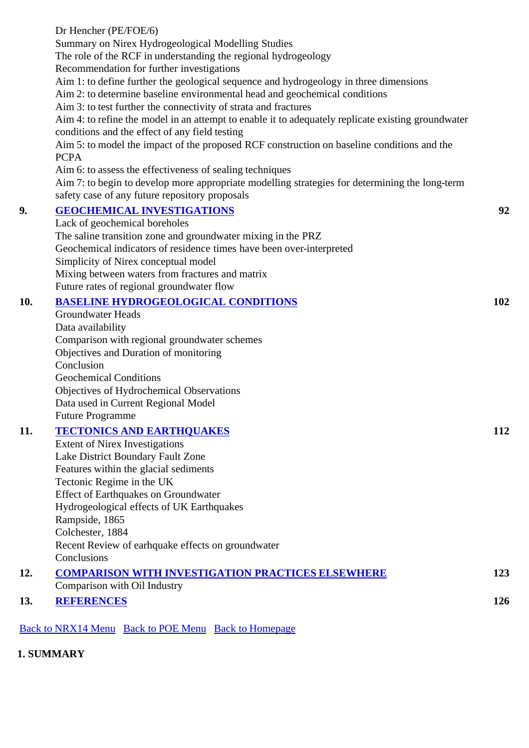Dr Hencher (PE/FOE/6)
Summary on Nirex Hydrogeological Modelling Studies
The role of the RCF in understanding the regional hydrogeology
Recommendation for further investigations
Aim 1: to define further the geological sequence and hydrogeology in three dimensions
Aim 2: to determine baseline environmental head and geochemical conditions
Aim 3: to test further the connectivity of strata and fractures
Aim 4: to refine the model in an attempt to enable it to adequately replicate existing groundwater conditions and the effect of any field testing
Aim 5: to model the impact of the proposed RCF construction on baseline conditions and the PCPA
Aim 6: to assess the effectiveness of sealing techniques
Aim 7: to begin to develop more appropriate modelling strategies for determining the long-term safety case of any future repository proposals

| | | |
|---|---|---|
| **9.** | **GEOCHEMICAL INVESTIGATIONS** | **92** |
| | Lack of geochemical boreholes<br>The saline transition zone and groundwater mixing in the PRZ<br>Geochemical indicators of residence times have been over-interpreted<br>Simplicity of Nirex conceptual model<br>Mixing between waters from fractures and matrix<br>Future rates of regional groundwater flow | |
| **10.** | **BASELINE HYDROGEOLOGICAL CONDITIONS** | **102** |
| | Groundwater Heads<br>Data availability<br>Comparison with regional groundwater schemes<br>Objectives and Duration of monitoring<br>Conclusion<br>Geochemical Conditions<br>Objectives of Hydrochemical Observations<br>Data used in Current Regional Model<br>Future Programme | |
| **11.** | **TECTONICS AND EARTHQUAKES** | **112** |
| | Extent of Nirex Investigations<br>Lake District Boundary Fault Zone<br>Features within the glacial sediments<br>Tectonic Regime in the UK<br>Effect of Earthquakes on Groundwater<br>Hydrogeological effects of UK Earthquakes<br>Rampside, 1865<br>Colchester, 1884<br>Recent Review of earhquake effects on groundwater<br>Conclusions | |
| **12.** | **COMPARISON WITH INVESTIGATION PRACTICES ELSEWHERE** | **123** |
| | Comparison with Oil Industry | |
| **13.** | **REFERENCES** | **126** |

Back to NRX14 Menu   Back to POE Menu   Back to Homepage

## 1. SUMMARY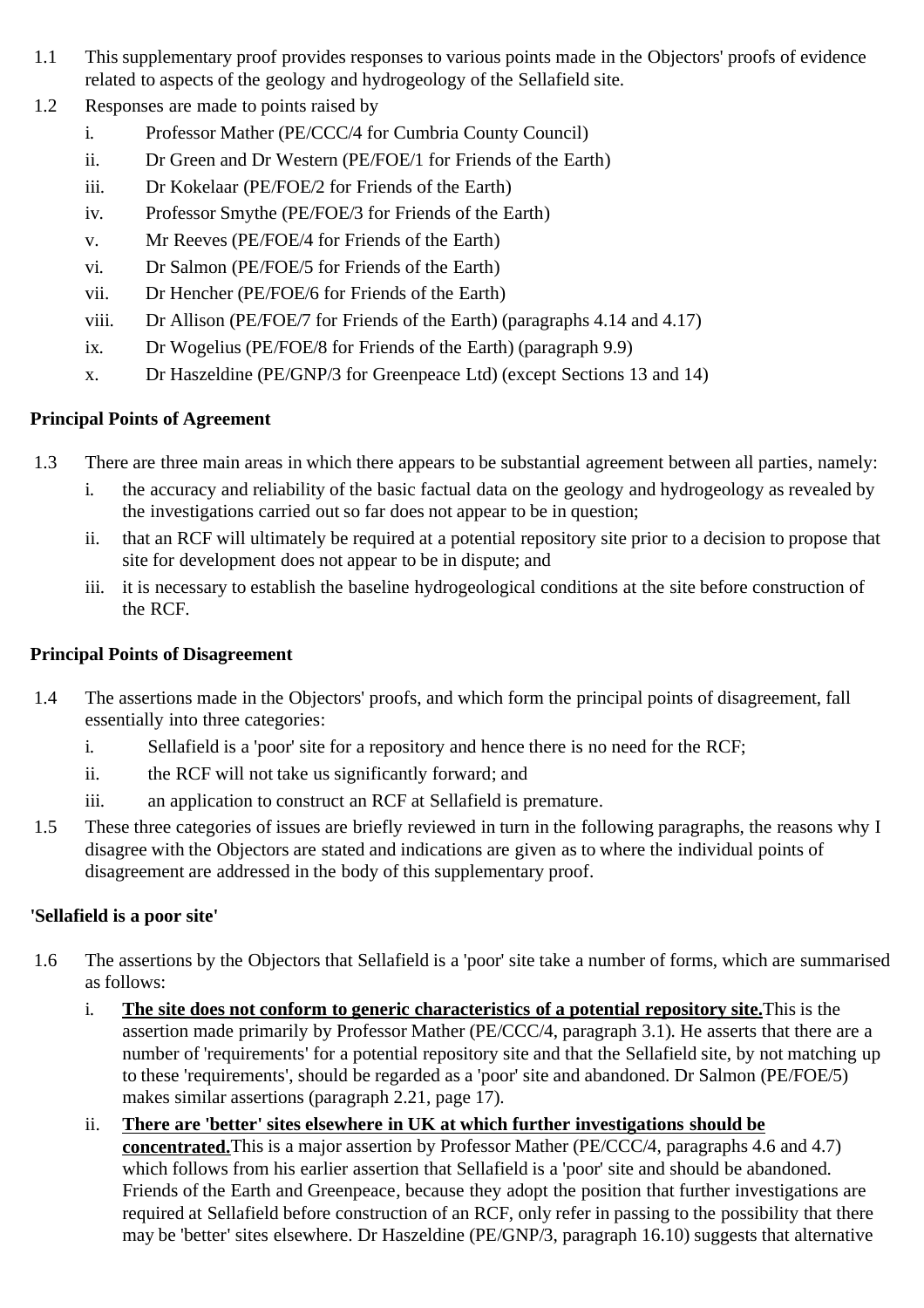1.1 This supplementary proof provides responses to various points made in the Objectors' proofs of evidence related to aspects of the geology and hydrogeology of the Sellafield site.

1.2 Responses are made to points raised by

i. Professor Mather (PE/CCC/4 for Cumbria County Council)
ii. Dr Green and Dr Western (PE/FOE/1 for Friends of the Earth)
iii. Dr Kokelaar (PE/FOE/2 for Friends of the Earth)
iv. Professor Smythe (PE/FOE/3 for Friends of the Earth)
v. Mr Reeves (PE/FOE/4 for Friends of the Earth)
vi. Dr Salmon (PE/FOE/5 for Friends of the Earth)
vii. Dr Hencher (PE/FOE/6 for Friends of the Earth)
viii. Dr Allison (PE/FOE/7 for Friends of the Earth) (paragraphs 4.14 and 4.17)
ix. Dr Wogelius (PE/FOE/8 for Friends of the Earth) (paragraph 9.9)
x. Dr Haszeldine (PE/GNP/3 for Greenpeace Ltd) (except Sections 13 and 14)

**Principal Points of Agreement**

1.3 There are three main areas in which there appears to be substantial agreement between all parties, namely:

i. the accuracy and reliability of the basic factual data on the geology and hydrogeology as revealed by the investigations carried out so far does not appear to be in question;
ii. that an RCF will ultimately be required at a potential repository site prior to a decision to propose that site for development does not appear to be in dispute; and
iii. it is necessary to establish the baseline hydrogeological conditions at the site before construction of the RCF.

**Principal Points of Disagreement**

1.4 The assertions made in the Objectors' proofs, and which form the principal points of disagreement, fall essentially into three categories:

i. Sellafield is a 'poor' site for a repository and hence there is no need for the RCF;
ii. the RCF will not take us significantly forward; and
iii. an application to construct an RCF at Sellafield is premature.

1.5 These three categories of issues are briefly reviewed in turn in the following paragraphs, the reasons why I disagree with the Objectors are stated and indications are given as to where the individual points of disagreement are addressed in the body of this supplementary proof.

**'Sellafield is a poor site'**

1.6 The assertions by the Objectors that Sellafield is a 'poor' site take a number of forms, which are summarised as follows:

i. **<u>The site does not conform to generic characteristics of a potential repository site.</u>** This is the assertion made primarily by Professor Mather (PE/CCC/4, paragraph 3.1). He asserts that there are a number of 'requirements' for a potential repository site and that the Sellafield site, by not matching up to these 'requirements', should be regarded as a 'poor' site and abandoned. Dr Salmon (PE/FOE/5) makes similar assertions (paragraph 2.21, page 17).

ii. **<u>There are 'better' sites elsewhere in UK at which further investigations should be concentrated.</u>** This is a major assertion by Professor Mather (PE/CCC/4, paragraphs 4.6 and 4.7) which follows from his earlier assertion that Sellafield is a 'poor' site and should be abandoned. Friends of the Earth and Greenpeace, because they adopt the position that further investigations are required at Sellafield before construction of an RCF, only refer in passing to the possibility that there may be 'better' sites elsewhere. Dr Haszeldine (PE/GNP/3, paragraph 16.10) suggests that alternative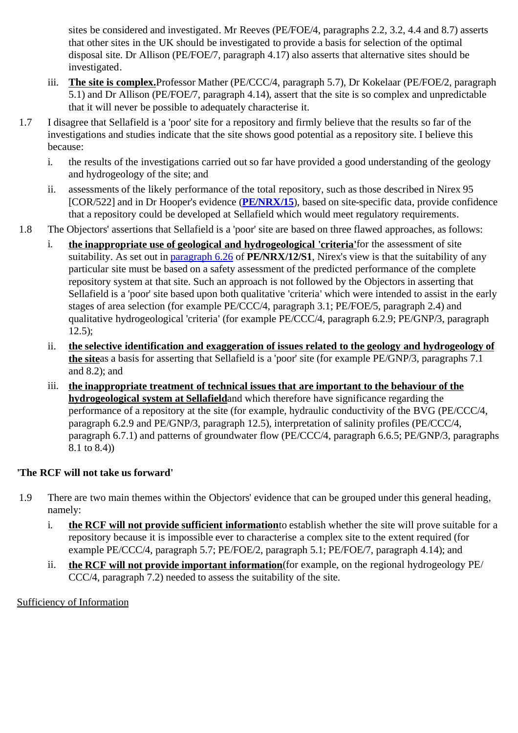sites be considered and investigated. Mr Reeves (PE/FOE/4, paragraphs 2.2, 3.2, 4.4 and 8.7) asserts that other sites in the UK should be investigated to provide a basis for selection of the optimal disposal site. Dr Allison (PE/FOE/7, paragraph 4.17) also asserts that alternative sites should be investigated.

   iii. **The site is complex.** Professor Mather (PE/CCC/4, paragraph 5.7), Dr Kokelaar (PE/FOE/2, paragraph 5.1) and Dr Allison (PE/FOE/7, paragraph 4.14), assert that the site is so complex and unpredictable that it will never be possible to adequately characterise it.

1.7 I disagree that Sellafield is a 'poor' site for a repository and firmly believe that the results so far of the investigations and studies indicate that the site shows good potential as a repository site. I believe this because:

   i. the results of the investigations carried out so far have provided a good understanding of the geology and hydrogeology of the site; and

   ii. assessments of the likely performance of the total repository, such as those described in Nirex 95 [COR/522] and in Dr Hooper's evidence (**PE/NRX/15**), based on site-specific data, provide confidence that a repository could be developed at Sellafield which would meet regulatory requirements.

1.8 The Objectors' assertions that Sellafield is a 'poor' site are based on three flawed approaches, as follows:

   i. **the inappropriate use of geological and hydrogeological 'criteria'** for the assessment of site suitability. As set out in paragraph 6.26 of **PE/NRX/12/S1**, Nirex's view is that the suitability of any particular site must be based on a safety assessment of the predicted performance of the complete repository system at that site. Such an approach is not followed by the Objectors in asserting that Sellafield is a 'poor' site based upon both qualitative 'criteria' which were intended to assist in the early stages of area selection (for example PE/CCC/4, paragraph 3.1; PE/FOE/5, paragraph 2.4) and qualitative hydrogeological 'criteria' (for example PE/CCC/4, paragraph 6.2.9; PE/GNP/3, paragraph 12.5);

   ii. **the selective identification and exaggeration of issues related to the geology and hydrogeology of the site** as a basis for asserting that Sellafield is a 'poor' site (for example PE/GNP/3, paragraphs 7.1 and 8.2); and

   iii. **the inappropriate treatment of technical issues that are important to the behaviour of the hydrogeological system at Sellafield** and which therefore have significance regarding the performance of a repository at the site (for example, hydraulic conductivity of the BVG (PE/CCC/4, paragraph 6.2.9 and PE/GNP/3, paragraph 12.5), interpretation of salinity profiles (PE/CCC/4, paragraph 6.7.1) and patterns of groundwater flow (PE/CCC/4, paragraph 6.6.5; PE/GNP/3, paragraphs 8.1 to 8.4))

**'The RCF will not take us forward'**

1.9 There are two main themes within the Objectors' evidence that can be grouped under this general heading, namely:

   i. **the RCF will not provide sufficient information** to establish whether the site will prove suitable for a repository because it is impossible ever to characterise a complex site to the extent required (for example PE/CCC/4, paragraph 5.7; PE/FOE/2, paragraph 5.1; PE/FOE/7, paragraph 4.14); and

   ii. **the RCF will not provide important information** (for example, on the regional hydrogeology PE/CCC/4, paragraph 7.2) needed to assess the suitability of the site.

Sufficiency of Information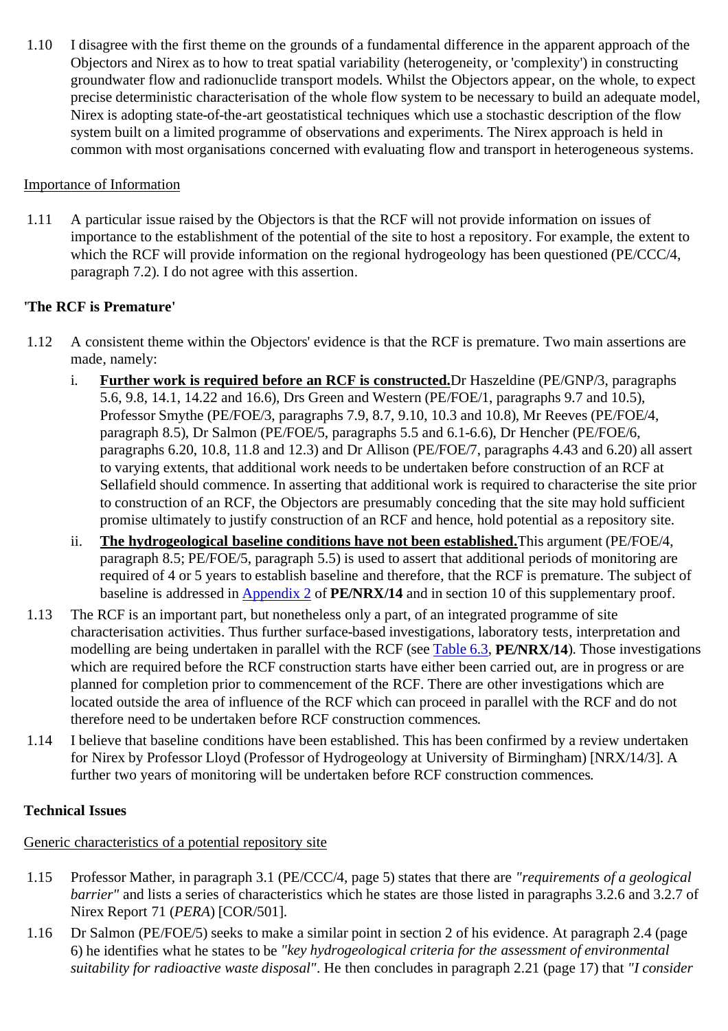1.10 I disagree with the first theme on the grounds of a fundamental difference in the apparent approach of the Objectors and Nirex as to how to treat spatial variability (heterogeneity, or 'complexity') in constructing groundwater flow and radionuclide transport models. Whilst the Objectors appear, on the whole, to expect precise deterministic characterisation of the whole flow system to be necessary to build an adequate model, Nirex is adopting state-of-the-art geostatistical techniques which use a stochastic description of the flow system built on a limited programme of observations and experiments. The Nirex approach is held in common with most organisations concerned with evaluating flow and transport in heterogeneous systems.

Importance of Information

1.11 A particular issue raised by the Objectors is that the RCF will not provide information on issues of importance to the establishment of the potential of the site to host a repository. For example, the extent to which the RCF will provide information on the regional hydrogeology has been questioned (PE/CCC/4, paragraph 7.2). I do not agree with this assertion.

**'The RCF is Premature'**

1.12 A consistent theme within the Objectors' evidence is that the RCF is premature. Two main assertions are made, namely:

i. **Further work is required before an RCF is constructed.** Dr Haszeldine (PE/GNP/3, paragraphs 5.6, 9.8, 14.1, 14.22 and 16.6), Drs Green and Western (PE/FOE/1, paragraphs 9.7 and 10.5), Professor Smythe (PE/FOE/3, paragraphs 7.9, 8.7, 9.10, 10.3 and 10.8), Mr Reeves (PE/FOE/4, paragraph 8.5), Dr Salmon (PE/FOE/5, paragraphs 5.5 and 6.1-6.6), Dr Hencher (PE/FOE/6, paragraphs 6.20, 10.8, 11.8 and 12.3) and Dr Allison (PE/FOE/7, paragraphs 4.43 and 6.20) all assert to varying extents, that additional work needs to be undertaken before construction of an RCF at Sellafield should commence. In asserting that additional work is required to characterise the site prior to construction of an RCF, the Objectors are presumably conceding that the site may hold sufficient promise ultimately to justify construction of an RCF and hence, hold potential as a repository site.

ii. **The hydrogeological baseline conditions have not been established.** This argument (PE/FOE/4, paragraph 8.5; PE/FOE/5, paragraph 5.5) is used to assert that additional periods of monitoring are required of 4 or 5 years to establish baseline and therefore, that the RCF is premature. The subject of baseline is addressed in Appendix 2 of **PE/NRX/14** and in section 10 of this supplementary proof.

1.13 The RCF is an important part, but nonetheless only a part, of an integrated programme of site characterisation activities. Thus further surface-based investigations, laboratory tests, interpretation and modelling are being undertaken in parallel with the RCF (see Table 6.3, **PE/NRX/14**). Those investigations which are required before the RCF construction starts have either been carried out, are in progress or are planned for completion prior to commencement of the RCF. There are other investigations which are located outside the area of influence of the RCF which can proceed in parallel with the RCF and do not therefore need to be undertaken before RCF construction commences.

1.14 I believe that baseline conditions have been established. This has been confirmed by a review undertaken for Nirex by Professor Lloyd (Professor of Hydrogeology at University of Birmingham) [NRX/14/3]. A further two years of monitoring will be undertaken before RCF construction commences.

**Technical Issues**

Generic characteristics of a potential repository site

1.15 Professor Mather, in paragraph 3.1 (PE/CCC/4, page 5) states that there are *"requirements of a geological barrier"* and lists a series of characteristics which he states are those listed in paragraphs 3.2.6 and 3.2.7 of Nirex Report 71 (*PERA*) [COR/501].

1.16 Dr Salmon (PE/FOE/5) seeks to make a similar point in section 2 of his evidence. At paragraph 2.4 (page 6) he identifies what he states to be *"key hydrogeological criteria for the assessment of environmental suitability for radioactive waste disposal"*. He then concludes in paragraph 2.21 (page 17) that *"I consider*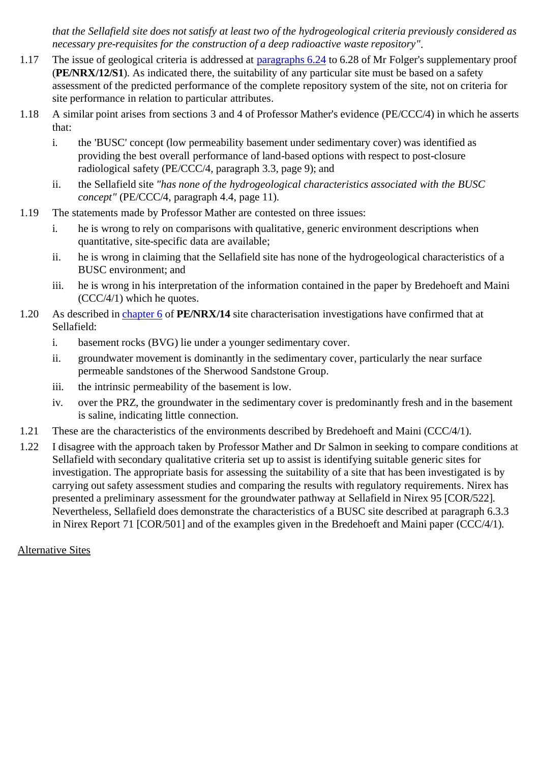*that the Sellafield site does not satisfy at least two of the hydrogeological criteria previously considered as necessary pre-requisites for the construction of a deep radioactive waste repository"*.

1.17 The issue of geological criteria is addressed at paragraphs 6.24 to 6.28 of Mr Folger's supplementary proof (**PE/NRX/12/S1**). As indicated there, the suitability of any particular site must be based on a safety assessment of the predicted performance of the complete repository system of the site, not on criteria for site performance in relation to particular attributes.

1.18 A similar point arises from sections 3 and 4 of Professor Mather's evidence (PE/CCC/4) in which he asserts that:

   i. the 'BUSC' concept (low permeability basement under sedimentary cover) was identified as providing the best overall performance of land-based options with respect to post-closure radiological safety (PE/CCC/4, paragraph 3.3, page 9); and

   ii. the Sellafield site *"has none of the hydrogeological characteristics associated with the BUSC concept"* (PE/CCC/4, paragraph 4.4, page 11).

1.19 The statements made by Professor Mather are contested on three issues:

   i. he is wrong to rely on comparisons with qualitative, generic environment descriptions when quantitative, site-specific data are available;

   ii. he is wrong in claiming that the Sellafield site has none of the hydrogeological characteristics of a BUSC environment; and

   iii. he is wrong in his interpretation of the information contained in the paper by Bredehoeft and Maini (CCC/4/1) which he quotes.

1.20 As described in chapter 6 of **PE/NRX/14** site characterisation investigations have confirmed that at Sellafield:

   i. basement rocks (BVG) lie under a younger sedimentary cover.

   ii. groundwater movement is dominantly in the sedimentary cover, particularly the near surface permeable sandstones of the Sherwood Sandstone Group.

   iii. the intrinsic permeability of the basement is low.

   iv. over the PRZ, the groundwater in the sedimentary cover is predominantly fresh and in the basement is saline, indicating little connection.

1.21 These are the characteristics of the environments described by Bredehoeft and Maini (CCC/4/1).

1.22 I disagree with the approach taken by Professor Mather and Dr Salmon in seeking to compare conditions at Sellafield with secondary qualitative criteria set up to assist is identifying suitable generic sites for investigation. The appropriate basis for assessing the suitability of a site that has been investigated is by carrying out safety assessment studies and comparing the results with regulatory requirements. Nirex has presented a preliminary assessment for the groundwater pathway at Sellafield in Nirex 95 [COR/522]. Nevertheless, Sellafield does demonstrate the characteristics of a BUSC site described at paragraph 6.3.3 in Nirex Report 71 [COR/501] and of the examples given in the Bredehoeft and Maini paper (CCC/4/1).

## Alternative Sites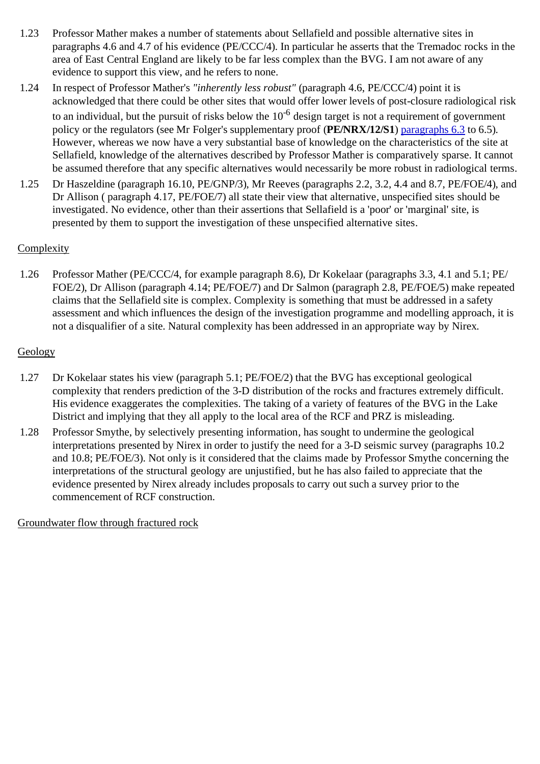1.23 Professor Mather makes a number of statements about Sellafield and possible alternative sites in paragraphs 4.6 and 4.7 of his evidence (PE/CCC/4). In particular he asserts that the Tremadoc rocks in the area of East Central England are likely to be far less complex than the BVG. I am not aware of any evidence to support this view, and he refers to none.

1.24 In respect of Professor Mather's *"inherently less robust"* (paragraph 4.6, PE/CCC/4) point it is acknowledged that there could be other sites that would offer lower levels of post-closure radiological risk to an individual, but the pursuit of risks below the $10^{-6}$ design target is not a requirement of government policy or the regulators (see Mr Folger's supplementary proof (**PE/NRX/12/S1**) paragraphs 6.3 to 6.5). However, whereas we now have a very substantial base of knowledge on the characteristics of the site at Sellafield, knowledge of the alternatives described by Professor Mather is comparatively sparse. It cannot be assumed therefore that any specific alternatives would necessarily be more robust in radiological terms.

1.25 Dr Haszeldine (paragraph 16.10, PE/GNP/3), Mr Reeves (paragraphs 2.2, 3.2, 4.4 and 8.7, PE/FOE/4), and Dr Allison ( paragraph 4.17, PE/FOE/7) all state their view that alternative, unspecified sites should be investigated. No evidence, other than their assertions that Sellafield is a 'poor' or 'marginal' site, is presented by them to support the investigation of these unspecified alternative sites.

Complexity

1.26 Professor Mather (PE/CCC/4, for example paragraph 8.6), Dr Kokelaar (paragraphs 3.3, 4.1 and 5.1; PE/FOE/2), Dr Allison (paragraph 4.14; PE/FOE/7) and Dr Salmon (paragraph 2.8, PE/FOE/5) make repeated claims that the Sellafield site is complex. Complexity is something that must be addressed in a safety assessment and which influences the design of the investigation programme and modelling approach, it is not a disqualifier of a site. Natural complexity has been addressed in an appropriate way by Nirex.

Geology

1.27 Dr Kokelaar states his view (paragraph 5.1; PE/FOE/2) that the BVG has exceptional geological complexity that renders prediction of the 3-D distribution of the rocks and fractures extremely difficult. His evidence exaggerates the complexities. The taking of a variety of features of the BVG in the Lake District and implying that they all apply to the local area of the RCF and PRZ is misleading.

1.28 Professor Smythe, by selectively presenting information, has sought to undermine the geological interpretations presented by Nirex in order to justify the need for a 3-D seismic survey (paragraphs 10.2 and 10.8; PE/FOE/3). Not only is it considered that the claims made by Professor Smythe concerning the interpretations of the structural geology are unjustified, but he has also failed to appreciate that the evidence presented by Nirex already includes proposals to carry out such a survey prior to the commencement of RCF construction.

Groundwater flow through fractured rock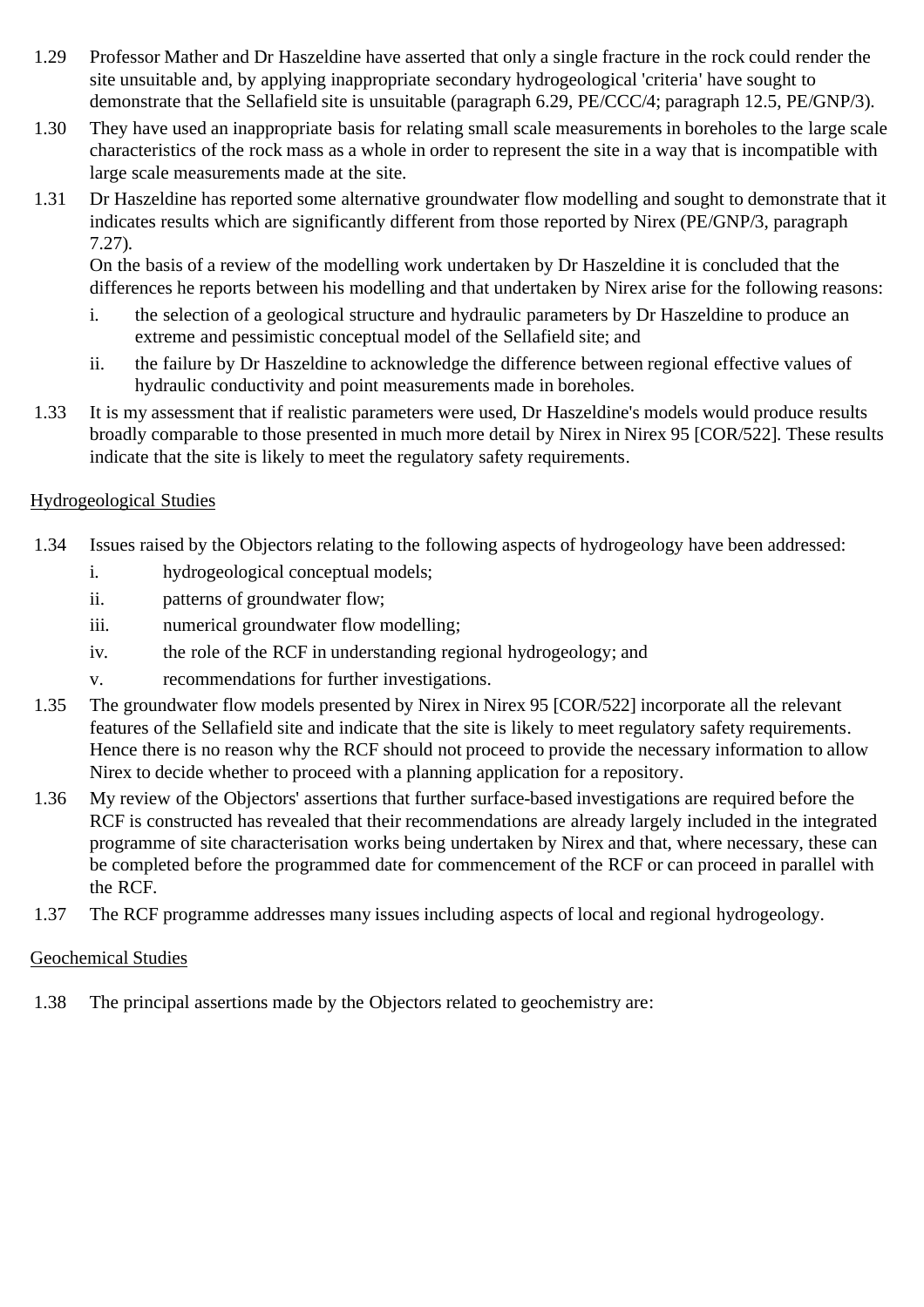1.29 Professor Mather and Dr Haszeldine have asserted that only a single fracture in the rock could render the site unsuitable and, by applying inappropriate secondary hydrogeological 'criteria' have sought to demonstrate that the Sellafield site is unsuitable (paragraph 6.29, PE/CCC/4; paragraph 12.5, PE/GNP/3).

1.30 They have used an inappropriate basis for relating small scale measurements in boreholes to the large scale characteristics of the rock mass as a whole in order to represent the site in a way that is incompatible with large scale measurements made at the site.

1.31 Dr Haszeldine has reported some alternative groundwater flow modelling and sought to demonstrate that it indicates results which are significantly different from those reported by Nirex (PE/GNP/3, paragraph 7.27).

On the basis of a review of the modelling work undertaken by Dr Haszeldine it is concluded that the differences he reports between his modelling and that undertaken by Nirex arise for the following reasons:

i. the selection of a geological structure and hydraulic parameters by Dr Haszeldine to produce an extreme and pessimistic conceptual model of the Sellafield site; and

ii. the failure by Dr Haszeldine to acknowledge the difference between regional effective values of hydraulic conductivity and point measurements made in boreholes.

1.33 It is my assessment that if realistic parameters were used, Dr Haszeldine's models would produce results broadly comparable to those presented in much more detail by Nirex in Nirex 95 [COR/522]. These results indicate that the site is likely to meet the regulatory safety requirements.

Hydrogeological Studies

1.34 Issues raised by the Objectors relating to the following aspects of hydrogeology have been addressed:

i. hydrogeological conceptual models;

ii. patterns of groundwater flow;

iii. numerical groundwater flow modelling;

iv. the role of the RCF in understanding regional hydrogeology; and

v. recommendations for further investigations.

1.35 The groundwater flow models presented by Nirex in Nirex 95 [COR/522] incorporate all the relevant features of the Sellafield site and indicate that the site is likely to meet regulatory safety requirements. Hence there is no reason why the RCF should not proceed to provide the necessary information to allow Nirex to decide whether to proceed with a planning application for a repository.

1.36 My review of the Objectors' assertions that further surface-based investigations are required before the RCF is constructed has revealed that their recommendations are already largely included in the integrated programme of site characterisation works being undertaken by Nirex and that, where necessary, these can be completed before the programmed date for commencement of the RCF or can proceed in parallel with the RCF.

1.37 The RCF programme addresses many issues including aspects of local and regional hydrogeology.

Geochemical Studies

1.38 The principal assertions made by the Objectors related to geochemistry are: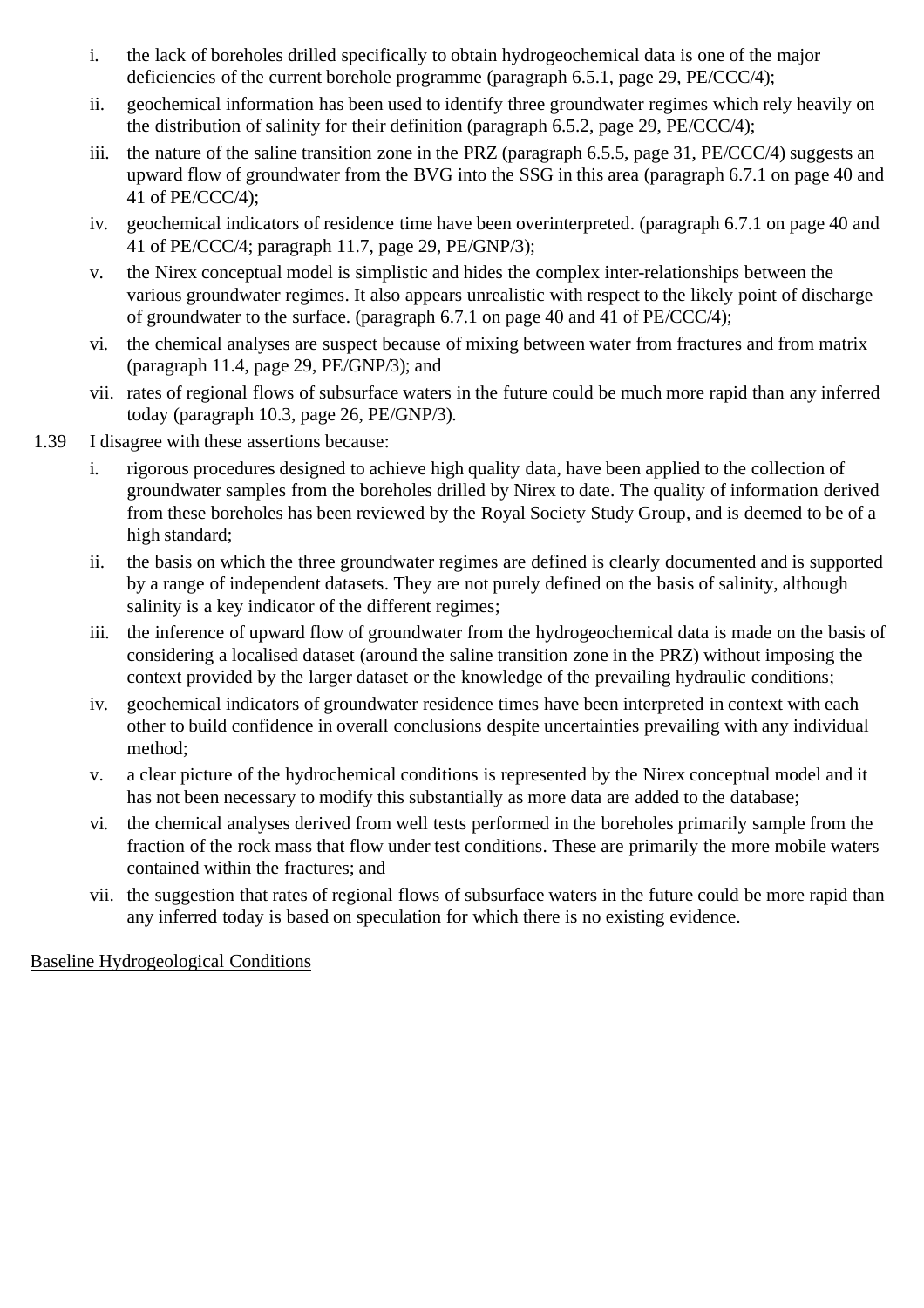i. the lack of boreholes drilled specifically to obtain hydrogeochemical data is one of the major deficiencies of the current borehole programme (paragraph 6.5.1, page 29, PE/CCC/4);

ii. geochemical information has been used to identify three groundwater regimes which rely heavily on the distribution of salinity for their definition (paragraph 6.5.2, page 29, PE/CCC/4);

iii. the nature of the saline transition zone in the PRZ (paragraph 6.5.5, page 31, PE/CCC/4) suggests an upward flow of groundwater from the BVG into the SSG in this area (paragraph 6.7.1 on page 40 and 41 of PE/CCC/4);

iv. geochemical indicators of residence time have been overinterpreted. (paragraph 6.7.1 on page 40 and 41 of PE/CCC/4; paragraph 11.7, page 29, PE/GNP/3);

v. the Nirex conceptual model is simplistic and hides the complex inter-relationships between the various groundwater regimes. It also appears unrealistic with respect to the likely point of discharge of groundwater to the surface. (paragraph 6.7.1 on page 40 and 41 of PE/CCC/4);

vi. the chemical analyses are suspect because of mixing between water from fractures and from matrix (paragraph 11.4, page 29, PE/GNP/3); and

vii. rates of regional flows of subsurface waters in the future could be much more rapid than any inferred today (paragraph 10.3, page 26, PE/GNP/3).

1.39 I disagree with these assertions because:

i. rigorous procedures designed to achieve high quality data, have been applied to the collection of groundwater samples from the boreholes drilled by Nirex to date. The quality of information derived from these boreholes has been reviewed by the Royal Society Study Group, and is deemed to be of a high standard;

ii. the basis on which the three groundwater regimes are defined is clearly documented and is supported by a range of independent datasets. They are not purely defined on the basis of salinity, although salinity is a key indicator of the different regimes;

iii. the inference of upward flow of groundwater from the hydrogeochemical data is made on the basis of considering a localised dataset (around the saline transition zone in the PRZ) without imposing the context provided by the larger dataset or the knowledge of the prevailing hydraulic conditions;

iv. geochemical indicators of groundwater residence times have been interpreted in context with each other to build confidence in overall conclusions despite uncertainties prevailing with any individual method;

v. a clear picture of the hydrochemical conditions is represented by the Nirex conceptual model and it has not been necessary to modify this substantially as more data are added to the database;

vi. the chemical analyses derived from well tests performed in the boreholes primarily sample from the fraction of the rock mass that flow under test conditions. These are primarily the more mobile waters contained within the fractures; and

vii. the suggestion that rates of regional flows of subsurface waters in the future could be more rapid than any inferred today is based on speculation for which there is no existing evidence.

<u>Baseline Hydrogeological Conditions</u>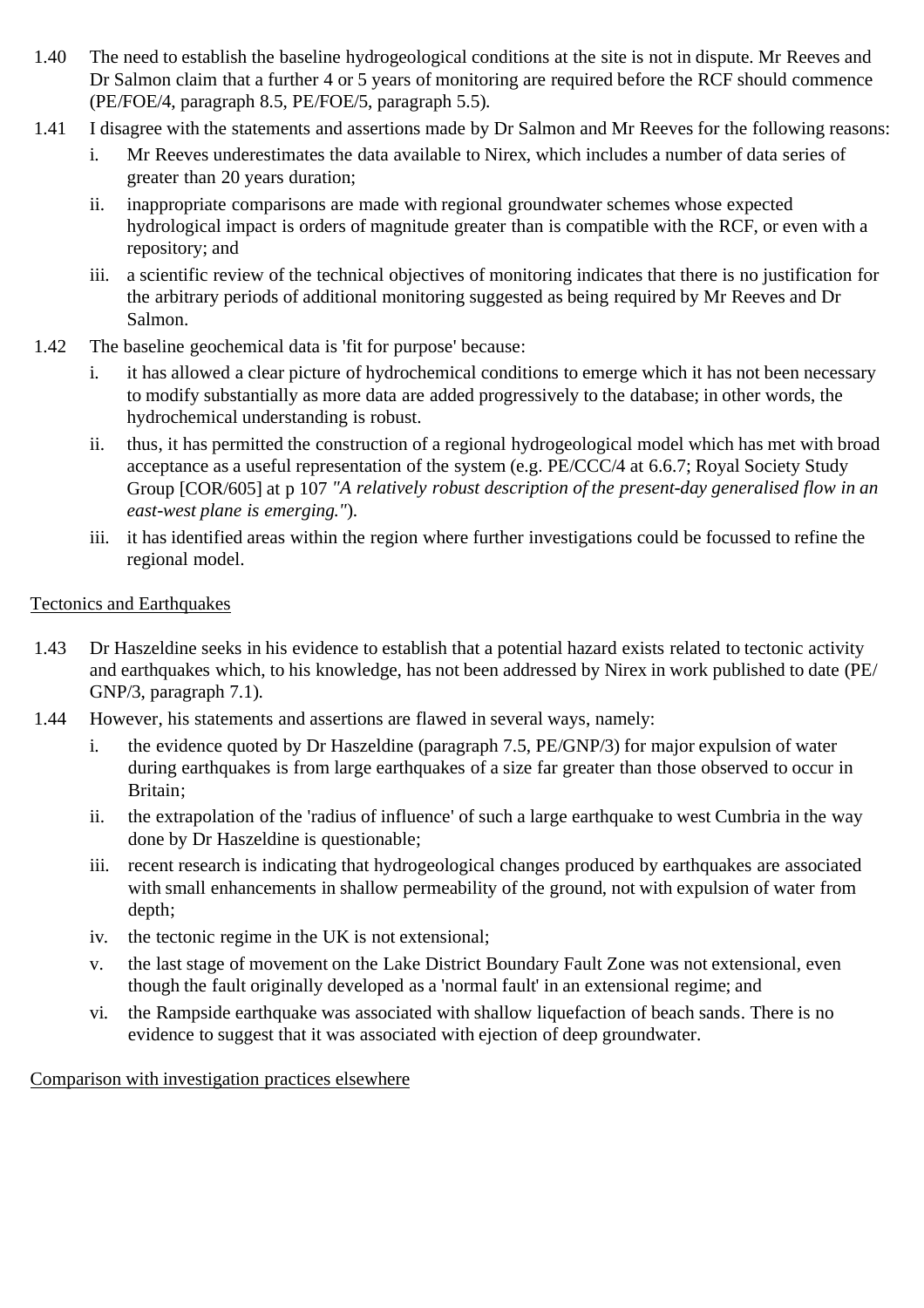1.40 The need to establish the baseline hydrogeological conditions at the site is not in dispute. Mr Reeves and Dr Salmon claim that a further 4 or 5 years of monitoring are required before the RCF should commence (PE/FOE/4, paragraph 8.5, PE/FOE/5, paragraph 5.5).

1.41 I disagree with the statements and assertions made by Dr Salmon and Mr Reeves for the following reasons:

i. Mr Reeves underestimates the data available to Nirex, which includes a number of data series of greater than 20 years duration;

ii. inappropriate comparisons are made with regional groundwater schemes whose expected hydrological impact is orders of magnitude greater than is compatible with the RCF, or even with a repository; and

iii. a scientific review of the technical objectives of monitoring indicates that there is no justification for the arbitrary periods of additional monitoring suggested as being required by Mr Reeves and Dr Salmon.

1.42 The baseline geochemical data is 'fit for purpose' because:

i. it has allowed a clear picture of hydrochemical conditions to emerge which it has not been necessary to modify substantially as more data are added progressively to the database; in other words, the hydrochemical understanding is robust.

ii. thus, it has permitted the construction of a regional hydrogeological model which has met with broad acceptance as a useful representation of the system (e.g. PE/CCC/4 at 6.6.7; Royal Society Study Group [COR/605] at p 107 *"A relatively robust description of the present-day generalised flow in an east-west plane is emerging."*).

iii. it has identified areas within the region where further investigations could be focussed to refine the regional model.

<u>Tectonics and Earthquakes</u>

1.43 Dr Haszeldine seeks in his evidence to establish that a potential hazard exists related to tectonic activity and earthquakes which, to his knowledge, has not been addressed by Nirex in work published to date (PE/GNP/3, paragraph 7.1).

1.44 However, his statements and assertions are flawed in several ways, namely:

i. the evidence quoted by Dr Haszeldine (paragraph 7.5, PE/GNP/3) for major expulsion of water during earthquakes is from large earthquakes of a size far greater than those observed to occur in Britain;

ii. the extrapolation of the 'radius of influence' of such a large earthquake to west Cumbria in the way done by Dr Haszeldine is questionable;

iii. recent research is indicating that hydrogeological changes produced by earthquakes are associated with small enhancements in shallow permeability of the ground, not with expulsion of water from depth;

iv. the tectonic regime in the UK is not extensional;

v. the last stage of movement on the Lake District Boundary Fault Zone was not extensional, even though the fault originally developed as a 'normal fault' in an extensional regime; and

vi. the Rampside earthquake was associated with shallow liquefaction of beach sands. There is no evidence to suggest that it was associated with ejection of deep groundwater.

<u>Comparison with investigation practices elsewhere</u>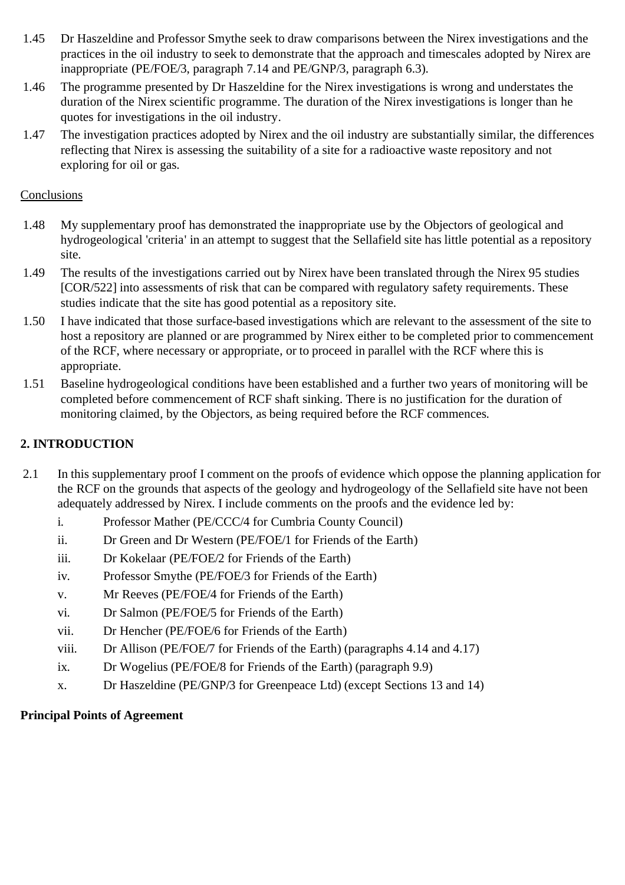1.45 Dr Haszeldine and Professor Smythe seek to draw comparisons between the Nirex investigations and the practices in the oil industry to seek to demonstrate that the approach and timescales adopted by Nirex are inappropriate (PE/FOE/3, paragraph 7.14 and PE/GNP/3, paragraph 6.3).

1.46 The programme presented by Dr Haszeldine for the Nirex investigations is wrong and understates the duration of the Nirex scientific programme. The duration of the Nirex investigations is longer than he quotes for investigations in the oil industry.

1.47 The investigation practices adopted by Nirex and the oil industry are substantially similar, the differences reflecting that Nirex is assessing the suitability of a site for a radioactive waste repository and not exploring for oil or gas.

Conclusions

1.48 My supplementary proof has demonstrated the inappropriate use by the Objectors of geological and hydrogeological 'criteria' in an attempt to suggest that the Sellafield site has little potential as a repository site.

1.49 The results of the investigations carried out by Nirex have been translated through the Nirex 95 studies [COR/522] into assessments of risk that can be compared with regulatory safety requirements. These studies indicate that the site has good potential as a repository site.

1.50 I have indicated that those surface-based investigations which are relevant to the assessment of the site to host a repository are planned or are programmed by Nirex either to be completed prior to commencement of the RCF, where necessary or appropriate, or to proceed in parallel with the RCF where this is appropriate.

1.51 Baseline hydrogeological conditions have been established and a further two years of monitoring will be completed before commencement of RCF shaft sinking. There is no justification for the duration of monitoring claimed, by the Objectors, as being required before the RCF commences.

## 2. INTRODUCTION

2.1 In this supplementary proof I comment on the proofs of evidence which oppose the planning application for the RCF on the grounds that aspects of the geology and hydrogeology of the Sellafield site have not been adequately addressed by Nirex. I include comments on the proofs and the evidence led by:

- i. Professor Mather (PE/CCC/4 for Cumbria County Council)
- ii. Dr Green and Dr Western (PE/FOE/1 for Friends of the Earth)
- iii. Dr Kokelaar (PE/FOE/2 for Friends of the Earth)
- iv. Professor Smythe (PE/FOE/3 for Friends of the Earth)
- v. Mr Reeves (PE/FOE/4 for Friends of the Earth)
- vi. Dr Salmon (PE/FOE/5 for Friends of the Earth)
- vii. Dr Hencher (PE/FOE/6 for Friends of the Earth)
- viii. Dr Allison (PE/FOE/7 for Friends of the Earth) (paragraphs 4.14 and 4.17)
- ix. Dr Wogelius (PE/FOE/8 for Friends of the Earth) (paragraph 9.9)
- x. Dr Haszeldine (PE/GNP/3 for Greenpeace Ltd) (except Sections 13 and 14)

**Principal Points of Agreement**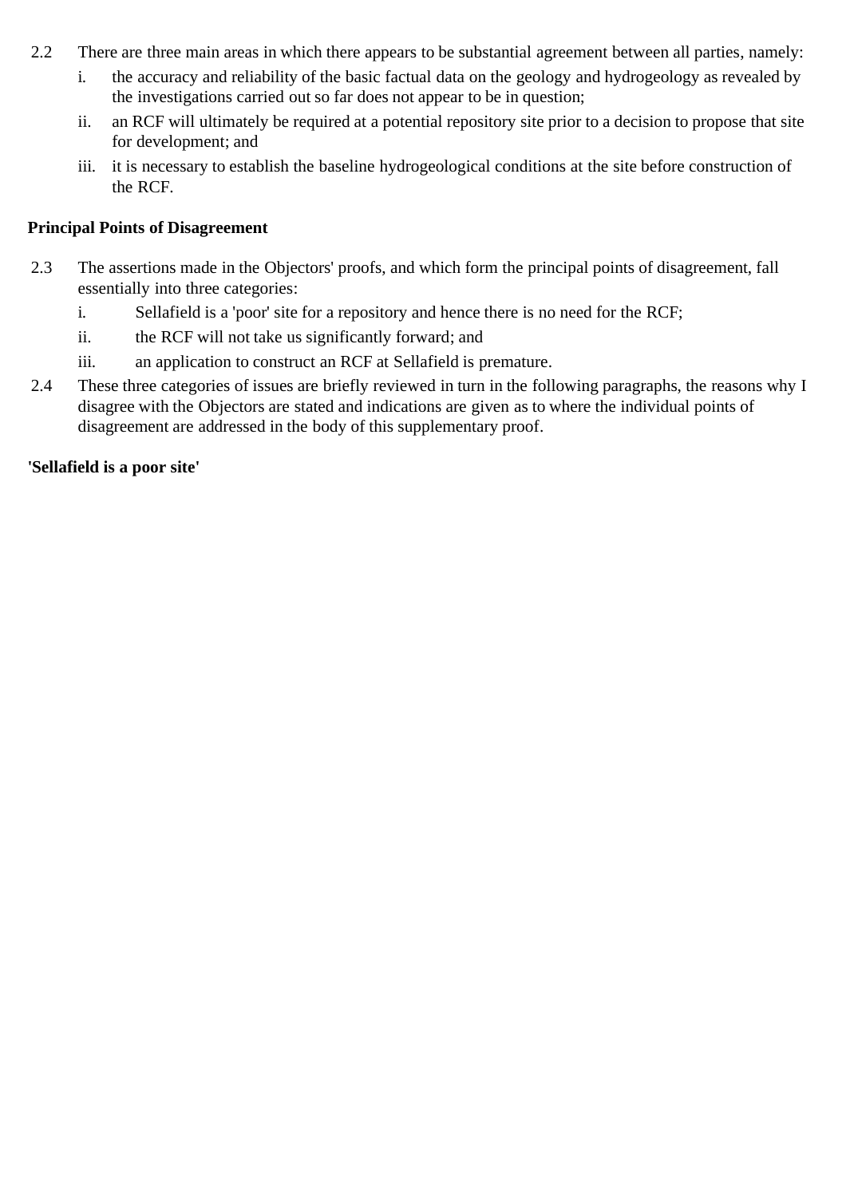2.2 There are three main areas in which there appears to be substantial agreement between all parties, namely:

i. the accuracy and reliability of the basic factual data on the geology and hydrogeology as revealed by the investigations carried out so far does not appear to be in question;

ii. an RCF will ultimately be required at a potential repository site prior to a decision to propose that site for development; and

iii. it is necessary to establish the baseline hydrogeological conditions at the site before construction of the RCF.

**Principal Points of Disagreement**

2.3 The assertions made in the Objectors' proofs, and which form the principal points of disagreement, fall essentially into three categories:

i. Sellafield is a 'poor' site for a repository and hence there is no need for the RCF;

ii. the RCF will not take us significantly forward; and

iii. an application to construct an RCF at Sellafield is premature.

2.4 These three categories of issues are briefly reviewed in turn in the following paragraphs, the reasons why I disagree with the Objectors are stated and indications are given as to where the individual points of disagreement are addressed in the body of this supplementary proof.

**'Sellafield is a poor site'**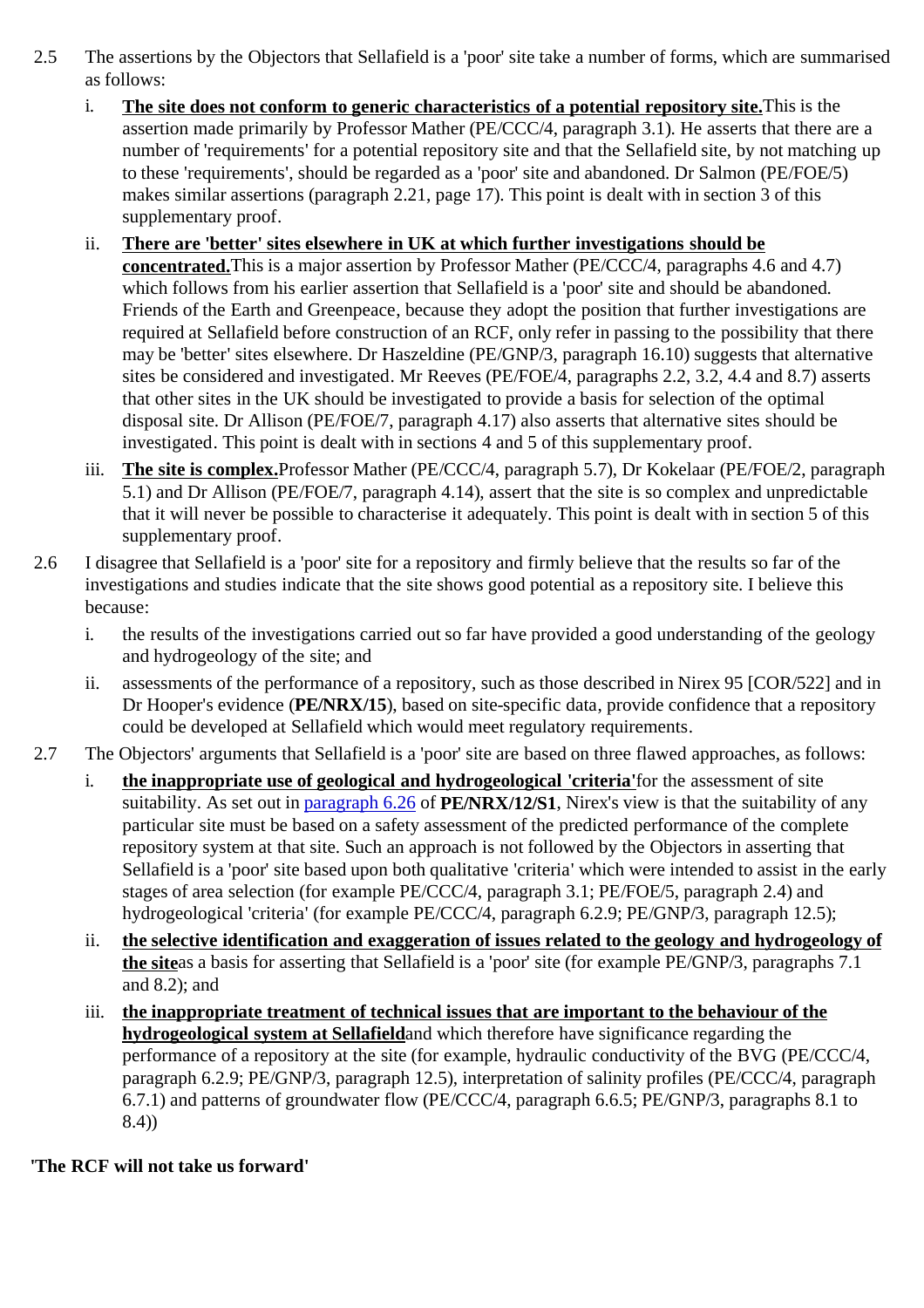2.5 The assertions by the Objectors that Sellafield is a 'poor' site take a number of forms, which are summarised as follows:

   i. **The site does not conform to generic characteristics of a potential repository site.** This is the assertion made primarily by Professor Mather (PE/CCC/4, paragraph 3.1). He asserts that there are a number of 'requirements' for a potential repository site and that the Sellafield site, by not matching up to these 'requirements', should be regarded as a 'poor' site and abandoned. Dr Salmon (PE/FOE/5) makes similar assertions (paragraph 2.21, page 17). This point is dealt with in section 3 of this supplementary proof.

   ii. **There are 'better' sites elsewhere in UK at which further investigations should be concentrated.** This is a major assertion by Professor Mather (PE/CCC/4, paragraphs 4.6 and 4.7) which follows from his earlier assertion that Sellafield is a 'poor' site and should be abandoned. Friends of the Earth and Greenpeace, because they adopt the position that further investigations are required at Sellafield before construction of an RCF, only refer in passing to the possibility that there may be 'better' sites elsewhere. Dr Haszeldine (PE/GNP/3, paragraph 16.10) suggests that alternative sites be considered and investigated. Mr Reeves (PE/FOE/4, paragraphs 2.2, 3.2, 4.4 and 8.7) asserts that other sites in the UK should be investigated to provide a basis for selection of the optimal disposal site. Dr Allison (PE/FOE/7, paragraph 4.17) also asserts that alternative sites should be investigated. This point is dealt with in sections 4 and 5 of this supplementary proof.

   iii. **The site is complex.** Professor Mather (PE/CCC/4, paragraph 5.7), Dr Kokelaar (PE/FOE/2, paragraph 5.1) and Dr Allison (PE/FOE/7, paragraph 4.14), assert that the site is so complex and unpredictable that it will never be possible to characterise it adequately. This point is dealt with in section 5 of this supplementary proof.

2.6 I disagree that Sellafield is a 'poor' site for a repository and firmly believe that the results so far of the investigations and studies indicate that the site shows good potential as a repository site. I believe this because:

   i. the results of the investigations carried out so far have provided a good understanding of the geology and hydrogeology of the site; and

   ii. assessments of the performance of a repository, such as those described in Nirex 95 [COR/522] and in Dr Hooper's evidence (**PE/NRX/15**), based on site-specific data, provide confidence that a repository could be developed at Sellafield which would meet regulatory requirements.

2.7 The Objectors' arguments that Sellafield is a 'poor' site are based on three flawed approaches, as follows:

   i. **the inappropriate use of geological and hydrogeological 'criteria'** for the assessment of site suitability. As set out in paragraph 6.26 of **PE/NRX/12/S1**, Nirex's view is that the suitability of any particular site must be based on a safety assessment of the predicted performance of the complete repository system at that site. Such an approach is not followed by the Objectors in asserting that Sellafield is a 'poor' site based upon both qualitative 'criteria' which were intended to assist in the early stages of area selection (for example PE/CCC/4, paragraph 3.1; PE/FOE/5, paragraph 2.4) and hydrogeological 'criteria' (for example PE/CCC/4, paragraph 6.2.9; PE/GNP/3, paragraph 12.5);

   ii. **the selective identification and exaggeration of issues related to the geology and hydrogeology of the site** as a basis for asserting that Sellafield is a 'poor' site (for example PE/GNP/3, paragraphs 7.1 and 8.2); and

   iii. **the inappropriate treatment of technical issues that are important to the behaviour of the hydrogeological system at Sellafield** and which therefore have significance regarding the performance of a repository at the site (for example, hydraulic conductivity of the BVG (PE/CCC/4, paragraph 6.2.9; PE/GNP/3, paragraph 12.5), interpretation of salinity profiles (PE/CCC/4, paragraph 6.7.1) and patterns of groundwater flow (PE/CCC/4, paragraph 6.6.5; PE/GNP/3, paragraphs 8.1 to 8.4))

**'The RCF will not take us forward'**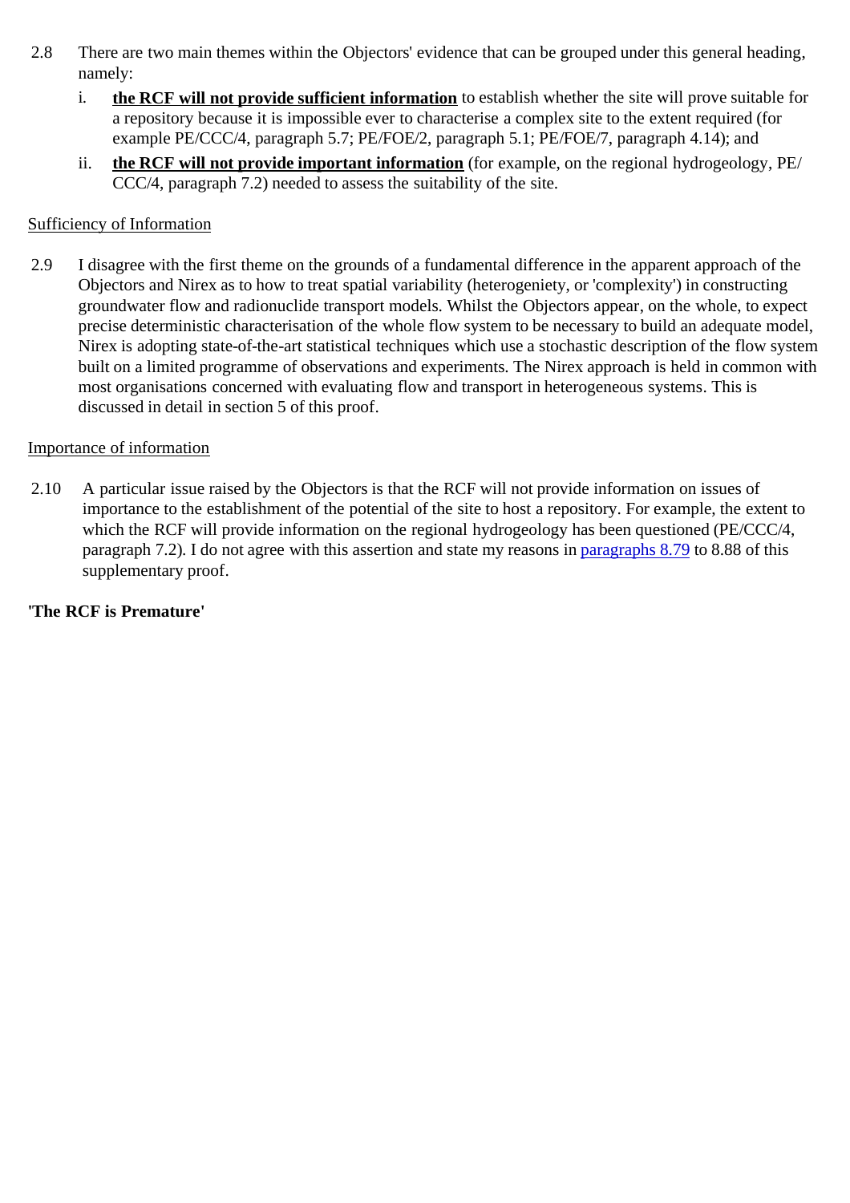2.8 There are two main themes within the Objectors' evidence that can be grouped under this general heading, namely:

i. **<u>the RCF will not provide sufficient information</u>** to establish whether the site will prove suitable for a repository because it is impossible ever to characterise a complex site to the extent required (for example PE/CCC/4, paragraph 5.7; PE/FOE/2, paragraph 5.1; PE/FOE/7, paragraph 4.14); and

ii. **<u>the RCF will not provide important information</u>** (for example, on the regional hydrogeology, PE/CCC/4, paragraph 7.2) needed to assess the suitability of the site.

<u>Sufficiency of Information</u>

2.9 I disagree with the first theme on the grounds of a fundamental difference in the apparent approach of the Objectors and Nirex as to how to treat spatial variability (heterogeniety, or 'complexity') in constructing groundwater flow and radionuclide transport models. Whilst the Objectors appear, on the whole, to expect precise deterministic characterisation of the whole flow system to be necessary to build an adequate model, Nirex is adopting state-of-the-art statistical techniques which use a stochastic description of the flow system built on a limited programme of observations and experiments. The Nirex approach is held in common with most organisations concerned with evaluating flow and transport in heterogeneous systems. This is discussed in detail in section 5 of this proof.

<u>Importance of information</u>

2.10 A particular issue raised by the Objectors is that the RCF will not provide information on issues of importance to the establishment of the potential of the site to host a repository. For example, the extent to which the RCF will provide information on the regional hydrogeology has been questioned (PE/CCC/4, paragraph 7.2). I do not agree with this assertion and state my reasons in paragraphs 8.79 to 8.88 of this supplementary proof.

**'The RCF is Premature'**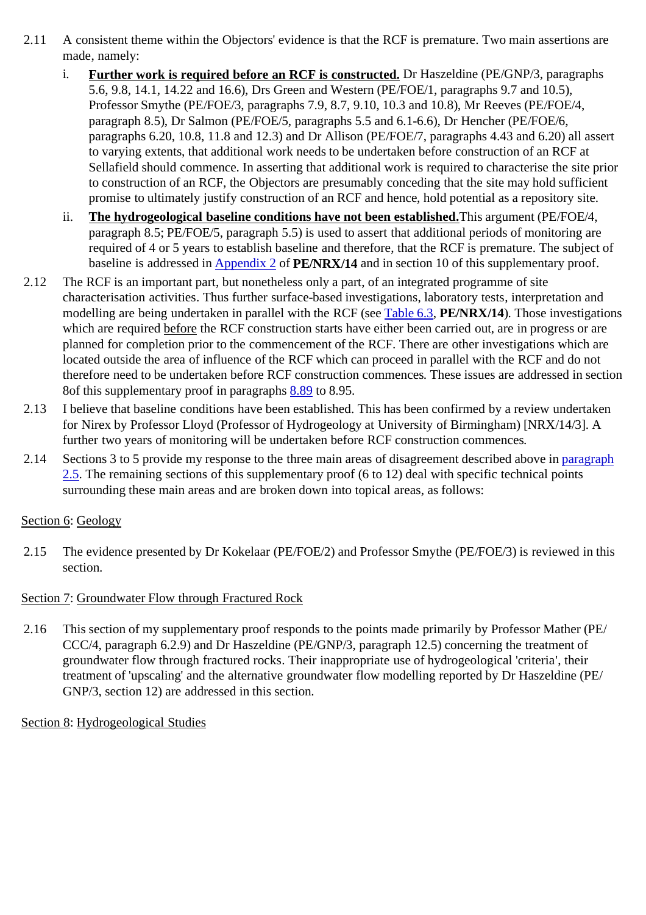2.11 A consistent theme within the Objectors' evidence is that the RCF is premature. Two main assertions are made, namely:

   i. **Further work is required before an RCF is constructed.** Dr Haszeldine (PE/GNP/3, paragraphs 5.6, 9.8, 14.1, 14.22 and 16.6), Drs Green and Western (PE/FOE/1, paragraphs 9.7 and 10.5), Professor Smythe (PE/FOE/3, paragraphs 7.9, 8.7, 9.10, 10.3 and 10.8), Mr Reeves (PE/FOE/4, paragraph 8.5), Dr Salmon (PE/FOE/5, paragraphs 5.5 and 6.1-6.6), Dr Hencher (PE/FOE/6, paragraphs 6.20, 10.8, 11.8 and 12.3) and Dr Allison (PE/FOE/7, paragraphs 4.43 and 6.20) all assert to varying extents, that additional work needs to be undertaken before construction of an RCF at Sellafield should commence. In asserting that additional work is required to characterise the site prior to construction of an RCF, the Objectors are presumably conceding that the site may hold sufficient promise to ultimately justify construction of an RCF and hence, hold potential as a repository site.

   ii. **The hydrogeological baseline conditions have not been established.**This argument (PE/FOE/4, paragraph 8.5; PE/FOE/5, paragraph 5.5) is used to assert that additional periods of monitoring are required of 4 or 5 years to establish baseline and therefore, that the RCF is premature. The subject of baseline is addressed in Appendix 2 of **PE/NRX/14** and in section 10 of this supplementary proof.

2.12 The RCF is an important part, but nonetheless only a part, of an integrated programme of site characterisation activities. Thus further surface-based investigations, laboratory tests, interpretation and modelling are being undertaken in parallel with the RCF (see Table 6.3, **PE/NRX/14**). Those investigations which are required before the RCF construction starts have either been carried out, are in progress or are planned for completion prior to the commencement of the RCF. There are other investigations which are located outside the area of influence of the RCF which can proceed in parallel with the RCF and do not therefore need to be undertaken before RCF construction commences. These issues are addressed in section 8of this supplementary proof in paragraphs 8.89 to 8.95.

2.13 I believe that baseline conditions have been established. This has been confirmed by a review undertaken for Nirex by Professor Lloyd (Professor of Hydrogeology at University of Birmingham) [NRX/14/3]. A further two years of monitoring will be undertaken before RCF construction commences.

2.14 Sections 3 to 5 provide my response to the three main areas of disagreement described above in paragraph 2.5. The remaining sections of this supplementary proof (6 to 12) deal with specific technical points surrounding these main areas and are broken down into topical areas, as follows:

Section 6: Geology

2.15 The evidence presented by Dr Kokelaar (PE/FOE/2) and Professor Smythe (PE/FOE/3) is reviewed in this section.

Section 7: Groundwater Flow through Fractured Rock

2.16 This section of my supplementary proof responds to the points made primarily by Professor Mather (PE/CCC/4, paragraph 6.2.9) and Dr Haszeldine (PE/GNP/3, paragraph 12.5) concerning the treatment of groundwater flow through fractured rocks. Their inappropriate use of hydrogeological 'criteria', their treatment of 'upscaling' and the alternative groundwater flow modelling reported by Dr Haszeldine (PE/GNP/3, section 12) are addressed in this section.

Section 8: Hydrogeological Studies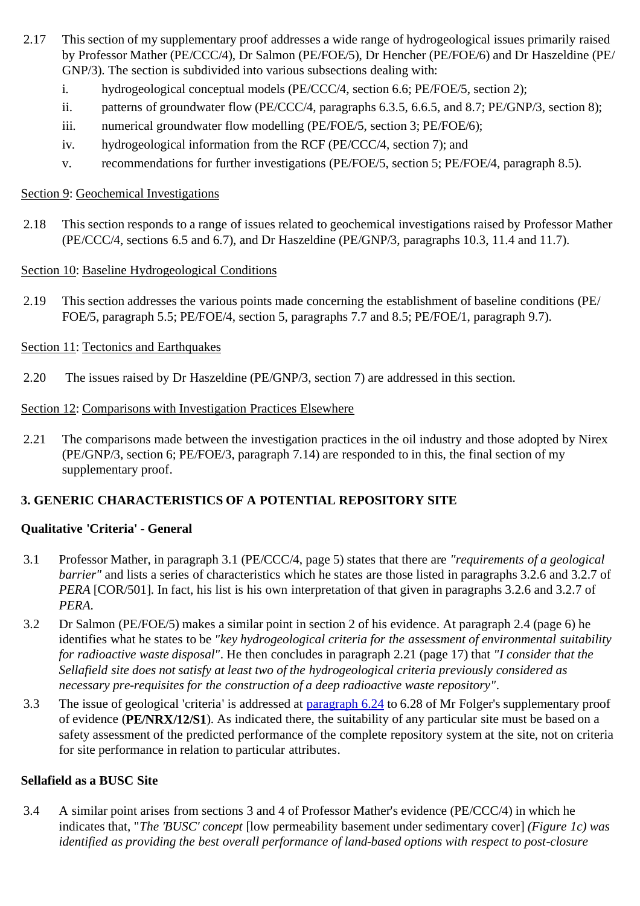2.17 This section of my supplementary proof addresses a wide range of hydrogeological issues primarily raised by Professor Mather (PE/CCC/4), Dr Salmon (PE/FOE/5), Dr Hencher (PE/FOE/6) and Dr Haszeldine (PE/GNP/3). The section is subdivided into various subsections dealing with:

i. hydrogeological conceptual models (PE/CCC/4, section 6.6; PE/FOE/5, section 2);
ii. patterns of groundwater flow (PE/CCC/4, paragraphs 6.3.5, 6.6.5, and 8.7; PE/GNP/3, section 8);
iii. numerical groundwater flow modelling (PE/FOE/5, section 3; PE/FOE/6);
iv. hydrogeological information from the RCF (PE/CCC/4, section 7); and
v. recommendations for further investigations (PE/FOE/5, section 5; PE/FOE/4, paragraph 8.5).

Section 9: Geochemical Investigations

2.18 This section responds to a range of issues related to geochemical investigations raised by Professor Mather (PE/CCC/4, sections 6.5 and 6.7), and Dr Haszeldine (PE/GNP/3, paragraphs 10.3, 11.4 and 11.7).

Section 10: Baseline Hydrogeological Conditions

2.19 This section addresses the various points made concerning the establishment of baseline conditions (PE/FOE/5, paragraph 5.5; PE/FOE/4, section 5, paragraphs 7.7 and 8.5; PE/FOE/1, paragraph 9.7).

Section 11: Tectonics and Earthquakes

2.20 The issues raised by Dr Haszeldine (PE/GNP/3, section 7) are addressed in this section.

Section 12: Comparisons with Investigation Practices Elsewhere

2.21 The comparisons made between the investigation practices in the oil industry and those adopted by Nirex (PE/GNP/3, section 6; PE/FOE/3, paragraph 7.14) are responded to in this, the final section of my supplementary proof.

## 3. GENERIC CHARACTERISTICS OF A POTENTIAL REPOSITORY SITE

### Qualitative 'Criteria' - General

3.1 Professor Mather, in paragraph 3.1 (PE/CCC/4, page 5) states that there are *"requirements of a geological barrier"* and lists a series of characteristics which he states are those listed in paragraphs 3.2.6 and 3.2.7 of *PERA* [COR/501]. In fact, his list is his own interpretation of that given in paragraphs 3.2.6 and 3.2.7 of *PERA*.

3.2 Dr Salmon (PE/FOE/5) makes a similar point in section 2 of his evidence. At paragraph 2.4 (page 6) he identifies what he states to be *"key hydrogeological criteria for the assessment of environmental suitability for radioactive waste disposal"*. He then concludes in paragraph 2.21 (page 17) that *"I consider that the Sellafield site does not satisfy at least two of the hydrogeological criteria previously considered as necessary pre-requisites for the construction of a deep radioactive waste repository"*.

3.3 The issue of geological 'criteria' is addressed at paragraph 6.24 to 6.28 of Mr Folger's supplementary proof of evidence (**PE/NRX/12/S1**). As indicated there, the suitability of any particular site must be based on a safety assessment of the predicted performance of the complete repository system at the site, not on criteria for site performance in relation to particular attributes.

### Sellafield as a BUSC Site

3.4 A similar point arises from sections 3 and 4 of Professor Mather's evidence (PE/CCC/4) in which he indicates that, "*The 'BUSC' concept* [low permeability basement under sedimentary cover] *(Figure 1c) was identified as providing the best overall performance of land-based options with respect to post-closure*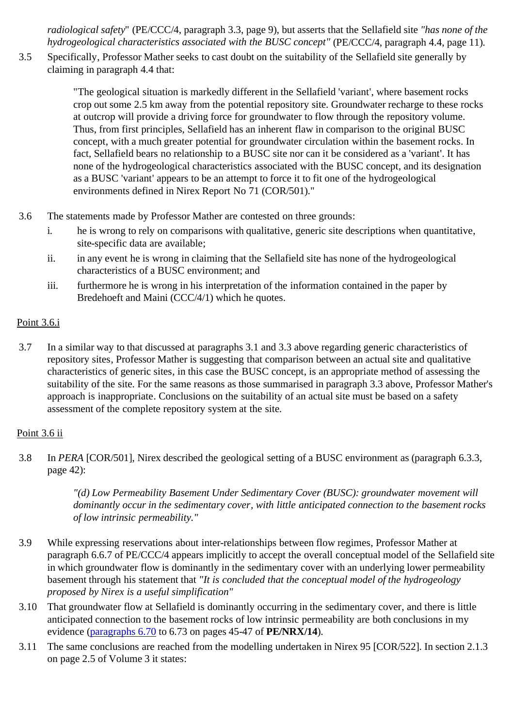*radiological safety*" (PE/CCC/4, paragraph 3.3, page 9), but asserts that the Sellafield site *"has none of the hydrogeological characteristics associated with the BUSC concept"* (PE/CCC/4, paragraph 4.4, page 11).

3.5 Specifically, Professor Mather seeks to cast doubt on the suitability of the Sellafield site generally by claiming in paragraph 4.4 that:

> "The geological situation is markedly different in the Sellafield 'variant', where basement rocks crop out some 2.5 km away from the potential repository site. Groundwater recharge to these rocks at outcrop will provide a driving force for groundwater to flow through the repository volume. Thus, from first principles, Sellafield has an inherent flaw in comparison to the original BUSC concept, with a much greater potential for groundwater circulation within the basement rocks. In fact, Sellafield bears no relationship to a BUSC site nor can it be considered as a 'variant'. It has none of the hydrogeological characteristics associated with the BUSC concept, and its designation as a BUSC 'variant' appears to be an attempt to force it to fit one of the hydrogeological environments defined in Nirex Report No 71 (COR/501)."

3.6 The statements made by Professor Mather are contested on three grounds:

i. he is wrong to rely on comparisons with qualitative, generic site descriptions when quantitative, site-specific data are available;

ii. in any event he is wrong in claiming that the Sellafield site has none of the hydrogeological characteristics of a BUSC environment; and

iii. furthermore he is wrong in his interpretation of the information contained in the paper by Bredehoeft and Maini (CCC/4/1) which he quotes.

Point 3.6.i

3.7 In a similar way to that discussed at paragraphs 3.1 and 3.3 above regarding generic characteristics of repository sites, Professor Mather is suggesting that comparison between an actual site and qualitative characteristics of generic sites, in this case the BUSC concept, is an appropriate method of assessing the suitability of the site. For the same reasons as those summarised in paragraph 3.3 above, Professor Mather's approach is inappropriate. Conclusions on the suitability of an actual site must be based on a safety assessment of the complete repository system at the site.

Point 3.6 ii

3.8 In *PERA* [COR/501], Nirex described the geological setting of a BUSC environment as (paragraph 6.3.3, page 42):

> *"(d) Low Permeability Basement Under Sedimentary Cover (BUSC): groundwater movement will dominantly occur in the sedimentary cover, with little anticipated connection to the basement rocks of low intrinsic permeability."*

3.9 While expressing reservations about inter-relationships between flow regimes, Professor Mather at paragraph 6.6.7 of PE/CCC/4 appears implicitly to accept the overall conceptual model of the Sellafield site in which groundwater flow is dominantly in the sedimentary cover with an underlying lower permeability basement through his statement that *"It is concluded that the conceptual model of the hydrogeology proposed by Nirex is a useful simplification"*

3.10 That groundwater flow at Sellafield is dominantly occurring in the sedimentary cover, and there is little anticipated connection to the basement rocks of low intrinsic permeability are both conclusions in my evidence (paragraphs 6.70 to 6.73 on pages 45-47 of **PE/NRX/14**).

3.11 The same conclusions are reached from the modelling undertaken in Nirex 95 [COR/522]. In section 2.1.3 on page 2.5 of Volume 3 it states: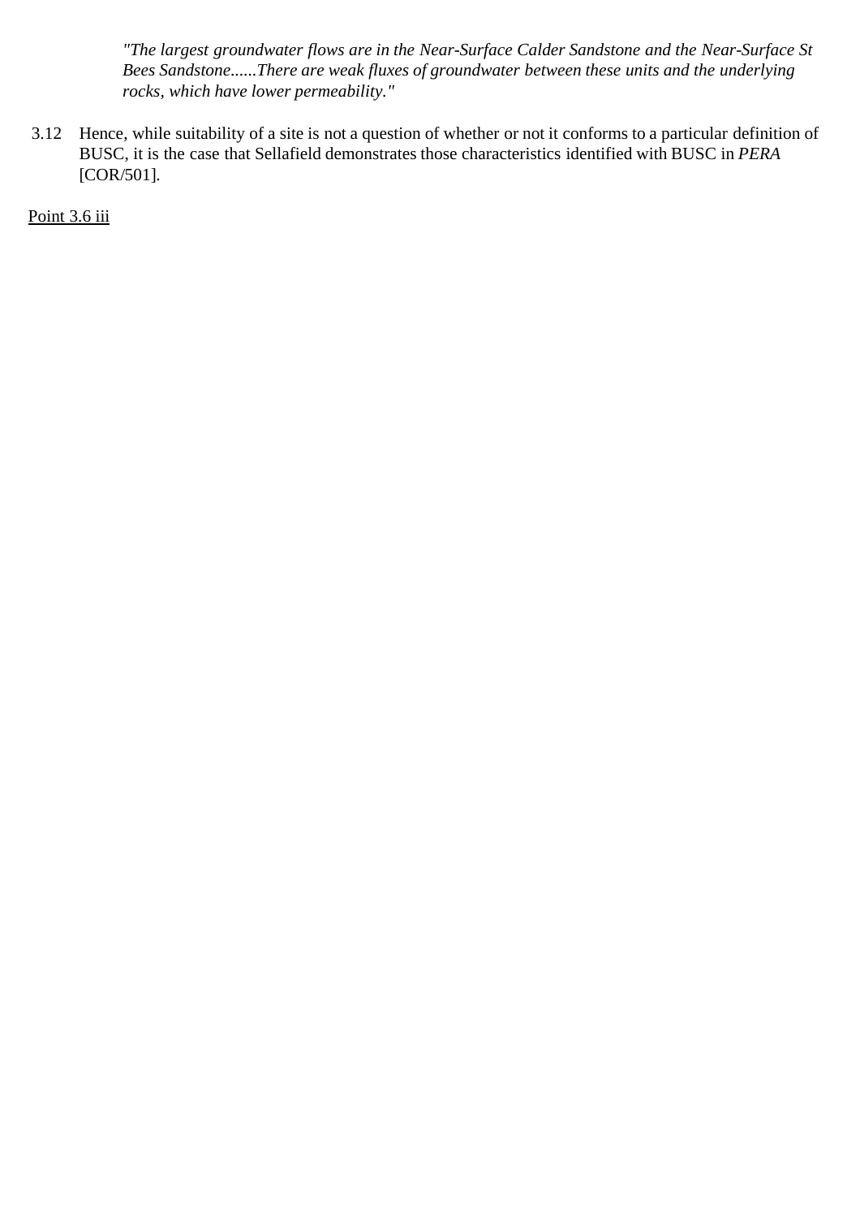> *"The largest groundwater flows are in the Near-Surface Calder Sandstone and the Near-Surface St Bees Sandstone......There are weak fluxes of groundwater between these units and the underlying rocks, which have lower permeability."*

3.12 Hence, while suitability of a site is not a question of whether or not it conforms to a particular definition of BUSC, it is the case that Sellafield demonstrates those characteristics identified with BUSC in *PERA* [COR/501].

<u>Point 3.6 iii</u>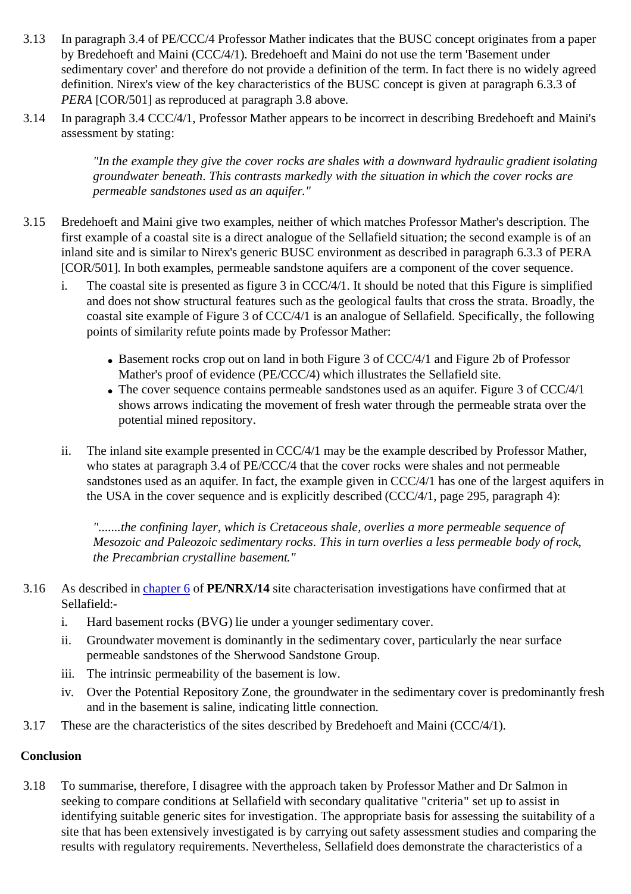3.13 In paragraph 3.4 of PE/CCC/4 Professor Mather indicates that the BUSC concept originates from a paper by Bredehoeft and Maini (CCC/4/1). Bredehoeft and Maini do not use the term 'Basement under sedimentary cover' and therefore do not provide a definition of the term. In fact there is no widely agreed definition. Nirex's view of the key characteristics of the BUSC concept is given at paragraph 6.3.3 of *PERA* [COR/501] as reproduced at paragraph 3.8 above.

3.14 In paragraph 3.4 CCC/4/1, Professor Mather appears to be incorrect in describing Bredehoeft and Maini's assessment by stating:

> *"In the example they give the cover rocks are shales with a downward hydraulic gradient isolating groundwater beneath. This contrasts markedly with the situation in which the cover rocks are permeable sandstones used as an aquifer."*

3.15 Bredehoeft and Maini give two examples, neither of which matches Professor Mather's description. The first example of a coastal site is a direct analogue of the Sellafield situation; the second example is of an inland site and is similar to Nirex's generic BUSC environment as described in paragraph 6.3.3 of PERA [COR/501]. In both examples, permeable sandstone aquifers are a component of the cover sequence.

i. The coastal site is presented as figure 3 in CCC/4/1. It should be noted that this Figure is simplified and does not show structural features such as the geological faults that cross the strata. Broadly, the coastal site example of Figure 3 of CCC/4/1 is an analogue of Sellafield. Specifically, the following points of similarity refute points made by Professor Mather:

- Basement rocks crop out on land in both Figure 3 of CCC/4/1 and Figure 2b of Professor Mather's proof of evidence (PE/CCC/4) which illustrates the Sellafield site.
- The cover sequence contains permeable sandstones used as an aquifer. Figure 3 of CCC/4/1 shows arrows indicating the movement of fresh water through the permeable strata over the potential mined repository.

ii. The inland site example presented in CCC/4/1 may be the example described by Professor Mather, who states at paragraph 3.4 of PE/CCC/4 that the cover rocks were shales and not permeable sandstones used as an aquifer. In fact, the example given in CCC/4/1 has one of the largest aquifers in the USA in the cover sequence and is explicitly described (CCC/4/1, page 295, paragraph 4):

> *".......the confining layer, which is Cretaceous shale, overlies a more permeable sequence of Mesozoic and Paleozoic sedimentary rocks. This in turn overlies a less permeable body of rock, the Precambrian crystalline basement."*

3.16 As described in chapter 6 of **PE/NRX/14** site characterisation investigations have confirmed that at Sellafield:-

i. Hard basement rocks (BVG) lie under a younger sedimentary cover.
ii. Groundwater movement is dominantly in the sedimentary cover, particularly the near surface permeable sandstones of the Sherwood Sandstone Group.
iii. The intrinsic permeability of the basement is low.
iv. Over the Potential Repository Zone, the groundwater in the sedimentary cover is predominantly fresh and in the basement is saline, indicating little connection.

3.17 These are the characteristics of the sites described by Bredehoeft and Maini (CCC/4/1).

**Conclusion**

3.18 To summarise, therefore, I disagree with the approach taken by Professor Mather and Dr Salmon in seeking to compare conditions at Sellafield with secondary qualitative "criteria" set up to assist in identifying suitable generic sites for investigation. The appropriate basis for assessing the suitability of a site that has been extensively investigated is by carrying out safety assessment studies and comparing the results with regulatory requirements. Nevertheless, Sellafield does demonstrate the characteristics of a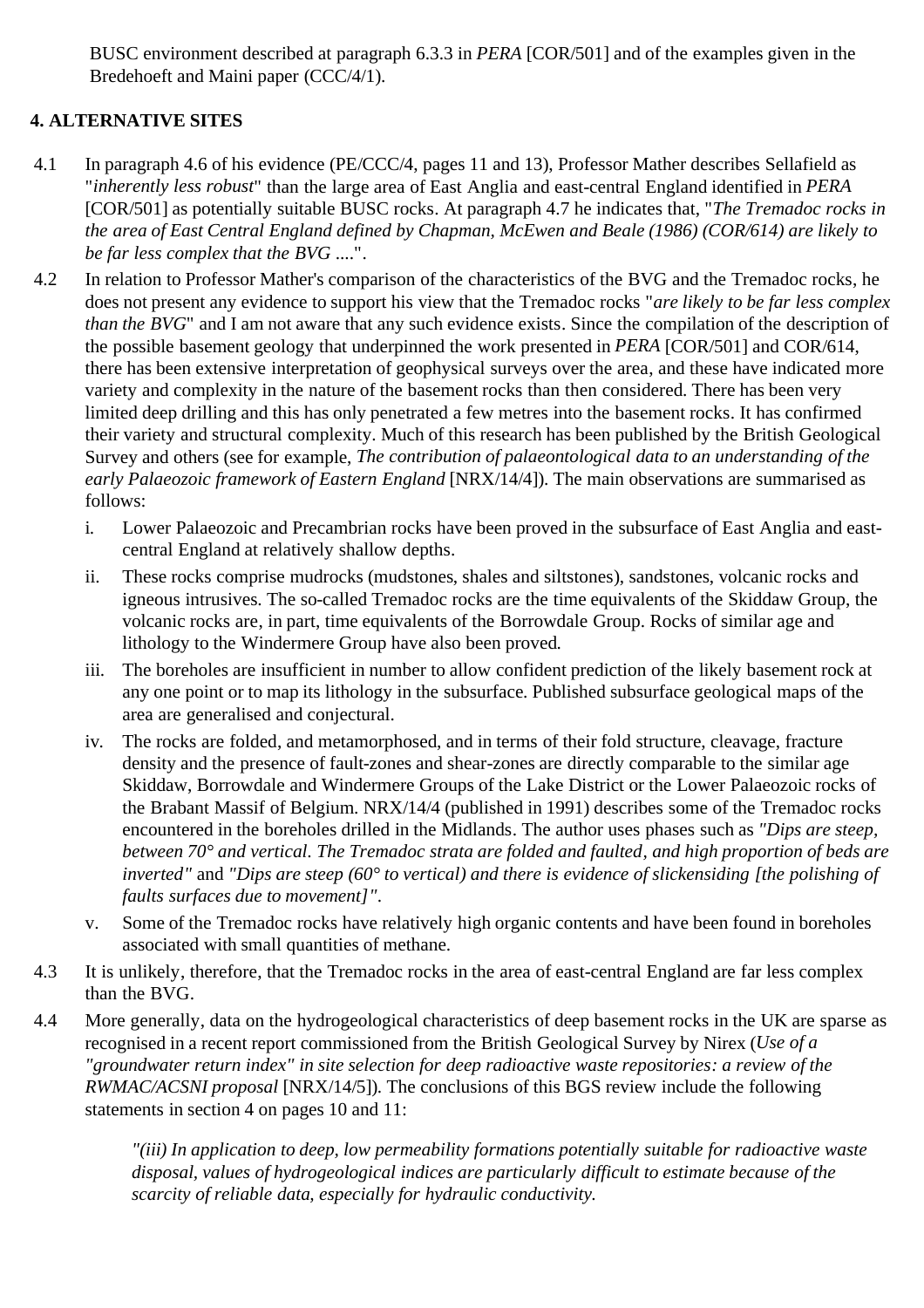BUSC environment described at paragraph 6.3.3 in *PERA* [COR/501] and of the examples given in the Bredehoeft and Maini paper (CCC/4/1).

## 4. ALTERNATIVE SITES

4.1 In paragraph 4.6 of his evidence (PE/CCC/4, pages 11 and 13), Professor Mather describes Sellafield as "*inherently less robust*" than the large area of East Anglia and east-central England identified in *PERA* [COR/501] as potentially suitable BUSC rocks. At paragraph 4.7 he indicates that, "*The Tremadoc rocks in the area of East Central England defined by Chapman, McEwen and Beale (1986) (COR/614) are likely to be far less complex that the BVG ....*".

4.2 In relation to Professor Mather's comparison of the characteristics of the BVG and the Tremadoc rocks, he does not present any evidence to support his view that the Tremadoc rocks "*are likely to be far less complex than the BVG*" and I am not aware that any such evidence exists. Since the compilation of the description of the possible basement geology that underpinned the work presented in *PERA* [COR/501] and COR/614, there has been extensive interpretation of geophysical surveys over the area, and these have indicated more variety and complexity in the nature of the basement rocks than then considered. There has been very limited deep drilling and this has only penetrated a few metres into the basement rocks. It has confirmed their variety and structural complexity. Much of this research has been published by the British Geological Survey and others (see for example, *The contribution of palaeontological data to an understanding of the early Palaeozoic framework of Eastern England* [NRX/14/4]). The main observations are summarised as follows:

i. Lower Palaeozoic and Precambrian rocks have been proved in the subsurface of East Anglia and east-central England at relatively shallow depths.

ii. These rocks comprise mudrocks (mudstones, shales and siltstones), sandstones, volcanic rocks and igneous intrusives. The so-called Tremadoc rocks are the time equivalents of the Skiddaw Group, the volcanic rocks are, in part, time equivalents of the Borrowdale Group. Rocks of similar age and lithology to the Windermere Group have also been proved.

iii. The boreholes are insufficient in number to allow confident prediction of the likely basement rock at any one point or to map its lithology in the subsurface. Published subsurface geological maps of the area are generalised and conjectural.

iv. The rocks are folded, and metamorphosed, and in terms of their fold structure, cleavage, fracture density and the presence of fault-zones and shear-zones are directly comparable to the similar age Skiddaw, Borrowdale and Windermere Groups of the Lake District or the Lower Palaeozoic rocks of the Brabant Massif of Belgium. NRX/14/4 (published in 1991) describes some of the Tremadoc rocks encountered in the boreholes drilled in the Midlands. The author uses phases such as *"Dips are steep, between 70° and vertical. The Tremadoc strata are folded and faulted, and high proportion of beds are inverted"* and *"Dips are steep (60° to vertical) and there is evidence of slickensiding [the polishing of faults surfaces due to movement]"*.

v. Some of the Tremadoc rocks have relatively high organic contents and have been found in boreholes associated with small quantities of methane.

4.3 It is unlikely, therefore, that the Tremadoc rocks in the area of east-central England are far less complex than the BVG.

4.4 More generally, data on the hydrogeological characteristics of deep basement rocks in the UK are sparse as recognised in a recent report commissioned from the British Geological Survey by Nirex (*Use of a "groundwater return index" in site selection for deep radioactive waste repositories: a review of the RWMAC/ACSNI proposal* [NRX/14/5]). The conclusions of this BGS review include the following statements in section 4 on pages 10 and 11:

> *"(iii) In application to deep, low permeability formations potentially suitable for radioactive waste disposal, values of hydrogeological indices are particularly difficult to estimate because of the scarcity of reliable data, especially for hydraulic conductivity.*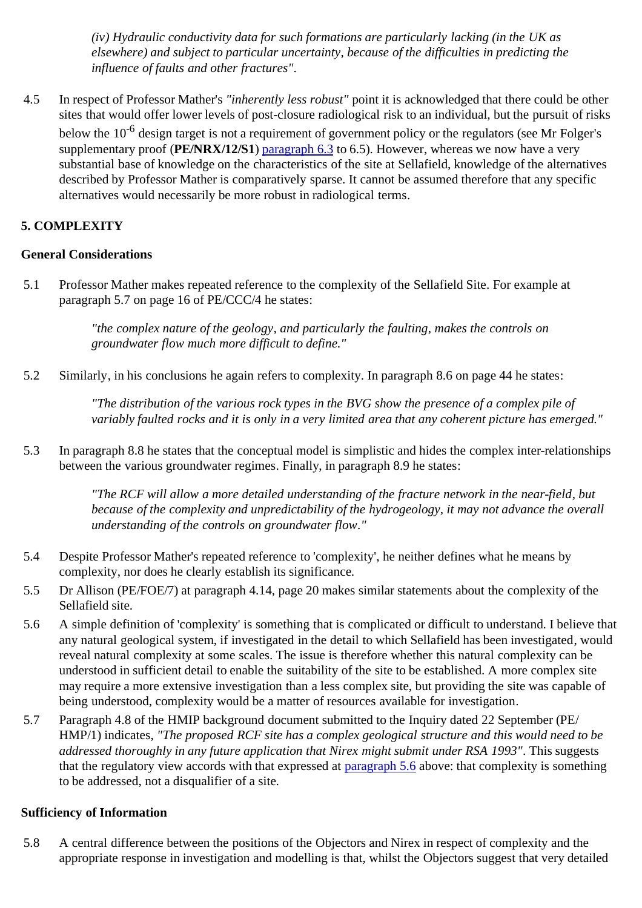*(iv) Hydraulic conductivity data for such formations are particularly lacking (in the UK as elsewhere) and subject to particular uncertainty, because of the difficulties in predicting the influence of faults and other fractures".*

4.5 In respect of Professor Mather's *"inherently less robust"* point it is acknowledged that there could be other sites that would offer lower levels of post-closure radiological risk to an individual, but the pursuit of risks below the $10^{-6}$ design target is not a requirement of government policy or the regulators (see Mr Folger's supplementary proof (**PE/NRX/12/S1**) paragraph 6.3 to 6.5). However, whereas we now have a very substantial base of knowledge on the characteristics of the site at Sellafield, knowledge of the alternatives described by Professor Mather is comparatively sparse. It cannot be assumed therefore that any specific alternatives would necessarily be more robust in radiological terms.

## 5. COMPLEXITY

### General Considerations

5.1 Professor Mather makes repeated reference to the complexity of the Sellafield Site. For example at paragraph 5.7 on page 16 of PE/CCC/4 he states:

> *"the complex nature of the geology, and particularly the faulting, makes the controls on groundwater flow much more difficult to define."*

5.2 Similarly, in his conclusions he again refers to complexity. In paragraph 8.6 on page 44 he states:

> *"The distribution of the various rock types in the BVG show the presence of a complex pile of variably faulted rocks and it is only in a very limited area that any coherent picture has emerged."*

5.3 In paragraph 8.8 he states that the conceptual model is simplistic and hides the complex inter-relationships between the various groundwater regimes. Finally, in paragraph 8.9 he states:

> *"The RCF will allow a more detailed understanding of the fracture network in the near-field, but because of the complexity and unpredictability of the hydrogeology, it may not advance the overall understanding of the controls on groundwater flow."*

5.4 Despite Professor Mather's repeated reference to 'complexity', he neither defines what he means by complexity, nor does he clearly establish its significance.

5.5 Dr Allison (PE/FOE/7) at paragraph 4.14, page 20 makes similar statements about the complexity of the Sellafield site.

5.6 A simple definition of 'complexity' is something that is complicated or difficult to understand. I believe that any natural geological system, if investigated in the detail to which Sellafield has been investigated, would reveal natural complexity at some scales. The issue is therefore whether this natural complexity can be understood in sufficient detail to enable the suitability of the site to be established. A more complex site may require a more extensive investigation than a less complex site, but providing the site was capable of being understood, complexity would be a matter of resources available for investigation.

5.7 Paragraph 4.8 of the HMIP background document submitted to the Inquiry dated 22 September (PE/HMP/1) indicates, *"The proposed RCF site has a complex geological structure and this would need to be addressed thoroughly in any future application that Nirex might submit under RSA 1993"*. This suggests that the regulatory view accords with that expressed at paragraph 5.6 above: that complexity is something to be addressed, not a disqualifier of a site.

### Sufficiency of Information

5.8 A central difference between the positions of the Objectors and Nirex in respect of complexity and the appropriate response in investigation and modelling is that, whilst the Objectors suggest that very detailed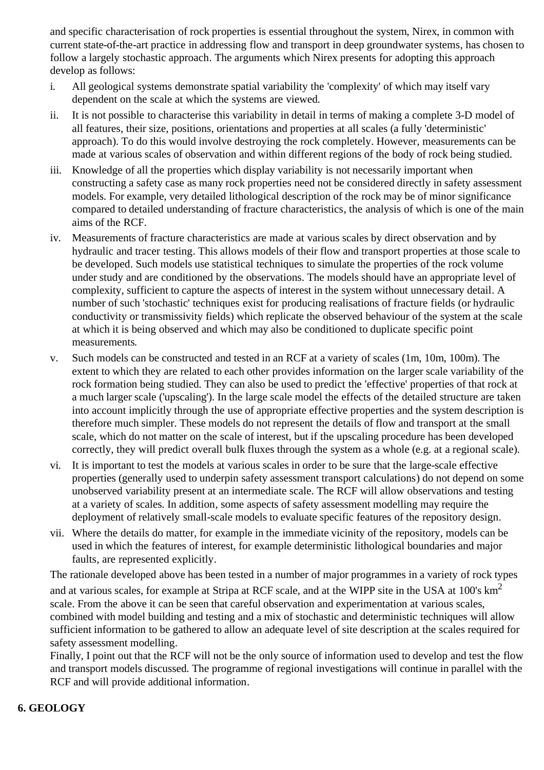and specific characterisation of rock properties is essential throughout the system, Nirex, in common with current state-of-the-art practice in addressing flow and transport in deep groundwater systems, has chosen to follow a largely stochastic approach. The arguments which Nirex presents for adopting this approach develop as follows:

i. All geological systems demonstrate spatial variability the 'complexity' of which may itself vary dependent on the scale at which the systems are viewed.
ii. It is not possible to characterise this variability in detail in terms of making a complete 3-D model of all features, their size, positions, orientations and properties at all scales (a fully 'deterministic' approach). To do this would involve destroying the rock completely. However, measurements can be made at various scales of observation and within different regions of the body of rock being studied.
iii. Knowledge of all the properties which display variability is not necessarily important when constructing a safety case as many rock properties need not be considered directly in safety assessment models. For example, very detailed lithological description of the rock may be of minor significance compared to detailed understanding of fracture characteristics, the analysis of which is one of the main aims of the RCF.
iv. Measurements of fracture characteristics are made at various scales by direct observation and by hydraulic and tracer testing. This allows models of their flow and transport properties at those scale to be developed. Such models use statistical techniques to simulate the properties of the rock volume under study and are conditioned by the observations. The models should have an appropriate level of complexity, sufficient to capture the aspects of interest in the system without unnecessary detail. A number of such 'stochastic' techniques exist for producing realisations of fracture fields (or hydraulic conductivity or transmissivity fields) which replicate the observed behaviour of the system at the scale at which it is being observed and which may also be conditioned to duplicate specific point measurements.
v. Such models can be constructed and tested in an RCF at a variety of scales (1m, 10m, 100m). The extent to which they are related to each other provides information on the larger scale variability of the rock formation being studied. They can also be used to predict the 'effective' properties of that rock at a much larger scale ('upscaling'). In the large scale model the effects of the detailed structure are taken into account implicitly through the use of appropriate effective properties and the system description is therefore much simpler. These models do not represent the details of flow and transport at the small scale, which do not matter on the scale of interest, but if the upscaling procedure has been developed correctly, they will predict overall bulk fluxes through the system as a whole (e.g. at a regional scale).
vi. It is important to test the models at various scales in order to be sure that the large-scale effective properties (generally used to underpin safety assessment transport calculations) do not depend on some unobserved variability present at an intermediate scale. The RCF will allow observations and testing at a variety of scales. In addition, some aspects of safety assessment modelling may require the deployment of relatively small-scale models to evaluate specific features of the repository design.
vii. Where the details do matter, for example in the immediate vicinity of the repository, models can be used in which the features of interest, for example deterministic lithological boundaries and major faults, are represented explicitly.

The rationale developed above has been tested in a number of major programmes in a variety of rock types and at various scales, for example at Stripa at RCF scale, and at the WIPP site in the USA at 100's $km^2$ scale. From the above it can be seen that careful observation and experimentation at various scales, combined with model building and testing and a mix of stochastic and deterministic techniques will allow sufficient information to be gathered to allow an adequate level of site description at the scales required for safety assessment modelling.

Finally, I point out that the RCF will not be the only source of information used to develop and test the flow and transport models discussed. The programme of regional investigations will continue in parallel with the RCF and will provide additional information.

## 6. GEOLOGY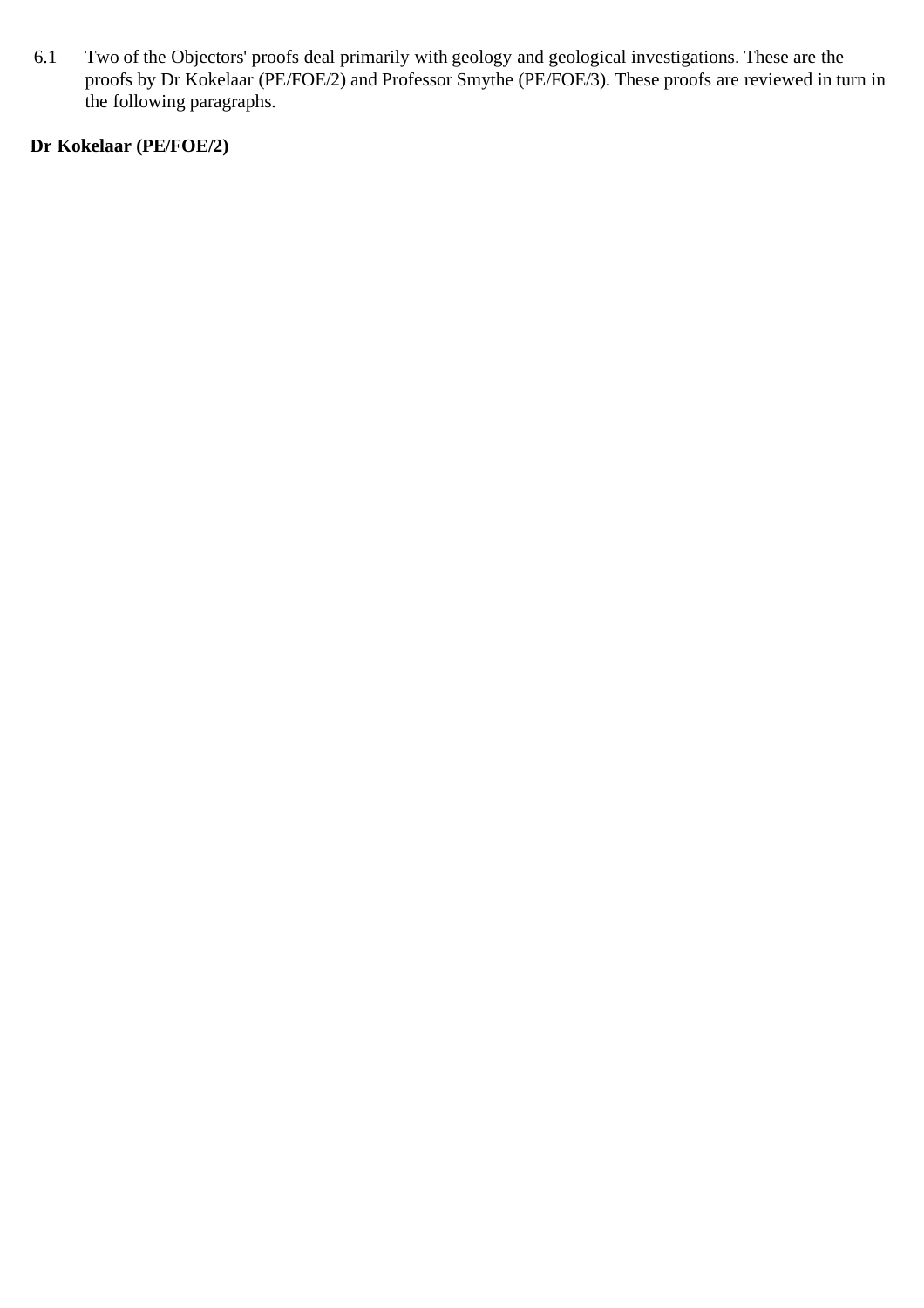6.1 Two of the Objectors' proofs deal primarily with geology and geological investigations. These are the proofs by Dr Kokelaar (PE/FOE/2) and Professor Smythe (PE/FOE/3). These proofs are reviewed in turn in the following paragraphs.

**Dr Kokelaar (PE/FOE/2)**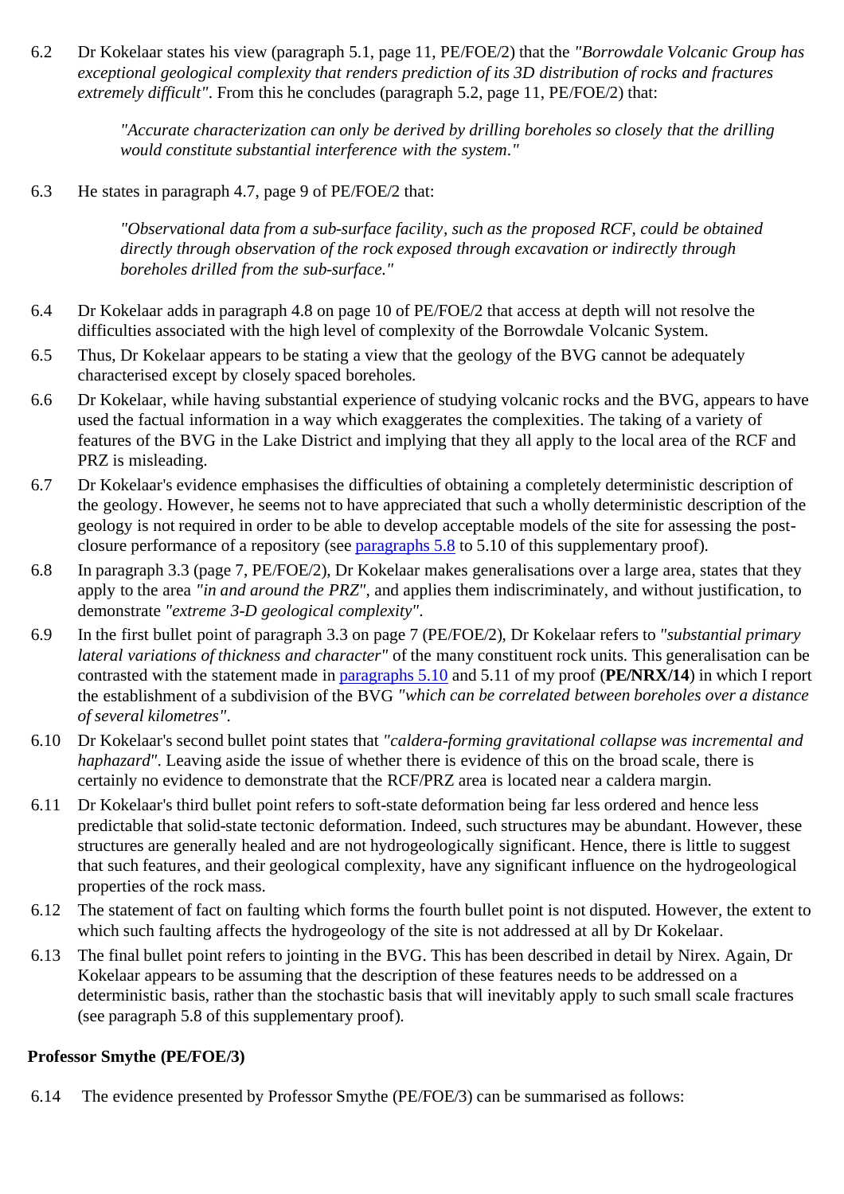6.2 Dr Kokelaar states his view (paragraph 5.1, page 11, PE/FOE/2) that the *"Borrowdale Volcanic Group has exceptional geological complexity that renders prediction of its 3D distribution of rocks and fractures extremely difficult"*. From this he concludes (paragraph 5.2, page 11, PE/FOE/2) that:

> *"Accurate characterization can only be derived by drilling boreholes so closely that the drilling would constitute substantial interference with the system."*

6.3 He states in paragraph 4.7, page 9 of PE/FOE/2 that:

> *"Observational data from a sub-surface facility, such as the proposed RCF, could be obtained directly through observation of the rock exposed through excavation or indirectly through boreholes drilled from the sub-surface."*

6.4 Dr Kokelaar adds in paragraph 4.8 on page 10 of PE/FOE/2 that access at depth will not resolve the difficulties associated with the high level of complexity of the Borrowdale Volcanic System.

6.5 Thus, Dr Kokelaar appears to be stating a view that the geology of the BVG cannot be adequately characterised except by closely spaced boreholes.

6.6 Dr Kokelaar, while having substantial experience of studying volcanic rocks and the BVG, appears to have used the factual information in a way which exaggerates the complexities. The taking of a variety of features of the BVG in the Lake District and implying that they all apply to the local area of the RCF and PRZ is misleading.

6.7 Dr Kokelaar's evidence emphasises the difficulties of obtaining a completely deterministic description of the geology. However, he seems not to have appreciated that such a wholly deterministic description of the geology is not required in order to be able to develop acceptable models of the site for assessing the post-closure performance of a repository (see paragraphs 5.8 to 5.10 of this supplementary proof).

6.8 In paragraph 3.3 (page 7, PE/FOE/2), Dr Kokelaar makes generalisations over a large area, states that they apply to the area *"in and around the PRZ"*, and applies them indiscriminately, and without justification, to demonstrate *"extreme 3-D geological complexity"*.

6.9 In the first bullet point of paragraph 3.3 on page 7 (PE/FOE/2), Dr Kokelaar refers to *"substantial primary lateral variations of thickness and character"* of the many constituent rock units. This generalisation can be contrasted with the statement made in paragraphs 5.10 and 5.11 of my proof (**PE/NRX/14**) in which I report the establishment of a subdivision of the BVG *"which can be correlated between boreholes over a distance of several kilometres"*.

6.10 Dr Kokelaar's second bullet point states that *"caldera-forming gravitational collapse was incremental and haphazard"*. Leaving aside the issue of whether there is evidence of this on the broad scale, there is certainly no evidence to demonstrate that the RCF/PRZ area is located near a caldera margin.

6.11 Dr Kokelaar's third bullet point refers to soft-state deformation being far less ordered and hence less predictable that solid-state tectonic deformation. Indeed, such structures may be abundant. However, these structures are generally healed and are not hydrogeologically significant. Hence, there is little to suggest that such features, and their geological complexity, have any significant influence on the hydrogeological properties of the rock mass.

6.12 The statement of fact on faulting which forms the fourth bullet point is not disputed. However, the extent to which such faulting affects the hydrogeology of the site is not addressed at all by Dr Kokelaar.

6.13 The final bullet point refers to jointing in the BVG. This has been described in detail by Nirex. Again, Dr Kokelaar appears to be assuming that the description of these features needs to be addressed on a deterministic basis, rather than the stochastic basis that will inevitably apply to such small scale fractures (see paragraph 5.8 of this supplementary proof).

**Professor Smythe (PE/FOE/3)**

6.14 The evidence presented by Professor Smythe (PE/FOE/3) can be summarised as follows: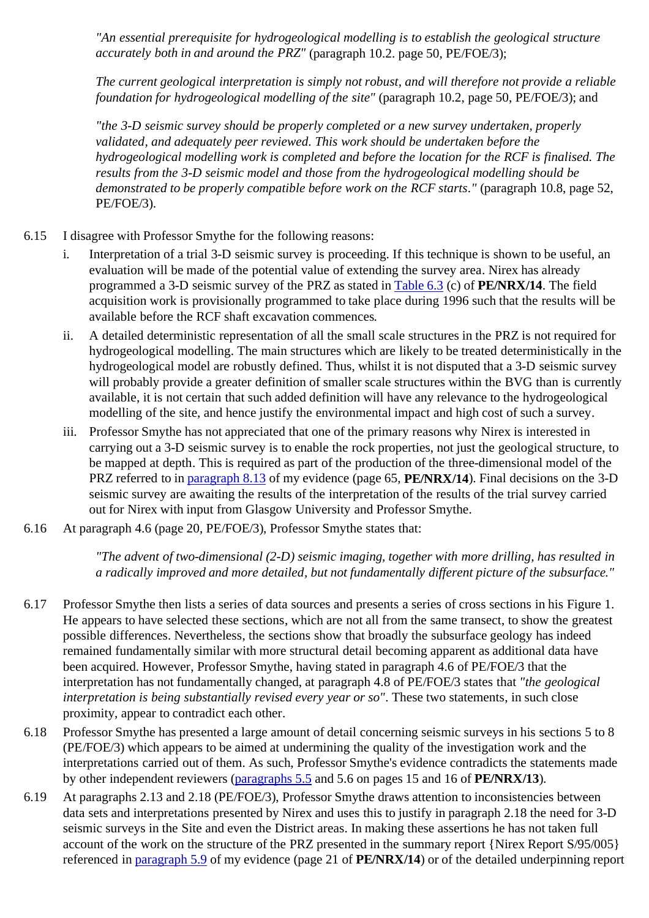> *"An essential prerequisite for hydrogeological modelling is to establish the geological structure accurately both in and around the PRZ"* (paragraph 10.2. page 50, PE/FOE/3);
>
> *The current geological interpretation is simply not robust, and will therefore not provide a reliable foundation for hydrogeological modelling of the site"* (paragraph 10.2, page 50, PE/FOE/3); and
>
> *"the 3-D seismic survey should be properly completed or a new survey undertaken, properly validated, and adequately peer reviewed. This work should be undertaken before the hydrogeological modelling work is completed and before the location for the RCF is finalised. The results from the 3-D seismic model and those from the hydrogeological modelling should be demonstrated to be properly compatible before work on the RCF starts."* (paragraph 10.8, page 52, PE/FOE/3).

6.15 I disagree with Professor Smythe for the following reasons:

i. Interpretation of a trial 3-D seismic survey is proceeding. If this technique is shown to be useful, an evaluation will be made of the potential value of extending the survey area. Nirex has already programmed a 3-D seismic survey of the PRZ as stated in Table 6.3 (c) of **PE/NRX/14**. The field acquisition work is provisionally programmed to take place during 1996 such that the results will be available before the RCF shaft excavation commences.

ii. A detailed deterministic representation of all the small scale structures in the PRZ is not required for hydrogeological modelling. The main structures which are likely to be treated deterministically in the hydrogeological model are robustly defined. Thus, whilst it is not disputed that a 3-D seismic survey will probably provide a greater definition of smaller scale structures within the BVG than is currently available, it is not certain that such added definition will have any relevance to the hydrogeological modelling of the site, and hence justify the environmental impact and high cost of such a survey.

iii. Professor Smythe has not appreciated that one of the primary reasons why Nirex is interested in carrying out a 3-D seismic survey is to enable the rock properties, not just the geological structure, to be mapped at depth. This is required as part of the production of the three-dimensional model of the PRZ referred to in paragraph 8.13 of my evidence (page 65, **PE/NRX/14**). Final decisions on the 3-D seismic survey are awaiting the results of the interpretation of the results of the trial survey carried out for Nirex with input from Glasgow University and Professor Smythe.

6.16 At paragraph 4.6 (page 20, PE/FOE/3), Professor Smythe states that:

> *"The advent of two-dimensional (2-D) seismic imaging, together with more drilling, has resulted in a radically improved and more detailed, but not fundamentally different picture of the subsurface."*

6.17 Professor Smythe then lists a series of data sources and presents a series of cross sections in his Figure 1. He appears to have selected these sections, which are not all from the same transect, to show the greatest possible differences. Nevertheless, the sections show that broadly the subsurface geology has indeed remained fundamentally similar with more structural detail becoming apparent as additional data have been acquired. However, Professor Smythe, having stated in paragraph 4.6 of PE/FOE/3 that the interpretation has not fundamentally changed, at paragraph 4.8 of PE/FOE/3 states that *"the geological interpretation is being substantially revised every year or so"*. These two statements, in such close proximity, appear to contradict each other.

6.18 Professor Smythe has presented a large amount of detail concerning seismic surveys in his sections 5 to 8 (PE/FOE/3) which appears to be aimed at undermining the quality of the investigation work and the interpretations carried out of them. As such, Professor Smythe's evidence contradicts the statements made by other independent reviewers (paragraphs 5.5 and 5.6 on pages 15 and 16 of **PE/NRX/13**).

6.19 At paragraphs 2.13 and 2.18 (PE/FOE/3), Professor Smythe draws attention to inconsistencies between data sets and interpretations presented by Nirex and uses this to justify in paragraph 2.18 the need for 3-D seismic surveys in the Site and even the District areas. In making these assertions he has not taken full account of the work on the structure of the PRZ presented in the summary report {Nirex Report S/95/005} referenced in paragraph 5.9 of my evidence (page 21 of **PE/NRX/14**) or of the detailed underpinning report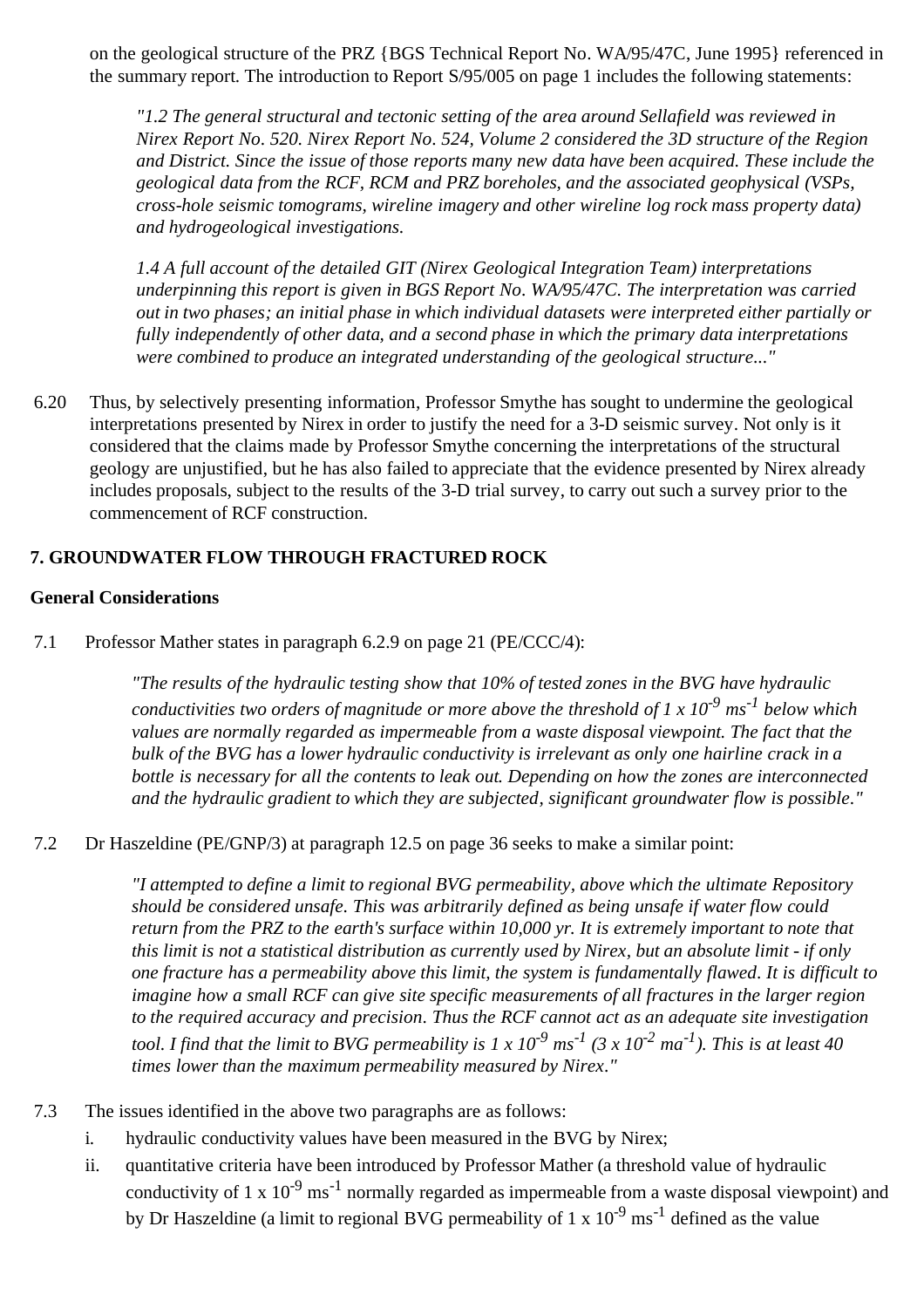on the geological structure of the PRZ {BGS Technical Report No. WA/95/47C, June 1995} referenced in the summary report. The introduction to Report S/95/005 on page 1 includes the following statements:

> *"1.2 The general structural and tectonic setting of the area around Sellafield was reviewed in Nirex Report No. 520. Nirex Report No. 524, Volume 2 considered the 3D structure of the Region and District. Since the issue of those reports many new data have been acquired. These include the geological data from the RCF, RCM and PRZ boreholes, and the associated geophysical (VSPs, cross-hole seismic tomograms, wireline imagery and other wireline log rock mass property data) and hydrogeological investigations.*
>
> *1.4 A full account of the detailed GIT (Nirex Geological Integration Team) interpretations underpinning this report is given in BGS Report No. WA/95/47C. The interpretation was carried out in two phases; an initial phase in which individual datasets were interpreted either partially or fully independently of other data, and a second phase in which the primary data interpretations were combined to produce an integrated understanding of the geological structure..."*

6.20 Thus, by selectively presenting information, Professor Smythe has sought to undermine the geological interpretations presented by Nirex in order to justify the need for a 3-D seismic survey. Not only is it considered that the claims made by Professor Smythe concerning the interpretations of the structural geology are unjustified, but he has also failed to appreciate that the evidence presented by Nirex already includes proposals, subject to the results of the 3-D trial survey, to carry out such a survey prior to the commencement of RCF construction.

## 7. GROUNDWATER FLOW THROUGH FRACTURED ROCK

### General Considerations

7.1 Professor Mather states in paragraph 6.2.9 on page 21 (PE/CCC/4):

> *"The results of the hydraulic testing show that 10% of tested zones in the BVG have hydraulic conductivities two orders of magnitude or more above the threshold of $1 \times 10^{-9}$ $ms^{-1}$ below which values are normally regarded as impermeable from a waste disposal viewpoint. The fact that the bulk of the BVG has a lower hydraulic conductivity is irrelevant as only one hairline crack in a bottle is necessary for all the contents to leak out. Depending on how the zones are interconnected and the hydraulic gradient to which they are subjected, significant groundwater flow is possible."*

7.2 Dr Haszeldine (PE/GNP/3) at paragraph 12.5 on page 36 seeks to make a similar point:

> *"I attempted to define a limit to regional BVG permeability, above which the ultimate Repository should be considered unsafe. This was arbitrarily defined as being unsafe if water flow could return from the PRZ to the earth's surface within 10,000 yr. It is extremely important to note that this limit is not a statistical distribution as currently used by Nirex, but an absolute limit - if only one fracture has a permeability above this limit, the system is fundamentally flawed. It is difficult to imagine how a small RCF can give site specific measurements of all fractures in the larger region to the required accuracy and precision. Thus the RCF cannot act as an adequate site investigation tool. I find that the limit to BVG permeability is $1 \times 10^{-9}$ $ms^{-1}$ ($3 \times 10^{-2}$ $ma^{-1}$). This is at least 40 times lower than the maximum permeability measured by Nirex."*

7.3 The issues identified in the above two paragraphs are as follows:

i. hydraulic conductivity values have been measured in the BVG by Nirex;

ii. quantitative criteria have been introduced by Professor Mather (a threshold value of hydraulic conductivity of $1 \times 10^{-9}$ $ms^{-1}$ normally regarded as impermeable from a waste disposal viewpoint) and by Dr Haszeldine (a limit to regional BVG permeability of $1 \times 10^{-9}$ $ms^{-1}$ defined as the value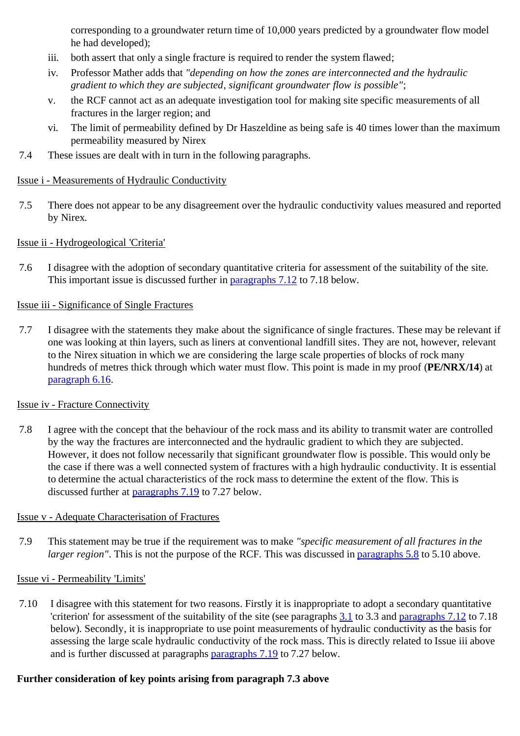corresponding to a groundwater return time of 10,000 years predicted by a groundwater flow model he had developed);

iii. both assert that only a single fracture is required to render the system flawed;

iv. Professor Mather adds that *"depending on how the zones are interconnected and the hydraulic gradient to which they are subjected, significant groundwater flow is possible"*;

v. the RCF cannot act as an adequate investigation tool for making site specific measurements of all fractures in the larger region; and

vi. The limit of permeability defined by Dr Haszeldine as being safe is 40 times lower than the maximum permeability measured by Nirex

7.4 These issues are dealt with in turn in the following paragraphs.

Issue i - Measurements of Hydraulic Conductivity

7.5 There does not appear to be any disagreement over the hydraulic conductivity values measured and reported by Nirex.

Issue ii - Hydrogeological 'Criteria'

7.6 I disagree with the adoption of secondary quantitative criteria for assessment of the suitability of the site. This important issue is discussed further in paragraphs 7.12 to 7.18 below.

Issue iii - Significance of Single Fractures

7.7 I disagree with the statements they make about the significance of single fractures. These may be relevant if one was looking at thin layers, such as liners at conventional landfill sites. They are not, however, relevant to the Nirex situation in which we are considering the large scale properties of blocks of rock many hundreds of metres thick through which water must flow. This point is made in my proof (**PE/NRX/14**) at paragraph 6.16.

Issue iv - Fracture Connectivity

7.8 I agree with the concept that the behaviour of the rock mass and its ability to transmit water are controlled by the way the fractures are interconnected and the hydraulic gradient to which they are subjected. However, it does not follow necessarily that significant groundwater flow is possible. This would only be the case if there was a well connected system of fractures with a high hydraulic conductivity. It is essential to determine the actual characteristics of the rock mass to determine the extent of the flow. This is discussed further at paragraphs 7.19 to 7.27 below.

Issue v - Adequate Characterisation of Fractures

7.9 This statement may be true if the requirement was to make *"specific measurement of all fractures in the larger region"*. This is not the purpose of the RCF. This was discussed in paragraphs 5.8 to 5.10 above.

Issue vi - Permeability 'Limits'

7.10 I disagree with this statement for two reasons. Firstly it is inappropriate to adopt a secondary quantitative 'criterion' for assessment of the suitability of the site (see paragraphs 3.1 to 3.3 and paragraphs 7.12 to 7.18 below). Secondly, it is inappropriate to use point measurements of hydraulic conductivity as the basis for assessing the large scale hydraulic conductivity of the rock mass. This is directly related to Issue iii above and is further discussed at paragraphs paragraphs 7.19 to 7.27 below.

**Further consideration of key points arising from paragraph 7.3 above**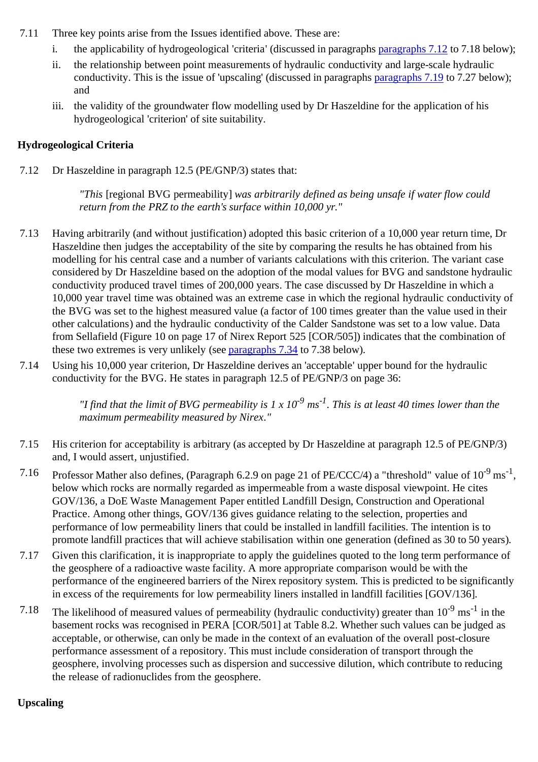7.11 Three key points arise from the Issues identified above. These are:

i. the applicability of hydrogeological 'criteria' (discussed in paragraphs paragraphs 7.12 to 7.18 below);

ii. the relationship between point measurements of hydraulic conductivity and large-scale hydraulic conductivity. This is the issue of 'upscaling' (discussed in paragraphs paragraphs 7.19 to 7.27 below); and

iii. the validity of the groundwater flow modelling used by Dr Haszeldine for the application of his hydrogeological 'criterion' of site suitability.

**Hydrogeological Criteria**

7.12 Dr Haszeldine in paragraph 12.5 (PE/GNP/3) states that:

> "*This* [regional BVG permeability] *was arbitrarily defined as being unsafe if water flow could return from the PRZ to the earth's surface within 10,000 yr.*"

7.13 Having arbitrarily (and without justification) adopted this basic criterion of a 10,000 year return time, Dr Haszeldine then judges the acceptability of the site by comparing the results he has obtained from his modelling for his central case and a number of variants calculations with this criterion. The variant case considered by Dr Haszeldine based on the adoption of the modal values for BVG and sandstone hydraulic conductivity produced travel times of 200,000 years. The case discussed by Dr Haszeldine in which a 10,000 year travel time was obtained was an extreme case in which the regional hydraulic conductivity of the BVG was set to the highest measured value (a factor of 100 times greater than the value used in their other calculations) and the hydraulic conductivity of the Calder Sandstone was set to a low value. Data from Sellafield (Figure 10 on page 17 of Nirex Report 525 [COR/505]) indicates that the combination of these two extremes is very unlikely (see paragraphs 7.34 to 7.38 below).

7.14 Using his 10,000 year criterion, Dr Haszeldine derives an 'acceptable' upper bound for the hydraulic conductivity for the BVG. He states in paragraph 12.5 of PE/GNP/3 on page 36:

> *"I find that the limit of BVG permeability is 1 x $10^{-9}$ $ms^{-1}$. This is at least 40 times lower than the maximum permeability measured by Nirex."*

7.15 His criterion for acceptability is arbitrary (as accepted by Dr Haszeldine at paragraph 12.5 of PE/GNP/3) and, I would assert, unjustified.

7.16 Professor Mather also defines, (Paragraph 6.2.9 on page 21 of PE/CCC/4) a "threshold" value of $10^{-9}$ $ms^{-1}$, below which rocks are normally regarded as impermeable from a waste disposal viewpoint. He cites GOV/136, a DoE Waste Management Paper entitled Landfill Design, Construction and Operational Practice. Among other things, GOV/136 gives guidance relating to the selection, properties and performance of low permeability liners that could be installed in landfill facilities. The intention is to promote landfill practices that will achieve stabilisation within one generation (defined as 30 to 50 years).

7.17 Given this clarification, it is inappropriate to apply the guidelines quoted to the long term performance of the geosphere of a radioactive waste facility. A more appropriate comparison would be with the performance of the engineered barriers of the Nirex repository system. This is predicted to be significantly in excess of the requirements for low permeability liners installed in landfill facilities [GOV/136].

7.18 The likelihood of measured values of permeability (hydraulic conductivity) greater than $10^{-9}$ $ms^{-1}$ in the basement rocks was recognised in PERA [COR/501] at Table 8.2. Whether such values can be judged as acceptable, or otherwise, can only be made in the context of an evaluation of the overall post-closure performance assessment of a repository. This must include consideration of transport through the geosphere, involving processes such as dispersion and successive dilution, which contribute to reducing the release of radionuclides from the geosphere.

**Upscaling**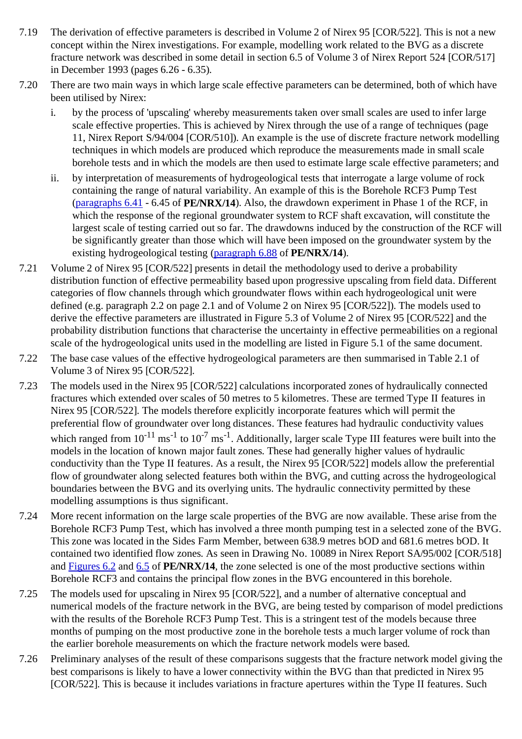7.19 The derivation of effective parameters is described in Volume 2 of Nirex 95 [COR/522]. This is not a new concept within the Nirex investigations. For example, modelling work related to the BVG as a discrete fracture network was described in some detail in section 6.5 of Volume 3 of Nirex Report 524 [COR/517] in December 1993 (pages 6.26 - 6.35).

7.20 There are two main ways in which large scale effective parameters can be determined, both of which have been utilised by Nirex:

   i. by the process of 'upscaling' whereby measurements taken over small scales are used to infer large scale effective properties. This is achieved by Nirex through the use of a range of techniques (page 11, Nirex Report S/94/004 [COR/510]). An example is the use of discrete fracture network modelling techniques in which models are produced which reproduce the measurements made in small scale borehole tests and in which the models are then used to estimate large scale effective parameters; and

   ii. by interpretation of measurements of hydrogeological tests that interrogate a large volume of rock containing the range of natural variability. An example of this is the Borehole RCF3 Pump Test (paragraphs 6.41 - 6.45 of **PE/NRX/14**). Also, the drawdown experiment in Phase 1 of the RCF, in which the response of the regional groundwater system to RCF shaft excavation, will constitute the largest scale of testing carried out so far. The drawdowns induced by the construction of the RCF will be significantly greater than those which will have been imposed on the groundwater system by the existing hydrogeological testing (paragraph 6.88 of **PE/NRX/14**).

7.21 Volume 2 of Nirex 95 [COR/522] presents in detail the methodology used to derive a probability distribution function of effective permeability based upon progressive upscaling from field data. Different categories of flow channels through which groundwater flows within each hydrogeological unit were defined (e.g. paragraph 2.2 on page 2.1 and of Volume 2 on Nirex 95 [COR/522]). The models used to derive the effective parameters are illustrated in Figure 5.3 of Volume 2 of Nirex 95 [COR/522] and the probability distribution functions that characterise the uncertainty in effective permeabilities on a regional scale of the hydrogeological units used in the modelling are listed in Figure 5.1 of the same document.

7.22 The base case values of the effective hydrogeological parameters are then summarised in Table 2.1 of Volume 3 of Nirex 95 [COR/522].

7.23 The models used in the Nirex 95 [COR/522] calculations incorporated zones of hydraulically connected fractures which extended over scales of 50 metres to 5 kilometres. These are termed Type II features in Nirex 95 [COR/522]. The models therefore explicitly incorporate features which will permit the preferential flow of groundwater over long distances. These features had hydraulic conductivity values which ranged from $10^{-11}$ $ms^{-1}$ to $10^{-7}$ $ms^{-1}$. Additionally, larger scale Type III features were built into the models in the location of known major fault zones. These had generally higher values of hydraulic conductivity than the Type II features. As a result, the Nirex 95 [COR/522] models allow the preferential flow of groundwater along selected features both within the BVG, and cutting across the hydrogeological boundaries between the BVG and its overlying units. The hydraulic connectivity permitted by these modelling assumptions is thus significant.

7.24 More recent information on the large scale properties of the BVG are now available. These arise from the Borehole RCF3 Pump Test, which has involved a three month pumping test in a selected zone of the BVG. This zone was located in the Sides Farm Member, between 638.9 metres bOD and 681.6 metres bOD. It contained two identified flow zones. As seen in Drawing No. 10089 in Nirex Report SA/95/002 [COR/518] and Figures 6.2 and 6.5 of **PE/NRX/14**, the zone selected is one of the most productive sections within Borehole RCF3 and contains the principal flow zones in the BVG encountered in this borehole.

7.25 The models used for upscaling in Nirex 95 [COR/522], and a number of alternative conceptual and numerical models of the fracture network in the BVG, are being tested by comparison of model predictions with the results of the Borehole RCF3 Pump Test. This is a stringent test of the models because three months of pumping on the most productive zone in the borehole tests a much larger volume of rock than the earlier borehole measurements on which the fracture network models were based.

7.26 Preliminary analyses of the result of these comparisons suggests that the fracture network model giving the best comparisons is likely to have a lower connectivity within the BVG than that predicted in Nirex 95 [COR/522]. This is because it includes variations in fracture apertures within the Type II features. Such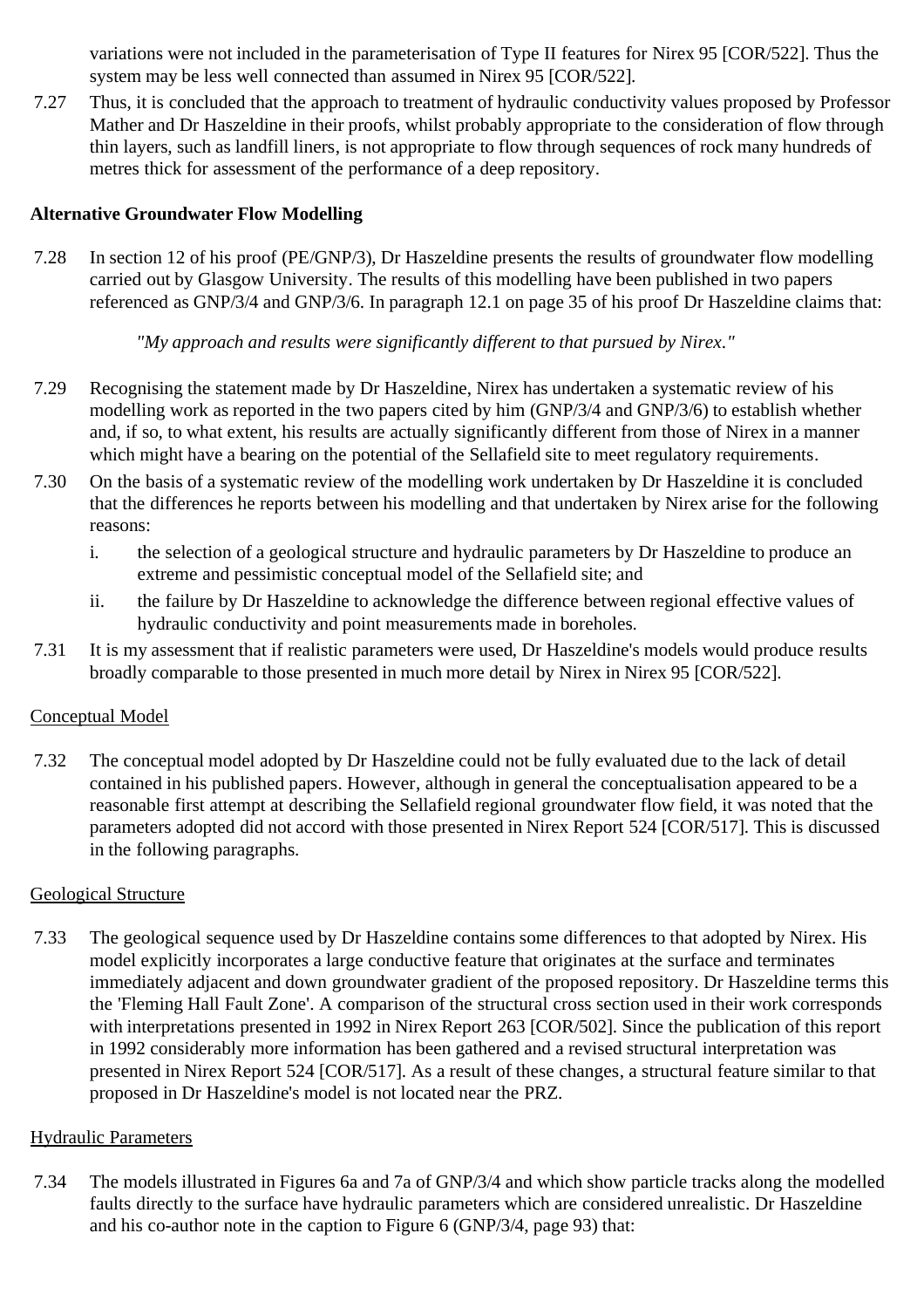variations were not included in the parameterisation of Type II features for Nirex 95 [COR/522]. Thus the system may be less well connected than assumed in Nirex 95 [COR/522].

7.27 Thus, it is concluded that the approach to treatment of hydraulic conductivity values proposed by Professor Mather and Dr Haszeldine in their proofs, whilst probably appropriate to the consideration of flow through thin layers, such as landfill liners, is not appropriate to flow through sequences of rock many hundreds of metres thick for assessment of the performance of a deep repository.

**Alternative Groundwater Flow Modelling**

7.28 In section 12 of his proof (PE/GNP/3), Dr Haszeldine presents the results of groundwater flow modelling carried out by Glasgow University. The results of this modelling have been published in two papers referenced as GNP/3/4 and GNP/3/6. In paragraph 12.1 on page 35 of his proof Dr Haszeldine claims that:

> *"My approach and results were significantly different to that pursued by Nirex."*

7.29 Recognising the statement made by Dr Haszeldine, Nirex has undertaken a systematic review of his modelling work as reported in the two papers cited by him (GNP/3/4 and GNP/3/6) to establish whether and, if so, to what extent, his results are actually significantly different from those of Nirex in a manner which might have a bearing on the potential of the Sellafield site to meet regulatory requirements.

7.30 On the basis of a systematic review of the modelling work undertaken by Dr Haszeldine it is concluded that the differences he reports between his modelling and that undertaken by Nirex arise for the following reasons:

i. the selection of a geological structure and hydraulic parameters by Dr Haszeldine to produce an extreme and pessimistic conceptual model of the Sellafield site; and

ii. the failure by Dr Haszeldine to acknowledge the difference between regional effective values of hydraulic conductivity and point measurements made in boreholes.

7.31 It is my assessment that if realistic parameters were used, Dr Haszeldine's models would produce results broadly comparable to those presented in much more detail by Nirex in Nirex 95 [COR/522].

Conceptual Model

7.32 The conceptual model adopted by Dr Haszeldine could not be fully evaluated due to the lack of detail contained in his published papers. However, although in general the conceptualisation appeared to be a reasonable first attempt at describing the Sellafield regional groundwater flow field, it was noted that the parameters adopted did not accord with those presented in Nirex Report 524 [COR/517]. This is discussed in the following paragraphs.

Geological Structure

7.33 The geological sequence used by Dr Haszeldine contains some differences to that adopted by Nirex. His model explicitly incorporates a large conductive feature that originates at the surface and terminates immediately adjacent and down groundwater gradient of the proposed repository. Dr Haszeldine terms this the 'Fleming Hall Fault Zone'. A comparison of the structural cross section used in their work corresponds with interpretations presented in 1992 in Nirex Report 263 [COR/502]. Since the publication of this report in 1992 considerably more information has been gathered and a revised structural interpretation was presented in Nirex Report 524 [COR/517]. As a result of these changes, a structural feature similar to that proposed in Dr Haszeldine's model is not located near the PRZ.

Hydraulic Parameters

7.34 The models illustrated in Figures 6a and 7a of GNP/3/4 and which show particle tracks along the modelled faults directly to the surface have hydraulic parameters which are considered unrealistic. Dr Haszeldine and his co-author note in the caption to Figure 6 (GNP/3/4, page 93) that: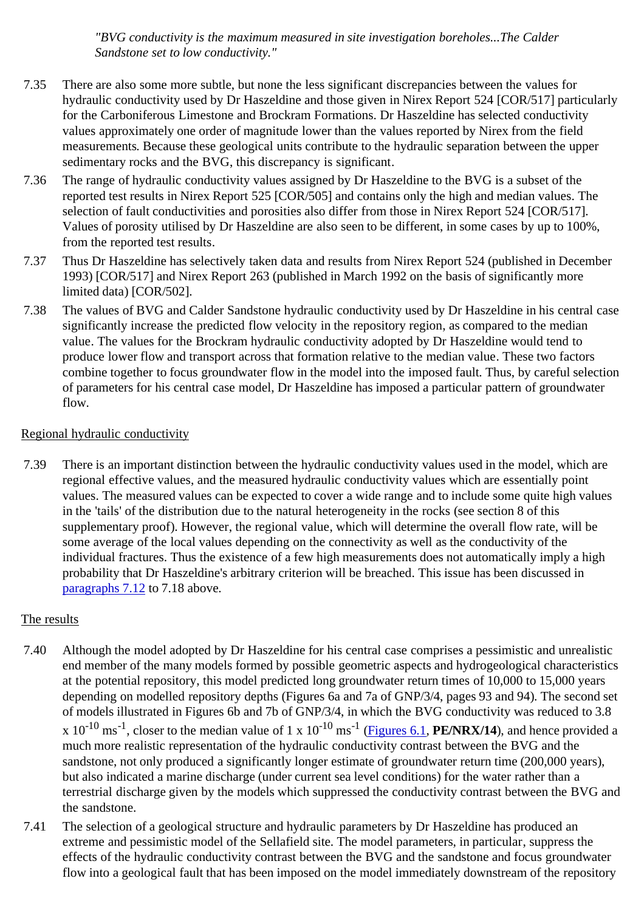*"BVG conductivity is the maximum measured in site investigation boreholes...The Calder Sandstone set to low conductivity."*

7.35 There are also some more subtle, but none the less significant discrepancies between the values for hydraulic conductivity used by Dr Haszeldine and those given in Nirex Report 524 [COR/517] particularly for the Carboniferous Limestone and Brockram Formations. Dr Haszeldine has selected conductivity values approximately one order of magnitude lower than the values reported by Nirex from the field measurements. Because these geological units contribute to the hydraulic separation between the upper sedimentary rocks and the BVG, this discrepancy is significant.

7.36 The range of hydraulic conductivity values assigned by Dr Haszeldine to the BVG is a subset of the reported test results in Nirex Report 525 [COR/505] and contains only the high and median values. The selection of fault conductivities and porosities also differ from those in Nirex Report 524 [COR/517]. Values of porosity utilised by Dr Haszeldine are also seen to be different, in some cases by up to 100%, from the reported test results.

7.37 Thus Dr Haszeldine has selectively taken data and results from Nirex Report 524 (published in December 1993) [COR/517] and Nirex Report 263 (published in March 1992 on the basis of significantly more limited data) [COR/502].

7.38 The values of BVG and Calder Sandstone hydraulic conductivity used by Dr Haszeldine in his central case significantly increase the predicted flow velocity in the repository region, as compared to the median value. The values for the Brockram hydraulic conductivity adopted by Dr Haszeldine would tend to produce lower flow and transport across that formation relative to the median value. These two factors combine together to focus groundwater flow in the model into the imposed fault. Thus, by careful selection of parameters for his central case model, Dr Haszeldine has imposed a particular pattern of groundwater flow.

<u>Regional hydraulic conductivity</u>

7.39 There is an important distinction between the hydraulic conductivity values used in the model, which are regional effective values, and the measured hydraulic conductivity values which are essentially point values. The measured values can be expected to cover a wide range and to include some quite high values in the 'tails' of the distribution due to the natural heterogeneity in the rocks (see section 8 of this supplementary proof). However, the regional value, which will determine the overall flow rate, will be some average of the local values depending on the connectivity as well as the conductivity of the individual fractures. Thus the existence of a few high measurements does not automatically imply a high probability that Dr Haszeldine's arbitrary criterion will be breached. This issue has been discussed in paragraphs 7.12 to 7.18 above.

<u>The results</u>

7.40 Although the model adopted by Dr Haszeldine for his central case comprises a pessimistic and unrealistic end member of the many models formed by possible geometric aspects and hydrogeological characteristics at the potential repository, this model predicted long groundwater return times of 10,000 to 15,000 years depending on modelled repository depths (Figures 6a and 7a of GNP/3/4, pages 93 and 94). The second set of models illustrated in Figures 6b and 7b of GNP/3/4, in which the BVG conductivity was reduced to $3.8 \times 10^{-10}$ $ms^{-1}$, closer to the median value of $1 \times 10^{-10}$ $ms^{-1}$ (Figures 6.1, **PE/NRX/14**), and hence provided a much more realistic representation of the hydraulic conductivity contrast between the BVG and the sandstone, not only produced a significantly longer estimate of groundwater return time (200,000 years), but also indicated a marine discharge (under current sea level conditions) for the water rather than a terrestrial discharge given by the models which suppressed the conductivity contrast between the BVG and the sandstone.

7.41 The selection of a geological structure and hydraulic parameters by Dr Haszeldine has produced an extreme and pessimistic model of the Sellafield site. The model parameters, in particular, suppress the effects of the hydraulic conductivity contrast between the BVG and the sandstone and focus groundwater flow into a geological fault that has been imposed on the model immediately downstream of the repository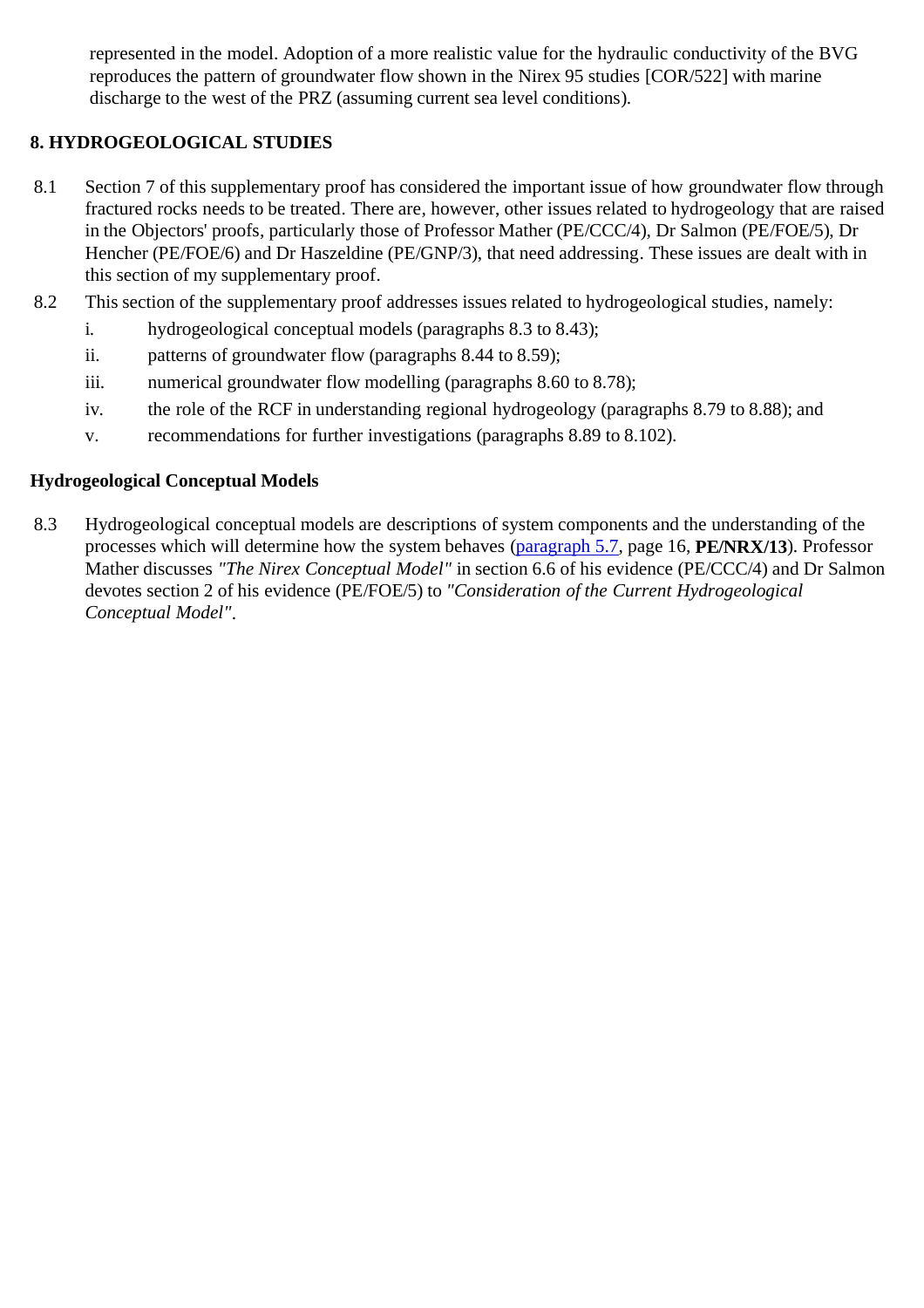represented in the model. Adoption of a more realistic value for the hydraulic conductivity of the BVG reproduces the pattern of groundwater flow shown in the Nirex 95 studies [COR/522] with marine discharge to the west of the PRZ (assuming current sea level conditions).

## 8. HYDROGEOLOGICAL STUDIES

8.1 Section 7 of this supplementary proof has considered the important issue of how groundwater flow through fractured rocks needs to be treated. There are, however, other issues related to hydrogeology that are raised in the Objectors' proofs, particularly those of Professor Mather (PE/CCC/4), Dr Salmon (PE/FOE/5), Dr Hencher (PE/FOE/6) and Dr Haszeldine (PE/GNP/3), that need addressing. These issues are dealt with in this section of my supplementary proof.

8.2 This section of the supplementary proof addresses issues related to hydrogeological studies, namely:

i. hydrogeological conceptual models (paragraphs 8.3 to 8.43);

ii. patterns of groundwater flow (paragraphs 8.44 to 8.59);

iii. numerical groundwater flow modelling (paragraphs 8.60 to 8.78);

iv. the role of the RCF in understanding regional hydrogeology (paragraphs 8.79 to 8.88); and

v. recommendations for further investigations (paragraphs 8.89 to 8.102).

### Hydrogeological Conceptual Models

8.3 Hydrogeological conceptual models are descriptions of system components and the understanding of the processes which will determine how the system behaves (paragraph 5.7, page 16, **PE/NRX/13**). Professor Mather discusses *"The Nirex Conceptual Model"* in section 6.6 of his evidence (PE/CCC/4) and Dr Salmon devotes section 2 of his evidence (PE/FOE/5) to *"Consideration of the Current Hydrogeological Conceptual Model"*.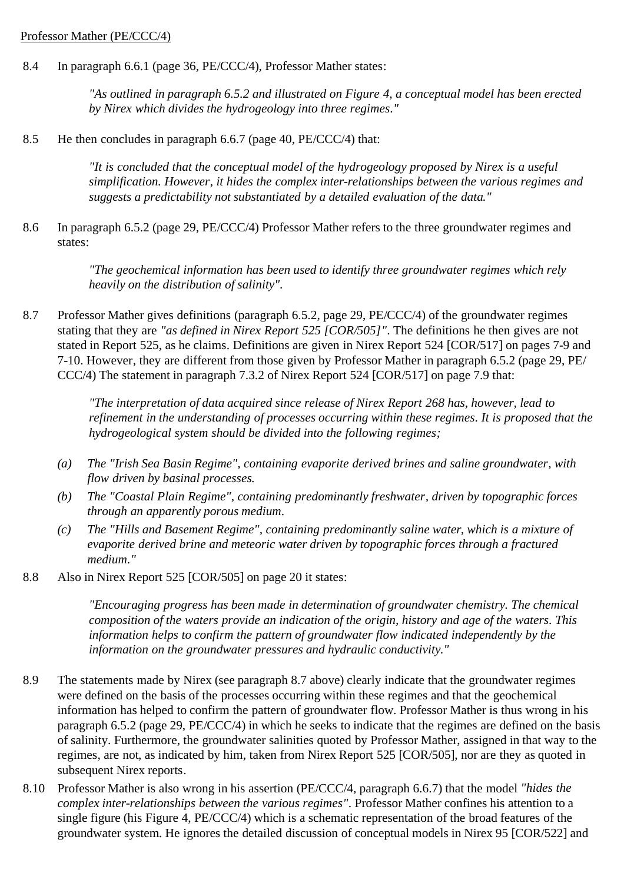Professor Mather (PE/CCC/4)

8.4 In paragraph 6.6.1 (page 36, PE/CCC/4), Professor Mather states:

> *"As outlined in paragraph 6.5.2 and illustrated on Figure 4, a conceptual model has been erected by Nirex which divides the hydrogeology into three regimes."*

8.5 He then concludes in paragraph 6.6.7 (page 40, PE/CCC/4) that:

> *"It is concluded that the conceptual model of the hydrogeology proposed by Nirex is a useful simplification. However, it hides the complex inter-relationships between the various regimes and suggests a predictability not substantiated by a detailed evaluation of the data."*

8.6 In paragraph 6.5.2 (page 29, PE/CCC/4) Professor Mather refers to the three groundwater regimes and states:

> *"The geochemical information has been used to identify three groundwater regimes which rely heavily on the distribution of salinity".*

8.7 Professor Mather gives definitions (paragraph 6.5.2, page 29, PE/CCC/4) of the groundwater regimes stating that they are *"as defined in Nirex Report 525 [COR/505]"*. The definitions he then gives are not stated in Report 525, as he claims. Definitions are given in Nirex Report 524 [COR/517] on pages 7-9 and 7-10. However, they are different from those given by Professor Mather in paragraph 6.5.2 (page 29, PE/ CCC/4) The statement in paragraph 7.3.2 of Nirex Report 524 [COR/517] on page 7.9 that:

> *"The interpretation of data acquired since release of Nirex Report 268 has, however, lead to refinement in the understanding of processes occurring within these regimes. It is proposed that the hydrogeological system should be divided into the following regimes;*

> *(a) The "Irish Sea Basin Regime", containing evaporite derived brines and saline groundwater, with flow driven by basinal processes.*
>
> *(b) The "Coastal Plain Regime", containing predominantly freshwater, driven by topographic forces through an apparently porous medium.*
>
> *(c) The "Hills and Basement Regime", containing predominantly saline water, which is a mixture of evaporite derived brine and meteoric water driven by topographic forces through a fractured medium."*

8.8 Also in Nirex Report 525 [COR/505] on page 20 it states:

> *"Encouraging progress has been made in determination of groundwater chemistry. The chemical composition of the waters provide an indication of the origin, history and age of the waters. This information helps to confirm the pattern of groundwater flow indicated independently by the information on the groundwater pressures and hydraulic conductivity."*

8.9 The statements made by Nirex (see paragraph 8.7 above) clearly indicate that the groundwater regimes were defined on the basis of the processes occurring within these regimes and that the geochemical information has helped to confirm the pattern of groundwater flow. Professor Mather is thus wrong in his paragraph 6.5.2 (page 29, PE/CCC/4) in which he seeks to indicate that the regimes are defined on the basis of salinity. Furthermore, the groundwater salinities quoted by Professor Mather, assigned in that way to the regimes, are not, as indicated by him, taken from Nirex Report 525 [COR/505], nor are they as quoted in subsequent Nirex reports.

8.10 Professor Mather is also wrong in his assertion (PE/CCC/4, paragraph 6.6.7) that the model *"hides the complex inter-relationships between the various regimes"*. Professor Mather confines his attention to a single figure (his Figure 4, PE/CCC/4) which is a schematic representation of the broad features of the groundwater system. He ignores the detailed discussion of conceptual models in Nirex 95 [COR/522] and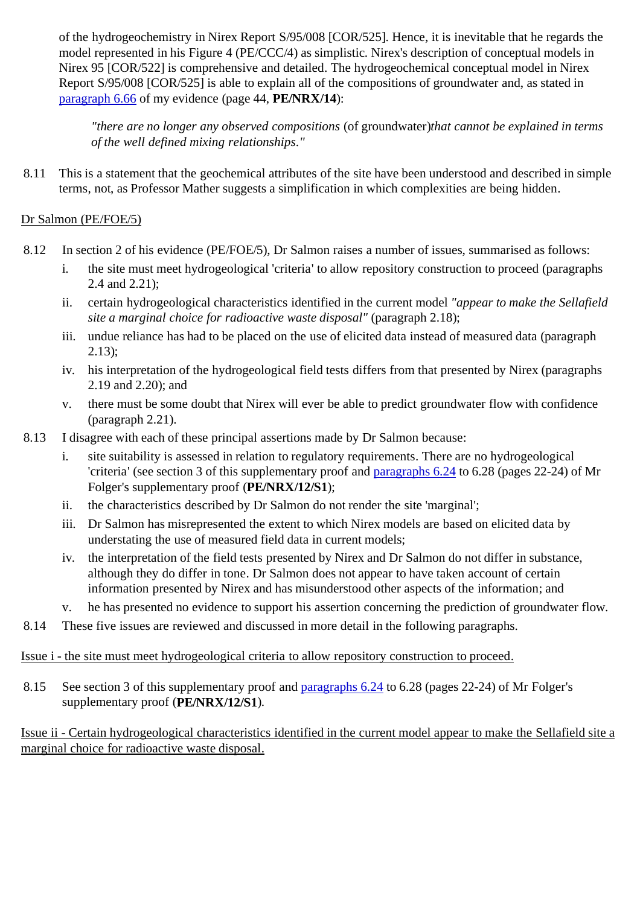of the hydrogeochemistry in Nirex Report S/95/008 [COR/525]. Hence, it is inevitable that he regards the model represented in his Figure 4 (PE/CCC/4) as simplistic. Nirex's description of conceptual models in Nirex 95 [COR/522] is comprehensive and detailed. The hydrogeochemical conceptual model in Nirex Report S/95/008 [COR/525] is able to explain all of the compositions of groundwater and, as stated in paragraph 6.66 of my evidence (page 44, **PE/NRX/14**):

> *"there are no longer any observed compositions* (of groundwater)*that cannot be explained in terms of the well defined mixing relationships."*

8.11 This is a statement that the geochemical attributes of the site have been understood and described in simple terms, not, as Professor Mather suggests a simplification in which complexities are being hidden.

Dr Salmon (PE/FOE/5)

8.12 In section 2 of his evidence (PE/FOE/5), Dr Salmon raises a number of issues, summarised as follows:

i. the site must meet hydrogeological 'criteria' to allow repository construction to proceed (paragraphs 2.4 and 2.21);

ii. certain hydrogeological characteristics identified in the current model *"appear to make the Sellafield site a marginal choice for radioactive waste disposal"* (paragraph 2.18);

iii. undue reliance has had to be placed on the use of elicited data instead of measured data (paragraph 2.13);

iv. his interpretation of the hydrogeological field tests differs from that presented by Nirex (paragraphs 2.19 and 2.20); and

v. there must be some doubt that Nirex will ever be able to predict groundwater flow with confidence (paragraph 2.21).

8.13 I disagree with each of these principal assertions made by Dr Salmon because:

i. site suitability is assessed in relation to regulatory requirements. There are no hydrogeological 'criteria' (see section 3 of this supplementary proof and paragraphs 6.24 to 6.28 (pages 22-24) of Mr Folger's supplementary proof (**PE/NRX/12/S1**);

ii. the characteristics described by Dr Salmon do not render the site 'marginal';

iii. Dr Salmon has misrepresented the extent to which Nirex models are based on elicited data by understating the use of measured field data in current models;

iv. the interpretation of the field tests presented by Nirex and Dr Salmon do not differ in substance, although they do differ in tone. Dr Salmon does not appear to have taken account of certain information presented by Nirex and has misunderstood other aspects of the information; and

v. he has presented no evidence to support his assertion concerning the prediction of groundwater flow.

8.14 These five issues are reviewed and discussed in more detail in the following paragraphs.

Issue i - the site must meet hydrogeological criteria to allow repository construction to proceed.

8.15 See section 3 of this supplementary proof and paragraphs 6.24 to 6.28 (pages 22-24) of Mr Folger's supplementary proof (**PE/NRX/12/S1**).

Issue ii - Certain hydrogeological characteristics identified in the current model appear to make the Sellafield site a marginal choice for radioactive waste disposal.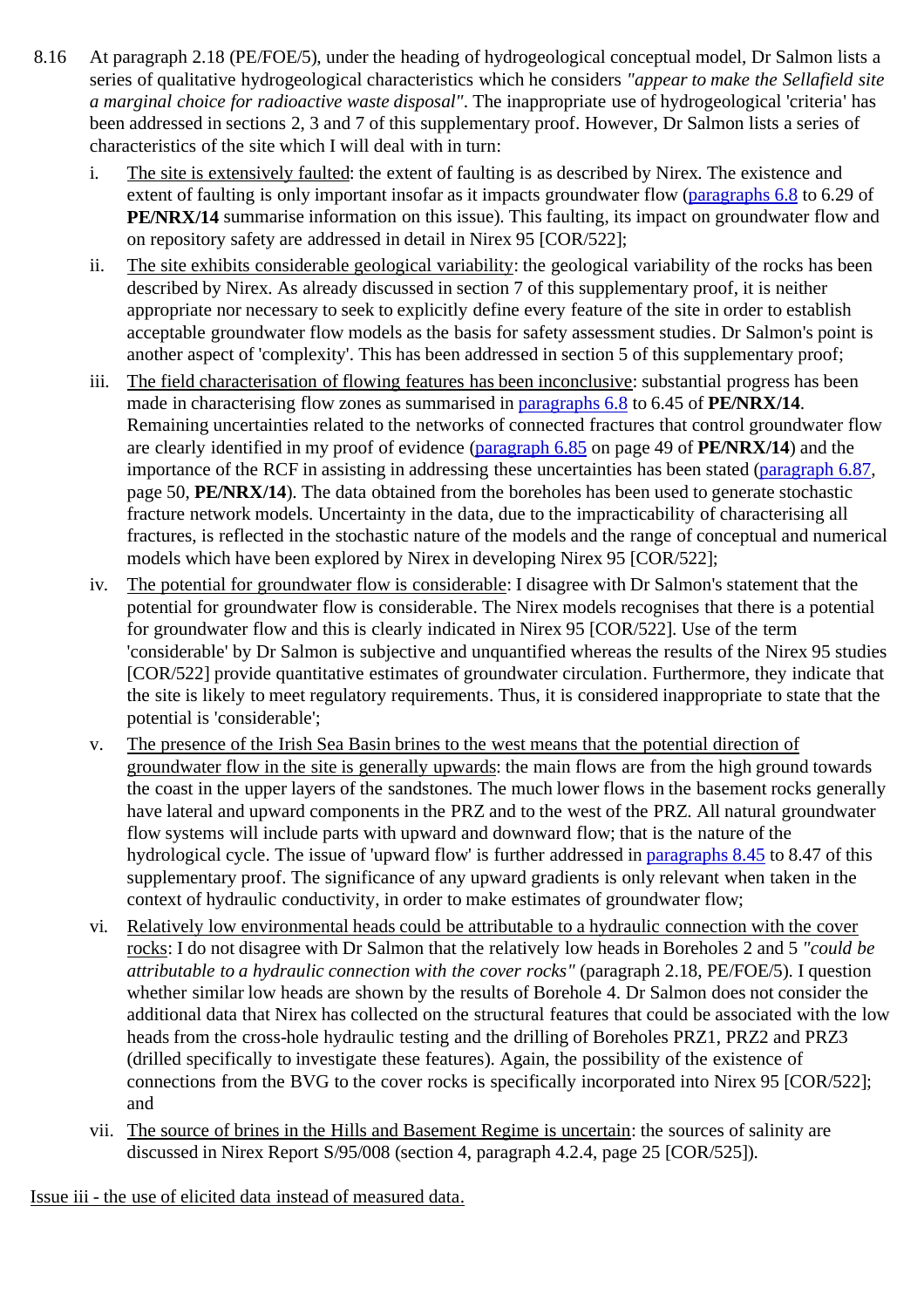8.16 At paragraph 2.18 (PE/FOE/5), under the heading of hydrogeological conceptual model, Dr Salmon lists a series of qualitative hydrogeological characteristics which he considers *"appear to make the Sellafield site a marginal choice for radioactive waste disposal"*. The inappropriate use of hydrogeological 'criteria' has been addressed in sections 2, 3 and 7 of this supplementary proof. However, Dr Salmon lists a series of characteristics of the site which I will deal with in turn:

i. The site is extensively faulted: the extent of faulting is as described by Nirex. The existence and extent of faulting is only important insofar as it impacts groundwater flow (paragraphs 6.8 to 6.29 of **PE/NRX/14** summarise information on this issue). This faulting, its impact on groundwater flow and on repository safety are addressed in detail in Nirex 95 [COR/522];

ii. The site exhibits considerable geological variability: the geological variability of the rocks has been described by Nirex. As already discussed in section 7 of this supplementary proof, it is neither appropriate nor necessary to seek to explicitly define every feature of the site in order to establish acceptable groundwater flow models as the basis for safety assessment studies. Dr Salmon's point is another aspect of 'complexity'. This has been addressed in section 5 of this supplementary proof;

iii. The field characterisation of flowing features has been inconclusive: substantial progress has been made in characterising flow zones as summarised in paragraphs 6.8 to 6.45 of **PE/NRX/14**. Remaining uncertainties related to the networks of connected fractures that control groundwater flow are clearly identified in my proof of evidence (paragraph 6.85 on page 49 of **PE/NRX/14**) and the importance of the RCF in assisting in addressing these uncertainties has been stated (paragraph 6.87, page 50, **PE/NRX/14**). The data obtained from the boreholes has been used to generate stochastic fracture network models. Uncertainty in the data, due to the impracticability of characterising all fractures, is reflected in the stochastic nature of the models and the range of conceptual and numerical models which have been explored by Nirex in developing Nirex 95 [COR/522];

iv. The potential for groundwater flow is considerable: I disagree with Dr Salmon's statement that the potential for groundwater flow is considerable. The Nirex models recognises that there is a potential for groundwater flow and this is clearly indicated in Nirex 95 [COR/522]. Use of the term 'considerable' by Dr Salmon is subjective and unquantified whereas the results of the Nirex 95 studies [COR/522] provide quantitative estimates of groundwater circulation. Furthermore, they indicate that the site is likely to meet regulatory requirements. Thus, it is considered inappropriate to state that the potential is 'considerable';

v. The presence of the Irish Sea Basin brines to the west means that the potential direction of groundwater flow in the site is generally upwards: the main flows are from the high ground towards the coast in the upper layers of the sandstones. The much lower flows in the basement rocks generally have lateral and upward components in the PRZ and to the west of the PRZ. All natural groundwater flow systems will include parts with upward and downward flow; that is the nature of the hydrological cycle. The issue of 'upward flow' is further addressed in paragraphs 8.45 to 8.47 of this supplementary proof. The significance of any upward gradients is only relevant when taken in the context of hydraulic conductivity, in order to make estimates of groundwater flow;

vi. Relatively low environmental heads could be attributable to a hydraulic connection with the cover rocks: I do not disagree with Dr Salmon that the relatively low heads in Boreholes 2 and 5 *"could be attributable to a hydraulic connection with the cover rocks"* (paragraph 2.18, PE/FOE/5). I question whether similar low heads are shown by the results of Borehole 4. Dr Salmon does not consider the additional data that Nirex has collected on the structural features that could be associated with the low heads from the cross-hole hydraulic testing and the drilling of Boreholes PRZ1, PRZ2 and PRZ3 (drilled specifically to investigate these features). Again, the possibility of the existence of connections from the BVG to the cover rocks is specifically incorporated into Nirex 95 [COR/522]; and

vii. The source of brines in the Hills and Basement Regime is uncertain: the sources of salinity are discussed in Nirex Report S/95/008 (section 4, paragraph 4.2.4, page 25 [COR/525]).

Issue iii - the use of elicited data instead of measured data.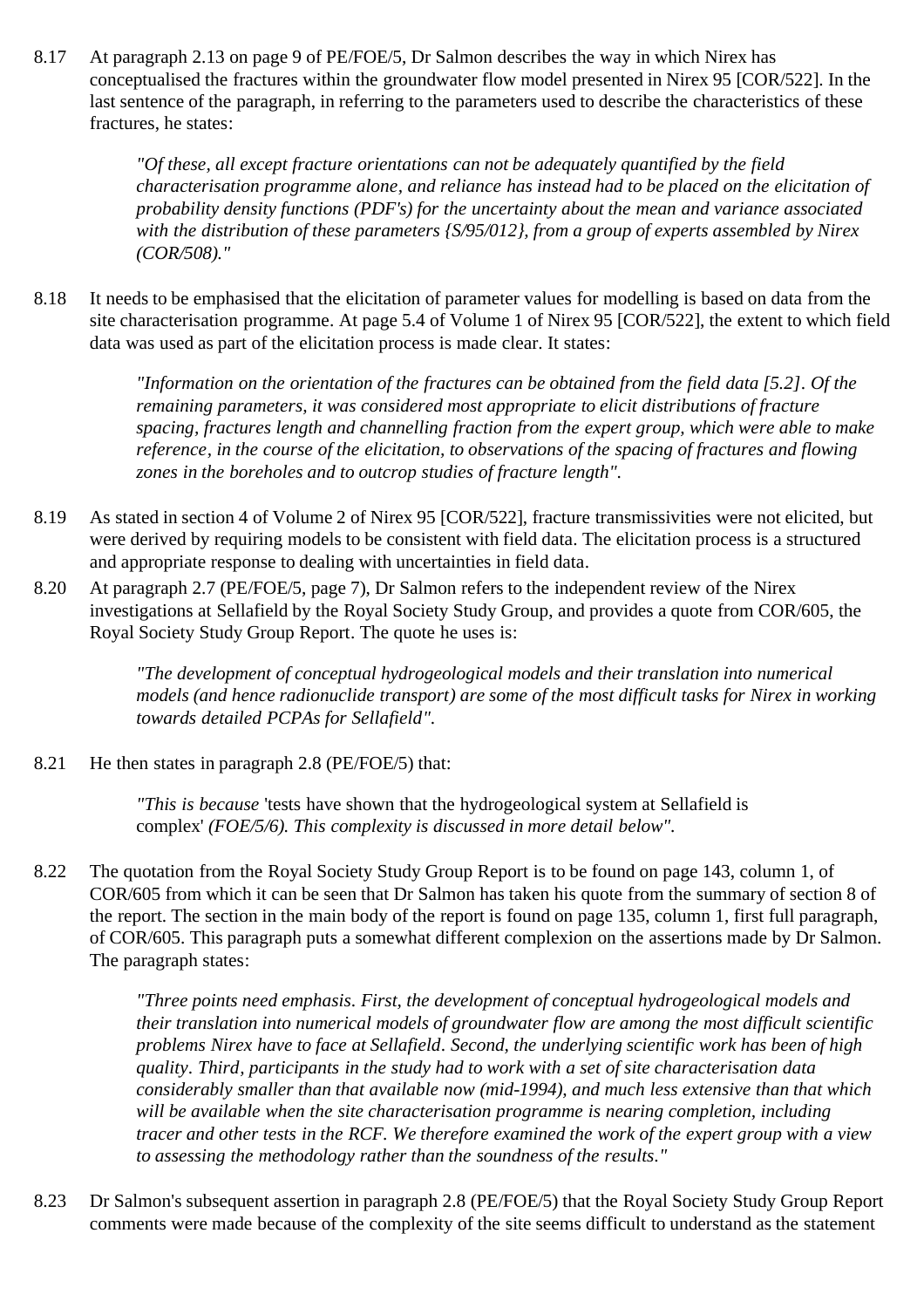8.17 At paragraph 2.13 on page 9 of PE/FOE/5, Dr Salmon describes the way in which Nirex has conceptualised the fractures within the groundwater flow model presented in Nirex 95 [COR/522]. In the last sentence of the paragraph, in referring to the parameters used to describe the characteristics of these fractures, he states:

> *"Of these, all except fracture orientations can not be adequately quantified by the field characterisation programme alone, and reliance has instead had to be placed on the elicitation of probability density functions (PDF's) for the uncertainty about the mean and variance associated with the distribution of these parameters {S/95/012}, from a group of experts assembled by Nirex (COR/508)."*

8.18 It needs to be emphasised that the elicitation of parameter values for modelling is based on data from the site characterisation programme. At page 5.4 of Volume 1 of Nirex 95 [COR/522], the extent to which field data was used as part of the elicitation process is made clear. It states:

> *"Information on the orientation of the fractures can be obtained from the field data [5.2]. Of the remaining parameters, it was considered most appropriate to elicit distributions of fracture spacing, fractures length and channelling fraction from the expert group, which were able to make reference, in the course of the elicitation, to observations of the spacing of fractures and flowing zones in the boreholes and to outcrop studies of fracture length".*

8.19 As stated in section 4 of Volume 2 of Nirex 95 [COR/522], fracture transmissivities were not elicited, but were derived by requiring models to be consistent with field data. The elicitation process is a structured and appropriate response to dealing with uncertainties in field data.

8.20 At paragraph 2.7 (PE/FOE/5, page 7), Dr Salmon refers to the independent review of the Nirex investigations at Sellafield by the Royal Society Study Group, and provides a quote from COR/605, the Royal Society Study Group Report. The quote he uses is:

> *"The development of conceptual hydrogeological models and their translation into numerical models (and hence radionuclide transport) are some of the most difficult tasks for Nirex in working towards detailed PCPAs for Sellafield".*

8.21 He then states in paragraph 2.8 (PE/FOE/5) that:

> *"This is because* 'tests have shown that the hydrogeological system at Sellafield is complex' *(FOE/5/6). This complexity is discussed in more detail below".*

8.22 The quotation from the Royal Society Study Group Report is to be found on page 143, column 1, of COR/605 from which it can be seen that Dr Salmon has taken his quote from the summary of section 8 of the report. The section in the main body of the report is found on page 135, column 1, first full paragraph, of COR/605. This paragraph puts a somewhat different complexion on the assertions made by Dr Salmon. The paragraph states:

> *"Three points need emphasis. First, the development of conceptual hydrogeological models and their translation into numerical models of groundwater flow are among the most difficult scientific problems Nirex have to face at Sellafield. Second, the underlying scientific work has been of high quality. Third, participants in the study had to work with a set of site characterisation data considerably smaller than that available now (mid-1994), and much less extensive than that which will be available when the site characterisation programme is nearing completion, including tracer and other tests in the RCF. We therefore examined the work of the expert group with a view to assessing the methodology rather than the soundness of the results."*

8.23 Dr Salmon's subsequent assertion in paragraph 2.8 (PE/FOE/5) that the Royal Society Study Group Report comments were made because of the complexity of the site seems difficult to understand as the statement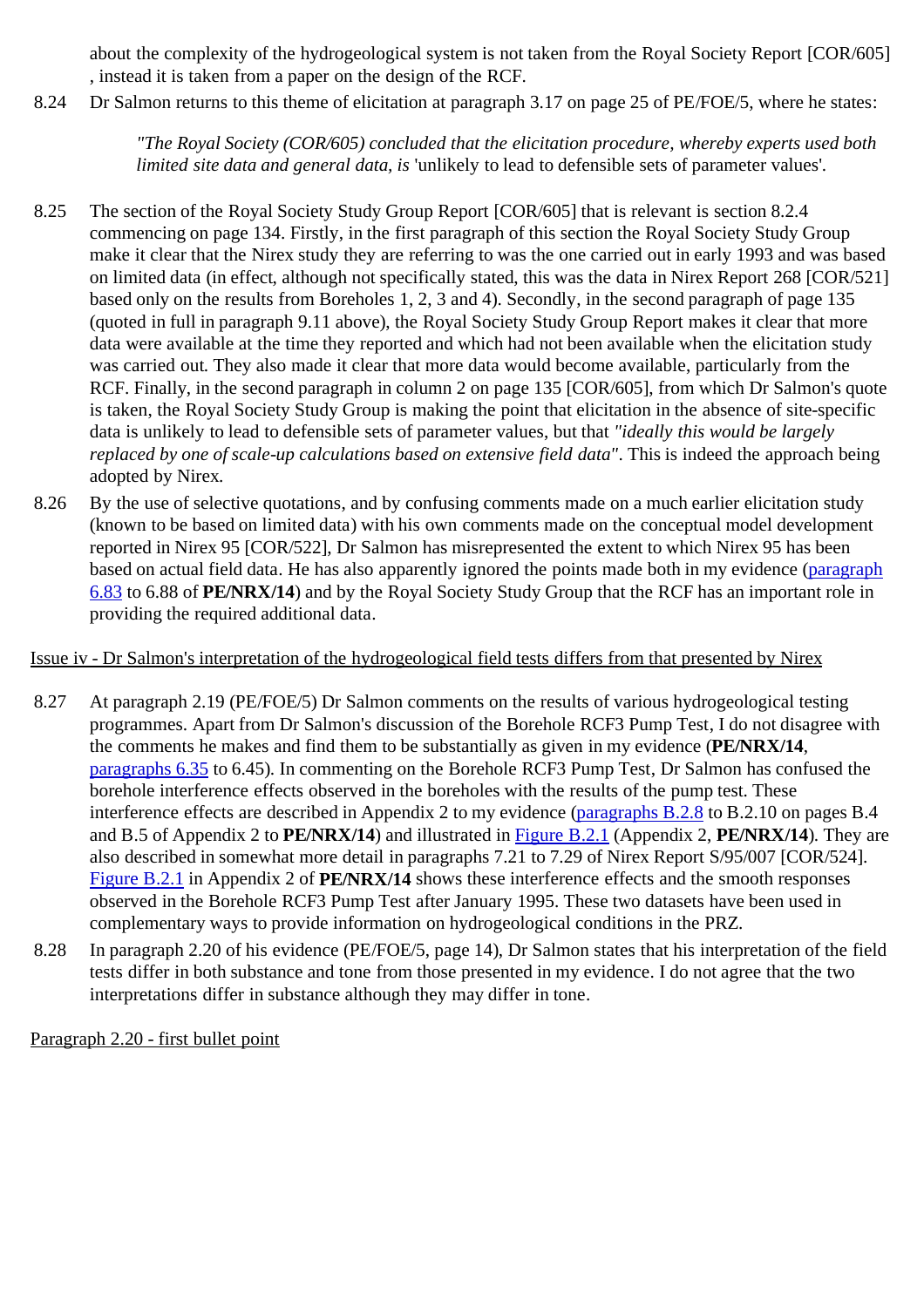about the complexity of the hydrogeological system is not taken from the Royal Society Report [COR/605] , instead it is taken from a paper on the design of the RCF.

8.24 Dr Salmon returns to this theme of elicitation at paragraph 3.17 on page 25 of PE/FOE/5, where he states:

> *"The Royal Society (COR/605) concluded that the elicitation procedure, whereby experts used both limited site data and general data, is* 'unlikely to lead to defensible sets of parameter values'.

8.25 The section of the Royal Society Study Group Report [COR/605] that is relevant is section 8.2.4 commencing on page 134. Firstly, in the first paragraph of this section the Royal Society Study Group make it clear that the Nirex study they are referring to was the one carried out in early 1993 and was based on limited data (in effect, although not specifically stated, this was the data in Nirex Report 268 [COR/521] based only on the results from Boreholes 1, 2, 3 and 4). Secondly, in the second paragraph of page 135 (quoted in full in paragraph 9.11 above), the Royal Society Study Group Report makes it clear that more data were available at the time they reported and which had not been available when the elicitation study was carried out. They also made it clear that more data would become available, particularly from the RCF. Finally, in the second paragraph in column 2 on page 135 [COR/605], from which Dr Salmon's quote is taken, the Royal Society Study Group is making the point that elicitation in the absence of site-specific data is unlikely to lead to defensible sets of parameter values, but that *"ideally this would be largely replaced by one of scale-up calculations based on extensive field data"*. This is indeed the approach being adopted by Nirex.

8.26 By the use of selective quotations, and by confusing comments made on a much earlier elicitation study (known to be based on limited data) with his own comments made on the conceptual model development reported in Nirex 95 [COR/522], Dr Salmon has misrepresented the extent to which Nirex 95 has been based on actual field data. He has also apparently ignored the points made both in my evidence (paragraph 6.83 to 6.88 of **PE/NRX/14**) and by the Royal Society Study Group that the RCF has an important role in providing the required additional data.

Issue iv - Dr Salmon's interpretation of the hydrogeological field tests differs from that presented by Nirex

8.27 At paragraph 2.19 (PE/FOE/5) Dr Salmon comments on the results of various hydrogeological testing programmes. Apart from Dr Salmon's discussion of the Borehole RCF3 Pump Test, I do not disagree with the comments he makes and find them to be substantially as given in my evidence (**PE/NRX/14**, paragraphs 6.35 to 6.45). In commenting on the Borehole RCF3 Pump Test, Dr Salmon has confused the borehole interference effects observed in the boreholes with the results of the pump test. These interference effects are described in Appendix 2 to my evidence (paragraphs B.2.8 to B.2.10 on pages B.4 and B.5 of Appendix 2 to **PE/NRX/14**) and illustrated in Figure B.2.1 (Appendix 2, **PE/NRX/14**). They are also described in somewhat more detail in paragraphs 7.21 to 7.29 of Nirex Report S/95/007 [COR/524]. Figure B.2.1 in Appendix 2 of **PE/NRX/14** shows these interference effects and the smooth responses observed in the Borehole RCF3 Pump Test after January 1995. These two datasets have been used in complementary ways to provide information on hydrogeological conditions in the PRZ.

8.28 In paragraph 2.20 of his evidence (PE/FOE/5, page 14), Dr Salmon states that his interpretation of the field tests differ in both substance and tone from those presented in my evidence. I do not agree that the two interpretations differ in substance although they may differ in tone.

Paragraph 2.20 - first bullet point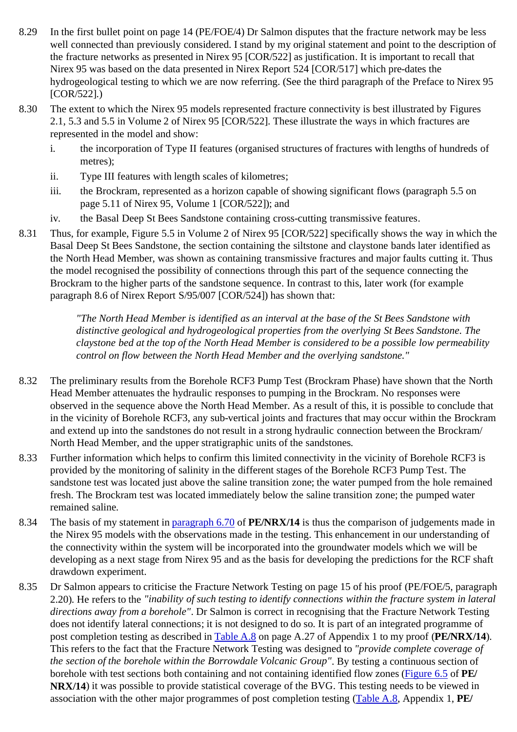8.29 In the first bullet point on page 14 (PE/FOE/4) Dr Salmon disputes that the fracture network may be less well connected than previously considered. I stand by my original statement and point to the description of the fracture networks as presented in Nirex 95 [COR/522] as justification. It is important to recall that Nirex 95 was based on the data presented in Nirex Report 524 [COR/517] which pre-dates the hydrogeological testing to which we are now referring. (See the third paragraph of the Preface to Nirex 95 [COR/522].)

8.30 The extent to which the Nirex 95 models represented fracture connectivity is best illustrated by Figures 2.1, 5.3 and 5.5 in Volume 2 of Nirex 95 [COR/522]. These illustrate the ways in which fractures are represented in the model and show:

i. the incorporation of Type II features (organised structures of fractures with lengths of hundreds of metres);

ii. Type III features with length scales of kilometres;

iii. the Brockram, represented as a horizon capable of showing significant flows (paragraph 5.5 on page 5.11 of Nirex 95, Volume 1 [COR/522]); and

iv. the Basal Deep St Bees Sandstone containing cross-cutting transmissive features.

8.31 Thus, for example, Figure 5.5 in Volume 2 of Nirex 95 [COR/522] specifically shows the way in which the Basal Deep St Bees Sandstone, the section containing the siltstone and claystone bands later identified as the North Head Member, was shown as containing transmissive fractures and major faults cutting it. Thus the model recognised the possibility of connections through this part of the sequence connecting the Brockram to the higher parts of the sandstone sequence. In contrast to this, later work (for example paragraph 8.6 of Nirex Report S/95/007 [COR/524]) has shown that:

> *"The North Head Member is identified as an interval at the base of the St Bees Sandstone with distinctive geological and hydrogeological properties from the overlying St Bees Sandstone. The claystone bed at the top of the North Head Member is considered to be a possible low permeability control on flow between the North Head Member and the overlying sandstone."*

8.32 The preliminary results from the Borehole RCF3 Pump Test (Brockram Phase) have shown that the North Head Member attenuates the hydraulic responses to pumping in the Brockram. No responses were observed in the sequence above the North Head Member. As a result of this, it is possible to conclude that in the vicinity of Borehole RCF3, any sub-vertical joints and fractures that may occur within the Brockram and extend up into the sandstones do not result in a strong hydraulic connection between the Brockram/ North Head Member, and the upper stratigraphic units of the sandstones.

8.33 Further information which helps to confirm this limited connectivity in the vicinity of Borehole RCF3 is provided by the monitoring of salinity in the different stages of the Borehole RCF3 Pump Test. The sandstone test was located just above the saline transition zone; the water pumped from the hole remained fresh. The Brockram test was located immediately below the saline transition zone; the pumped water remained saline.

8.34 The basis of my statement in paragraph 6.70 of **PE/NRX/14** is thus the comparison of judgements made in the Nirex 95 models with the observations made in the testing. This enhancement in our understanding of the connectivity within the system will be incorporated into the groundwater models which we will be developing as a next stage from Nirex 95 and as the basis for developing the predictions for the RCF shaft drawdown experiment.

8.35 Dr Salmon appears to criticise the Fracture Network Testing on page 15 of his proof (PE/FOE/5, paragraph 2.20). He refers to the *"inability of such testing to identify connections within the fracture system in lateral directions away from a borehole"*. Dr Salmon is correct in recognising that the Fracture Network Testing does not identify lateral connections; it is not designed to do so. It is part of an integrated programme of post completion testing as described in Table A.8 on page A.27 of Appendix 1 to my proof (**PE/NRX/14**). This refers to the fact that the Fracture Network Testing was designed to *"provide complete coverage of the section of the borehole within the Borrowdale Volcanic Group"*. By testing a continuous section of borehole with test sections both containing and not containing identified flow zones (Figure 6.5 of **PE/ NRX/14**) it was possible to provide statistical coverage of the BVG. This testing needs to be viewed in association with the other major programmes of post completion testing (Table A.8, Appendix 1, **PE/**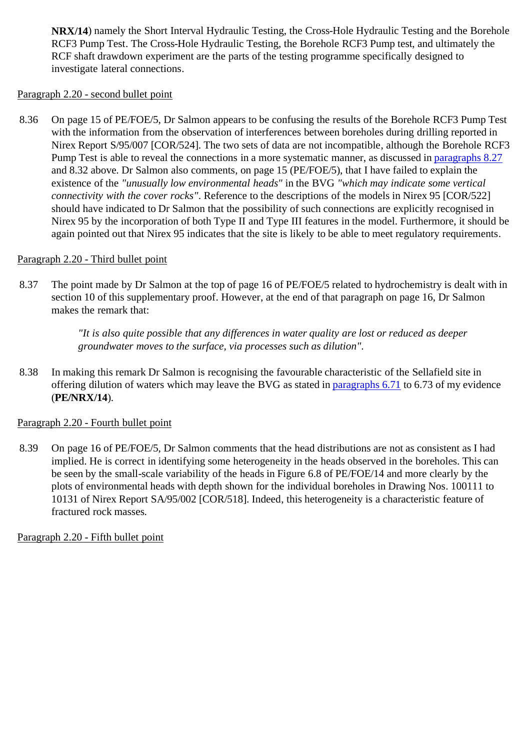**NRX/14**) namely the Short Interval Hydraulic Testing, the Cross-Hole Hydraulic Testing and the Borehole RCF3 Pump Test. The Cross-Hole Hydraulic Testing, the Borehole RCF3 Pump test, and ultimately the RCF shaft drawdown experiment are the parts of the testing programme specifically designed to investigate lateral connections.

Paragraph 2.20 - second bullet point

8.36 On page 15 of PE/FOE/5, Dr Salmon appears to be confusing the results of the Borehole RCF3 Pump Test with the information from the observation of interferences between boreholes during drilling reported in Nirex Report S/95/007 [COR/524]. The two sets of data are not incompatible, although the Borehole RCF3 Pump Test is able to reveal the connections in a more systematic manner, as discussed in paragraphs 8.27 and 8.32 above. Dr Salmon also comments, on page 15 (PE/FOE/5), that I have failed to explain the existence of the *"unusually low environmental heads"* in the BVG *"which may indicate some vertical connectivity with the cover rocks"*. Reference to the descriptions of the models in Nirex 95 [COR/522] should have indicated to Dr Salmon that the possibility of such connections are explicitly recognised in Nirex 95 by the incorporation of both Type II and Type III features in the model. Furthermore, it should be again pointed out that Nirex 95 indicates that the site is likely to be able to meet regulatory requirements.

Paragraph 2.20 - Third bullet point

8.37 The point made by Dr Salmon at the top of page 16 of PE/FOE/5 related to hydrochemistry is dealt with in section 10 of this supplementary proof. However, at the end of that paragraph on page 16, Dr Salmon makes the remark that:

> *"It is also quite possible that any differences in water quality are lost or reduced as deeper groundwater moves to the surface, via processes such as dilution".*

8.38 In making this remark Dr Salmon is recognising the favourable characteristic of the Sellafield site in offering dilution of waters which may leave the BVG as stated in paragraphs 6.71 to 6.73 of my evidence (**PE/NRX/14**).

Paragraph 2.20 - Fourth bullet point

8.39 On page 16 of PE/FOE/5, Dr Salmon comments that the head distributions are not as consistent as I had implied. He is correct in identifying some heterogeneity in the heads observed in the boreholes. This can be seen by the small-scale variability of the heads in Figure 6.8 of PE/FOE/14 and more clearly by the plots of environmental heads with depth shown for the individual boreholes in Drawing Nos. 100111 to 10131 of Nirex Report SA/95/002 [COR/518]. Indeed, this heterogeneity is a characteristic feature of fractured rock masses.

Paragraph 2.20 - Fifth bullet point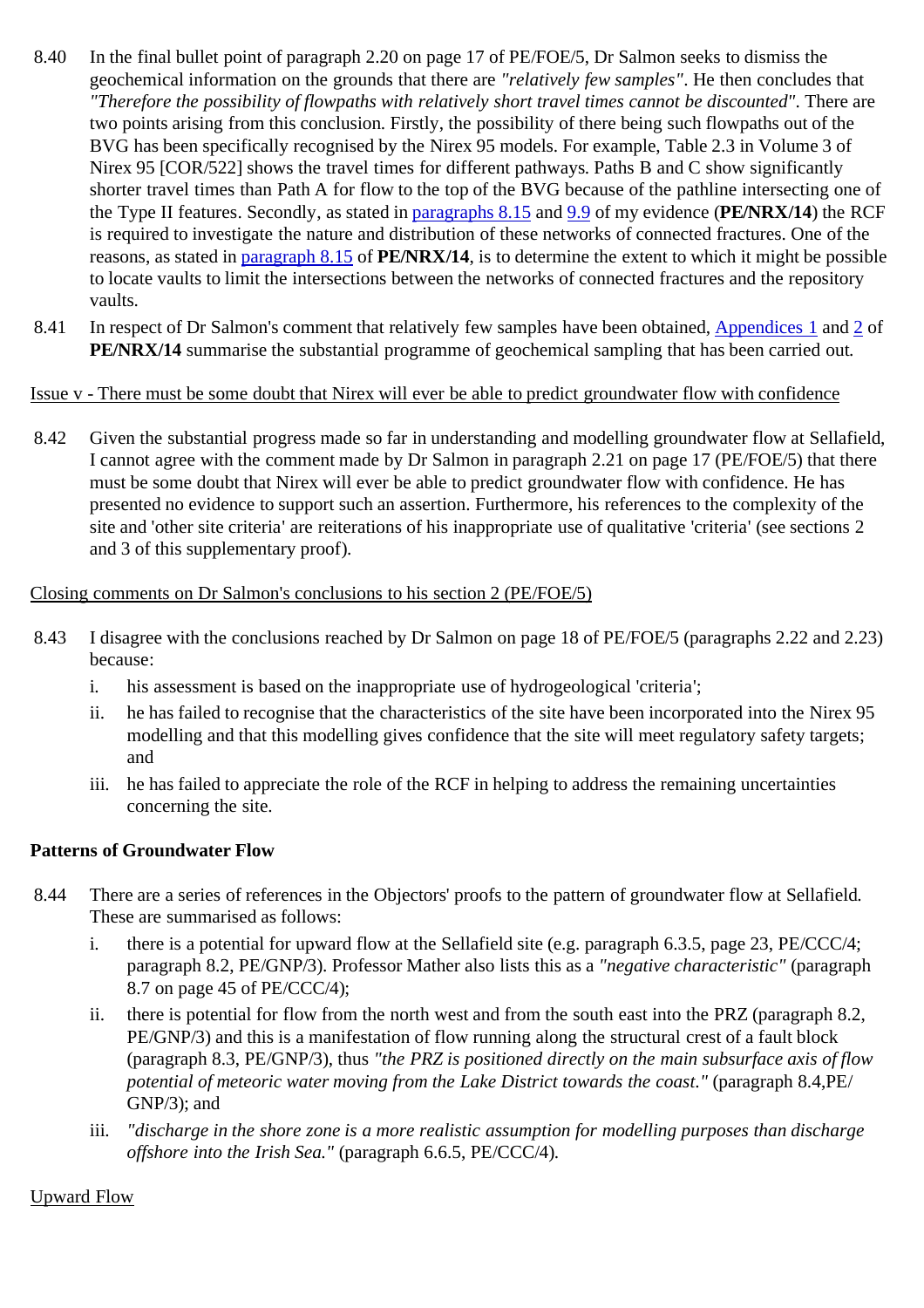8.40 In the final bullet point of paragraph 2.20 on page 17 of PE/FOE/5, Dr Salmon seeks to dismiss the geochemical information on the grounds that there are *"relatively few samples"*. He then concludes that *"Therefore the possibility of flowpaths with relatively short travel times cannot be discounted"*. There are two points arising from this conclusion. Firstly, the possibility of there being such flowpaths out of the BVG has been specifically recognised by the Nirex 95 models. For example, Table 2.3 in Volume 3 of Nirex 95 [COR/522] shows the travel times for different pathways. Paths B and C show significantly shorter travel times than Path A for flow to the top of the BVG because of the pathline intersecting one of the Type II features. Secondly, as stated in paragraphs 8.15 and 9.9 of my evidence (**PE/NRX/14**) the RCF is required to investigate the nature and distribution of these networks of connected fractures. One of the reasons, as stated in paragraph 8.15 of **PE/NRX/14**, is to determine the extent to which it might be possible to locate vaults to limit the intersections between the networks of connected fractures and the repository vaults.

8.41 In respect of Dr Salmon's comment that relatively few samples have been obtained, Appendices 1 and 2 of **PE/NRX/14** summarise the substantial programme of geochemical sampling that has been carried out.

<u>Issue v - There must be some doubt that Nirex will ever be able to predict groundwater flow with confidence</u>

8.42 Given the substantial progress made so far in understanding and modelling groundwater flow at Sellafield, I cannot agree with the comment made by Dr Salmon in paragraph 2.21 on page 17 (PE/FOE/5) that there must be some doubt that Nirex will ever be able to predict groundwater flow with confidence. He has presented no evidence to support such an assertion. Furthermore, his references to the complexity of the site and 'other site criteria' are reiterations of his inappropriate use of qualitative 'criteria' (see sections 2 and 3 of this supplementary proof).

<u>Closing comments on Dr Salmon's conclusions to his section 2 (PE/FOE/5)</u>

8.43 I disagree with the conclusions reached by Dr Salmon on page 18 of PE/FOE/5 (paragraphs 2.22 and 2.23) because:

i. his assessment is based on the inappropriate use of hydrogeological 'criteria';

ii. he has failed to recognise that the characteristics of the site have been incorporated into the Nirex 95 modelling and that this modelling gives confidence that the site will meet regulatory safety targets; and

iii. he has failed to appreciate the role of the RCF in helping to address the remaining uncertainties concerning the site.

**Patterns of Groundwater Flow**

8.44 There are a series of references in the Objectors' proofs to the pattern of groundwater flow at Sellafield. These are summarised as follows:

i. there is a potential for upward flow at the Sellafield site (e.g. paragraph 6.3.5, page 23, PE/CCC/4; paragraph 8.2, PE/GNP/3). Professor Mather also lists this as a *"negative characteristic"* (paragraph 8.7 on page 45 of PE/CCC/4);

ii. there is potential for flow from the north west and from the south east into the PRZ (paragraph 8.2, PE/GNP/3) and this is a manifestation of flow running along the structural crest of a fault block (paragraph 8.3, PE/GNP/3), thus *"the PRZ is positioned directly on the main subsurface axis of flow potential of meteoric water moving from the Lake District towards the coast."* (paragraph 8.4,PE/GNP/3); and

iii. *"discharge in the shore zone is a more realistic assumption for modelling purposes than discharge offshore into the Irish Sea."* (paragraph 6.6.5, PE/CCC/4).

<u>Upward Flow</u>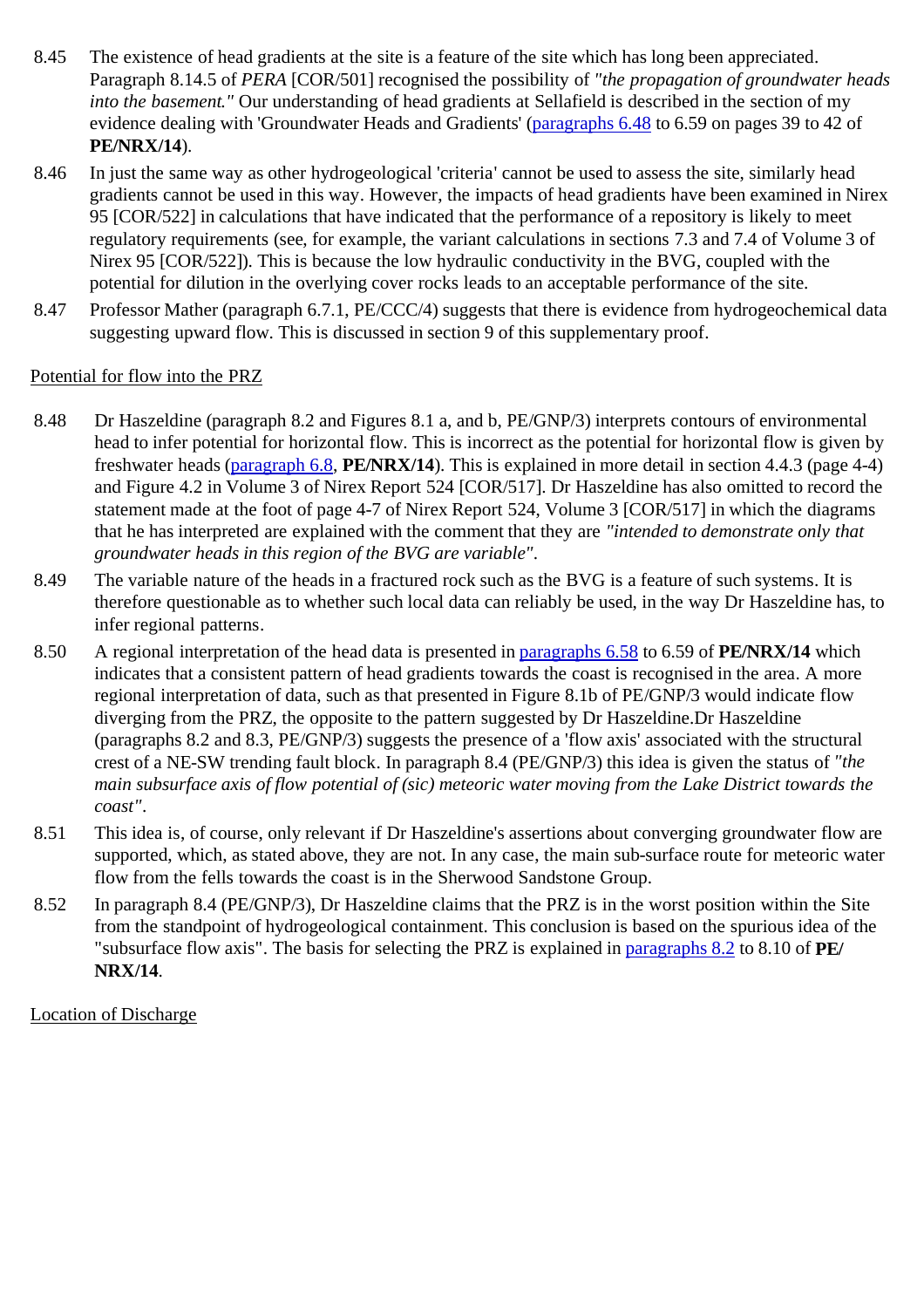8.45 The existence of head gradients at the site is a feature of the site which has long been appreciated. Paragraph 8.14.5 of *PERA* [COR/501] recognised the possibility of *"the propagation of groundwater heads into the basement."* Our understanding of head gradients at Sellafield is described in the section of my evidence dealing with 'Groundwater Heads and Gradients' (paragraphs 6.48 to 6.59 on pages 39 to 42 of **PE/NRX/14**).

8.46 In just the same way as other hydrogeological 'criteria' cannot be used to assess the site, similarly head gradients cannot be used in this way. However, the impacts of head gradients have been examined in Nirex 95 [COR/522] in calculations that have indicated that the performance of a repository is likely to meet regulatory requirements (see, for example, the variant calculations in sections 7.3 and 7.4 of Volume 3 of Nirex 95 [COR/522]). This is because the low hydraulic conductivity in the BVG, coupled with the potential for dilution in the overlying cover rocks leads to an acceptable performance of the site.

8.47 Professor Mather (paragraph 6.7.1, PE/CCC/4) suggests that there is evidence from hydrogeochemical data suggesting upward flow. This is discussed in section 9 of this supplementary proof.

Potential for flow into the PRZ

8.48 Dr Haszeldine (paragraph 8.2 and Figures 8.1 a, and b, PE/GNP/3) interprets contours of environmental head to infer potential for horizontal flow. This is incorrect as the potential for horizontal flow is given by freshwater heads (paragraph 6.8, **PE/NRX/14**). This is explained in more detail in section 4.4.3 (page 4-4) and Figure 4.2 in Volume 3 of Nirex Report 524 [COR/517]. Dr Haszeldine has also omitted to record the statement made at the foot of page 4-7 of Nirex Report 524, Volume 3 [COR/517] in which the diagrams that he has interpreted are explained with the comment that they are *"intended to demonstrate only that groundwater heads in this region of the BVG are variable"*.

8.49 The variable nature of the heads in a fractured rock such as the BVG is a feature of such systems. It is therefore questionable as to whether such local data can reliably be used, in the way Dr Haszeldine has, to infer regional patterns.

8.50 A regional interpretation of the head data is presented in paragraphs 6.58 to 6.59 of **PE/NRX/14** which indicates that a consistent pattern of head gradients towards the coast is recognised in the area. A more regional interpretation of data, such as that presented in Figure 8.1b of PE/GNP/3 would indicate flow diverging from the PRZ, the opposite to the pattern suggested by Dr Haszeldine.Dr Haszeldine (paragraphs 8.2 and 8.3, PE/GNP/3) suggests the presence of a 'flow axis' associated with the structural crest of a NE-SW trending fault block. In paragraph 8.4 (PE/GNP/3) this idea is given the status of *"the main subsurface axis of flow potential of (sic) meteoric water moving from the Lake District towards the coast"*.

8.51 This idea is, of course, only relevant if Dr Haszeldine's assertions about converging groundwater flow are supported, which, as stated above, they are not. In any case, the main sub-surface route for meteoric water flow from the fells towards the coast is in the Sherwood Sandstone Group.

8.52 In paragraph 8.4 (PE/GNP/3), Dr Haszeldine claims that the PRZ is in the worst position within the Site from the standpoint of hydrogeological containment. This conclusion is based on the spurious idea of the "subsurface flow axis". The basis for selecting the PRZ is explained in paragraphs 8.2 to 8.10 of **PE/NRX/14**.

Location of Discharge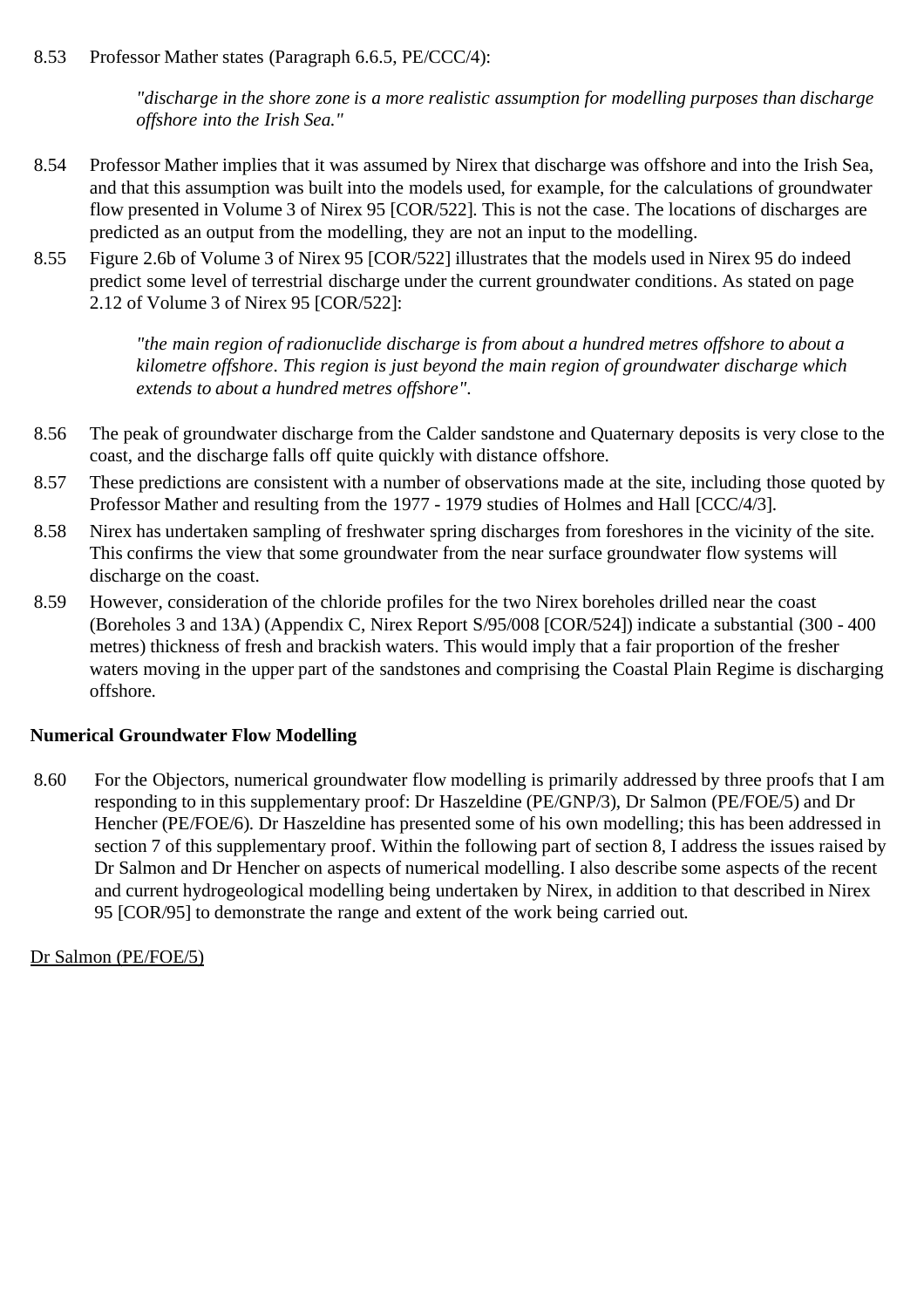8.53 Professor Mather states (Paragraph 6.6.5, PE/CCC/4):

> *"discharge in the shore zone is a more realistic assumption for modelling purposes than discharge offshore into the Irish Sea."*

8.54 Professor Mather implies that it was assumed by Nirex that discharge was offshore and into the Irish Sea, and that this assumption was built into the models used, for example, for the calculations of groundwater flow presented in Volume 3 of Nirex 95 [COR/522]. This is not the case. The locations of discharges are predicted as an output from the modelling, they are not an input to the modelling.

8.55 Figure 2.6b of Volume 3 of Nirex 95 [COR/522] illustrates that the models used in Nirex 95 do indeed predict some level of terrestrial discharge under the current groundwater conditions. As stated on page 2.12 of Volume 3 of Nirex 95 [COR/522]:

> *"the main region of radionuclide discharge is from about a hundred metres offshore to about a kilometre offshore. This region is just beyond the main region of groundwater discharge which extends to about a hundred metres offshore".*

8.56 The peak of groundwater discharge from the Calder sandstone and Quaternary deposits is very close to the coast, and the discharge falls off quite quickly with distance offshore.

8.57 These predictions are consistent with a number of observations made at the site, including those quoted by Professor Mather and resulting from the 1977 - 1979 studies of Holmes and Hall [CCC/4/3].

8.58 Nirex has undertaken sampling of freshwater spring discharges from foreshores in the vicinity of the site. This confirms the view that some groundwater from the near surface groundwater flow systems will discharge on the coast.

8.59 However, consideration of the chloride profiles for the two Nirex boreholes drilled near the coast (Boreholes 3 and 13A) (Appendix C, Nirex Report S/95/008 [COR/524]) indicate a substantial (300 - 400 metres) thickness of fresh and brackish waters. This would imply that a fair proportion of the fresher waters moving in the upper part of the sandstones and comprising the Coastal Plain Regime is discharging offshore.

**Numerical Groundwater Flow Modelling**

8.60 For the Objectors, numerical groundwater flow modelling is primarily addressed by three proofs that I am responding to in this supplementary proof: Dr Haszeldine (PE/GNP/3), Dr Salmon (PE/FOE/5) and Dr Hencher (PE/FOE/6). Dr Haszeldine has presented some of his own modelling; this has been addressed in section 7 of this supplementary proof. Within the following part of section 8, I address the issues raised by Dr Salmon and Dr Hencher on aspects of numerical modelling. I also describe some aspects of the recent and current hydrogeological modelling being undertaken by Nirex, in addition to that described in Nirex 95 [COR/95] to demonstrate the range and extent of the work being carried out.

<u>Dr Salmon (PE/FOE/5)</u>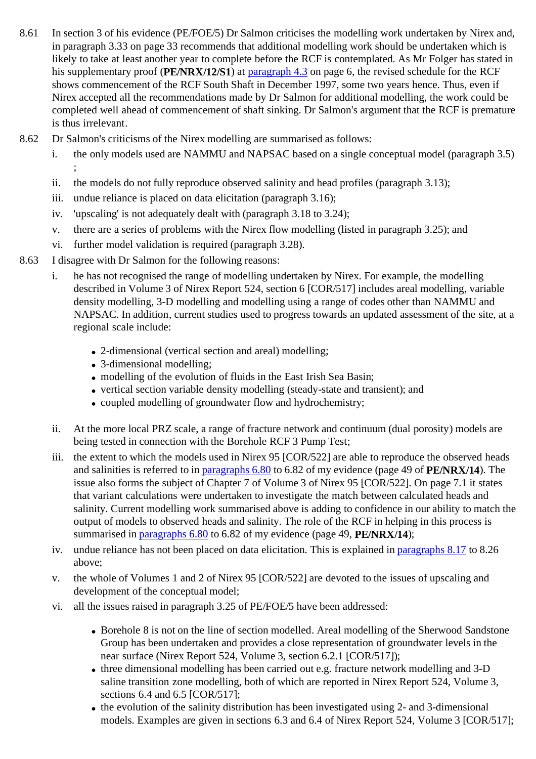8.61 In section 3 of his evidence (PE/FOE/5) Dr Salmon criticises the modelling work undertaken by Nirex and, in paragraph 3.33 on page 33 recommends that additional modelling work should be undertaken which is likely to take at least another year to complete before the RCF is contemplated. As Mr Folger has stated in his supplementary proof (**PE/NRX/12/S1**) at paragraph 4.3 on page 6, the revised schedule for the RCF shows commencement of the RCF South Shaft in December 1997, some two years hence. Thus, even if Nirex accepted all the recommendations made by Dr Salmon for additional modelling, the work could be completed well ahead of commencement of shaft sinking. Dr Salmon's argument that the RCF is premature is thus irrelevant.

8.62 Dr Salmon's criticisms of the Nirex modelling are summarised as follows:

i. the only models used are NAMMU and NAPSAC based on a single conceptual model (paragraph 3.5) ;

ii. the models do not fully reproduce observed salinity and head profiles (paragraph 3.13);

iii. undue reliance is placed on data elicitation (paragraph 3.16);

iv. 'upscaling' is not adequately dealt with (paragraph 3.18 to 3.24);

v. there are a series of problems with the Nirex flow modelling (listed in paragraph 3.25); and

vi. further model validation is required (paragraph 3.28).

8.63 I disagree with Dr Salmon for the following reasons:

i. he has not recognised the range of modelling undertaken by Nirex. For example, the modelling described in Volume 3 of Nirex Report 524, section 6 [COR/517] includes areal modelling, variable density modelling, 3-D modelling and modelling using a range of codes other than NAMMU and NAPSAC. In addition, current studies used to progress towards an updated assessment of the site, at a regional scale include:

- 2-dimensional (vertical section and areal) modelling;
- 3-dimensional modelling;
- modelling of the evolution of fluids in the East Irish Sea Basin;
- vertical section variable density modelling (steady-state and transient); and
- coupled modelling of groundwater flow and hydrochemistry;

ii. At the more local PRZ scale, a range of fracture network and continuum (dual porosity) models are being tested in connection with the Borehole RCF 3 Pump Test;

iii. the extent to which the models used in Nirex 95 [COR/522] are able to reproduce the observed heads and salinities is referred to in paragraphs 6.80 to 6.82 of my evidence (page 49 of **PE/NRX/14**). The issue also forms the subject of Chapter 7 of Volume 3 of Nirex 95 [COR/522]. On page 7.1 it states that variant calculations were undertaken to investigate the match between calculated heads and salinity. Current modelling work summarised above is adding to confidence in our ability to match the output of models to observed heads and salinity. The role of the RCF in helping in this process is summarised in paragraphs 6.80 to 6.82 of my evidence (page 49, **PE/NRX/14**);

iv. undue reliance has not been placed on data elicitation. This is explained in paragraphs 8.17 to 8.26 above;

v. the whole of Volumes 1 and 2 of Nirex 95 [COR/522] are devoted to the issues of upscaling and development of the conceptual model;

vi. all the issues raised in paragraph 3.25 of PE/FOE/5 have been addressed:

- Borehole 8 is not on the line of section modelled. Areal modelling of the Sherwood Sandstone Group has been undertaken and provides a close representation of groundwater levels in the near surface (Nirex Report 524, Volume 3, section 6.2.1 [COR/517]);
- three dimensional modelling has been carried out e.g. fracture network modelling and 3-D saline transition zone modelling, both of which are reported in Nirex Report 524, Volume 3, sections 6.4 and 6.5 [COR/517];
- the evolution of the salinity distribution has been investigated using 2- and 3-dimensional models. Examples are given in sections 6.3 and 6.4 of Nirex Report 524, Volume 3 [COR/517];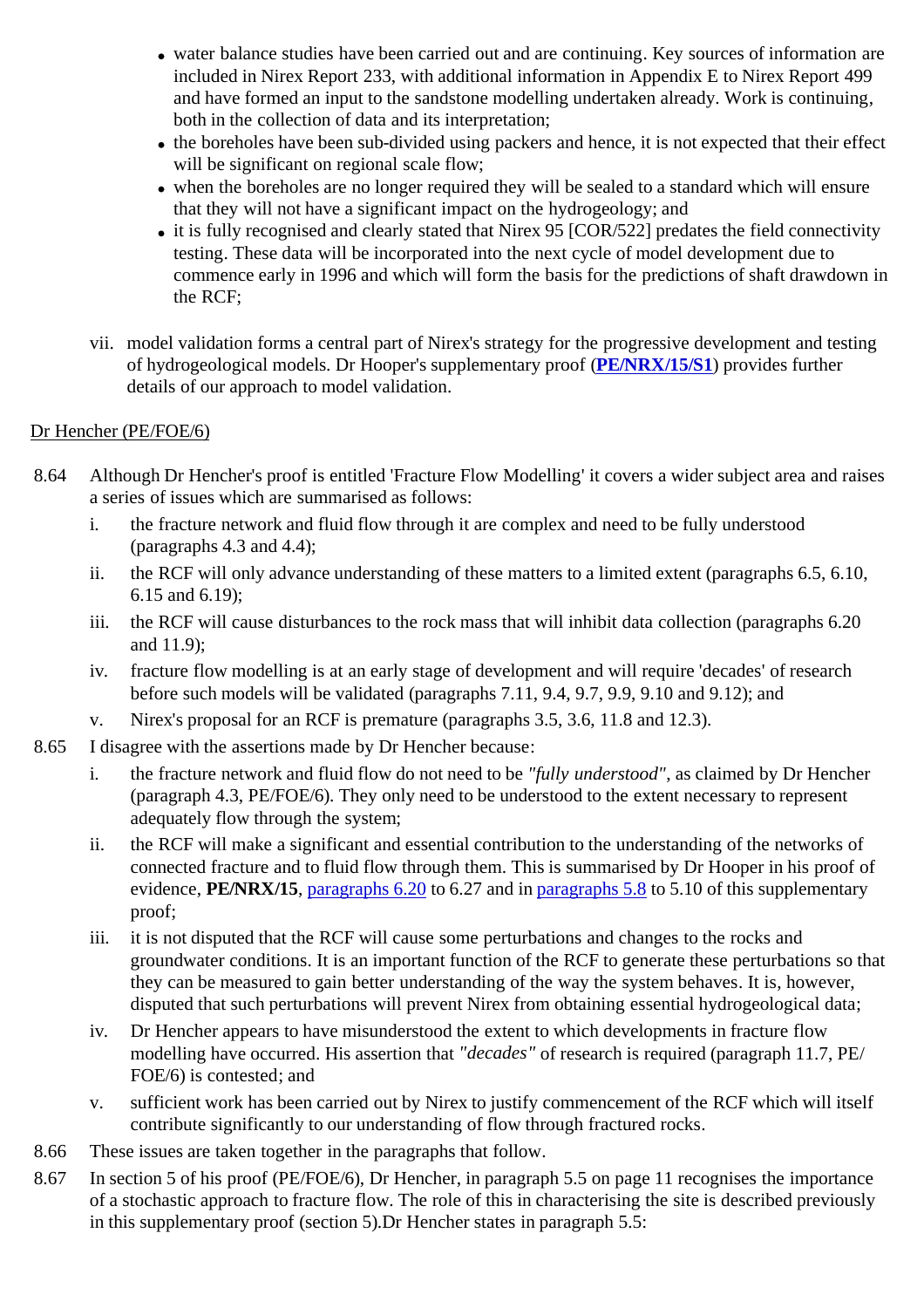- water balance studies have been carried out and are continuing. Key sources of information are included in Nirex Report 233, with additional information in Appendix E to Nirex Report 499 and have formed an input to the sandstone modelling undertaken already. Work is continuing, both in the collection of data and its interpretation;
- the boreholes have been sub-divided using packers and hence, it is not expected that their effect will be significant on regional scale flow;
- when the boreholes are no longer required they will be sealed to a standard which will ensure that they will not have a significant impact on the hydrogeology; and
- it is fully recognised and clearly stated that Nirex 95 [COR/522] predates the field connectivity testing. These data will be incorporated into the next cycle of model development due to commence early in 1996 and which will form the basis for the predictions of shaft drawdown in the RCF;

vii. model validation forms a central part of Nirex's strategy for the progressive development and testing of hydrogeological models. Dr Hooper's supplementary proof (**PE/NRX/15/S1**) provides further details of our approach to model validation.

Dr Hencher (PE/FOE/6)

8.64 Although Dr Hencher's proof is entitled 'Fracture Flow Modelling' it covers a wider subject area and raises a series of issues which are summarised as follows:

i. the fracture network and fluid flow through it are complex and need to be fully understood (paragraphs 4.3 and 4.4);
ii. the RCF will only advance understanding of these matters to a limited extent (paragraphs 6.5, 6.10, 6.15 and 6.19);
iii. the RCF will cause disturbances to the rock mass that will inhibit data collection (paragraphs 6.20 and 11.9);
iv. fracture flow modelling is at an early stage of development and will require 'decades' of research before such models will be validated (paragraphs 7.11, 9.4, 9.7, 9.9, 9.10 and 9.12); and
v. Nirex's proposal for an RCF is premature (paragraphs 3.5, 3.6, 11.8 and 12.3).

8.65 I disagree with the assertions made by Dr Hencher because:

i. the fracture network and fluid flow do not need to be *"fully understood"*, as claimed by Dr Hencher (paragraph 4.3, PE/FOE/6). They only need to be understood to the extent necessary to represent adequately flow through the system;
ii. the RCF will make a significant and essential contribution to the understanding of the networks of connected fracture and to fluid flow through them. This is summarised by Dr Hooper in his proof of evidence, **PE/NRX/15**, paragraphs 6.20 to 6.27 and in paragraphs 5.8 to 5.10 of this supplementary proof;
iii. it is not disputed that the RCF will cause some perturbations and changes to the rocks and groundwater conditions. It is an important function of the RCF to generate these perturbations so that they can be measured to gain better understanding of the way the system behaves. It is, however, disputed that such perturbations will prevent Nirex from obtaining essential hydrogeological data;
iv. Dr Hencher appears to have misunderstood the extent to which developments in fracture flow modelling have occurred. His assertion that *"decades"* of research is required (paragraph 11.7, PE/FOE/6) is contested; and
v. sufficient work has been carried out by Nirex to justify commencement of the RCF which will itself contribute significantly to our understanding of flow through fractured rocks.

8.66 These issues are taken together in the paragraphs that follow.

8.67 In section 5 of his proof (PE/FOE/6), Dr Hencher, in paragraph 5.5 on page 11 recognises the importance of a stochastic approach to fracture flow. The role of this in characterising the site is described previously in this supplementary proof (section 5).Dr Hencher states in paragraph 5.5: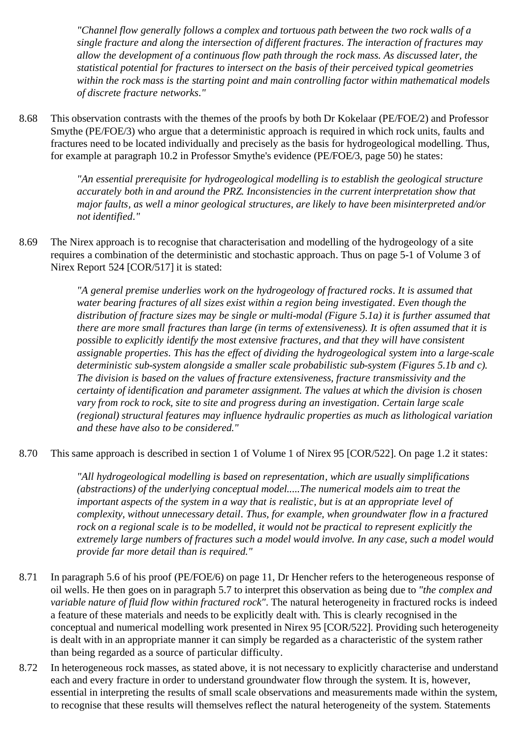*"Channel flow generally follows a complex and tortuous path between the two rock walls of a single fracture and along the intersection of different fractures. The interaction of fractures may allow the development of a continuous flow path through the rock mass. As discussed later, the statistical potential for fractures to intersect on the basis of their perceived typical geometries within the rock mass is the starting point and main controlling factor within mathematical models of discrete fracture networks."*

8.68 This observation contrasts with the themes of the proofs by both Dr Kokelaar (PE/FOE/2) and Professor Smythe (PE/FOE/3) who argue that a deterministic approach is required in which rock units, faults and fractures need to be located individually and precisely as the basis for hydrogeological modelling. Thus, for example at paragraph 10.2 in Professor Smythe's evidence (PE/FOE/3, page 50) he states:

*"An essential prerequisite for hydrogeological modelling is to establish the geological structure accurately both in and around the PRZ. Inconsistencies in the current interpretation show that major faults, as well a minor geological structures, are likely to have been misinterpreted and/or not identified."*

8.69 The Nirex approach is to recognise that characterisation and modelling of the hydrogeology of a site requires a combination of the deterministic and stochastic approach. Thus on page 5-1 of Volume 3 of Nirex Report 524 [COR/517] it is stated:

*"A general premise underlies work on the hydrogeology of fractured rocks. It is assumed that water bearing fractures of all sizes exist within a region being investigated. Even though the distribution of fracture sizes may be single or multi-modal (Figure 5.1a) it is further assumed that there are more small fractures than large (in terms of extensiveness). It is often assumed that it is possible to explicitly identify the most extensive fractures, and that they will have consistent assignable properties. This has the effect of dividing the hydrogeological system into a large-scale deterministic sub-system alongside a smaller scale probabilistic sub-system (Figures 5.1b and c). The division is based on the values of fracture extensiveness, fracture transmissivity and the certainty of identification and parameter assignment. The values at which the division is chosen vary from rock to rock, site to site and progress during an investigation. Certain large scale (regional) structural features may influence hydraulic properties as much as lithological variation and these have also to be considered."*

8.70 This same approach is described in section 1 of Volume 1 of Nirex 95 [COR/522]. On page 1.2 it states:

*"All hydrogeological modelling is based on representation, which are usually simplifications (abstractions) of the underlying conceptual model.....The numerical models aim to treat the important aspects of the system in a way that is realistic, but is at an appropriate level of complexity, without unnecessary detail. Thus, for example, when groundwater flow in a fractured rock on a regional scale is to be modelled, it would not be practical to represent explicitly the extremely large numbers of fractures such a model would involve. In any case, such a model would provide far more detail than is required."*

8.71 In paragraph 5.6 of his proof (PE/FOE/6) on page 11, Dr Hencher refers to the heterogeneous response of oil wells. He then goes on in paragraph 5.7 to interpret this observation as being due to *"the complex and variable nature of fluid flow within fractured rock"*. The natural heterogeneity in fractured rocks is indeed a feature of these materials and needs to be explicitly dealt with. This is clearly recognised in the conceptual and numerical modelling work presented in Nirex 95 [COR/522]. Providing such heterogeneity is dealt with in an appropriate manner it can simply be regarded as a characteristic of the system rather than being regarded as a source of particular difficulty.

8.72 In heterogeneous rock masses, as stated above, it is not necessary to explicitly characterise and understand each and every fracture in order to understand groundwater flow through the system. It is, however, essential in interpreting the results of small scale observations and measurements made within the system, to recognise that these results will themselves reflect the natural heterogeneity of the system. Statements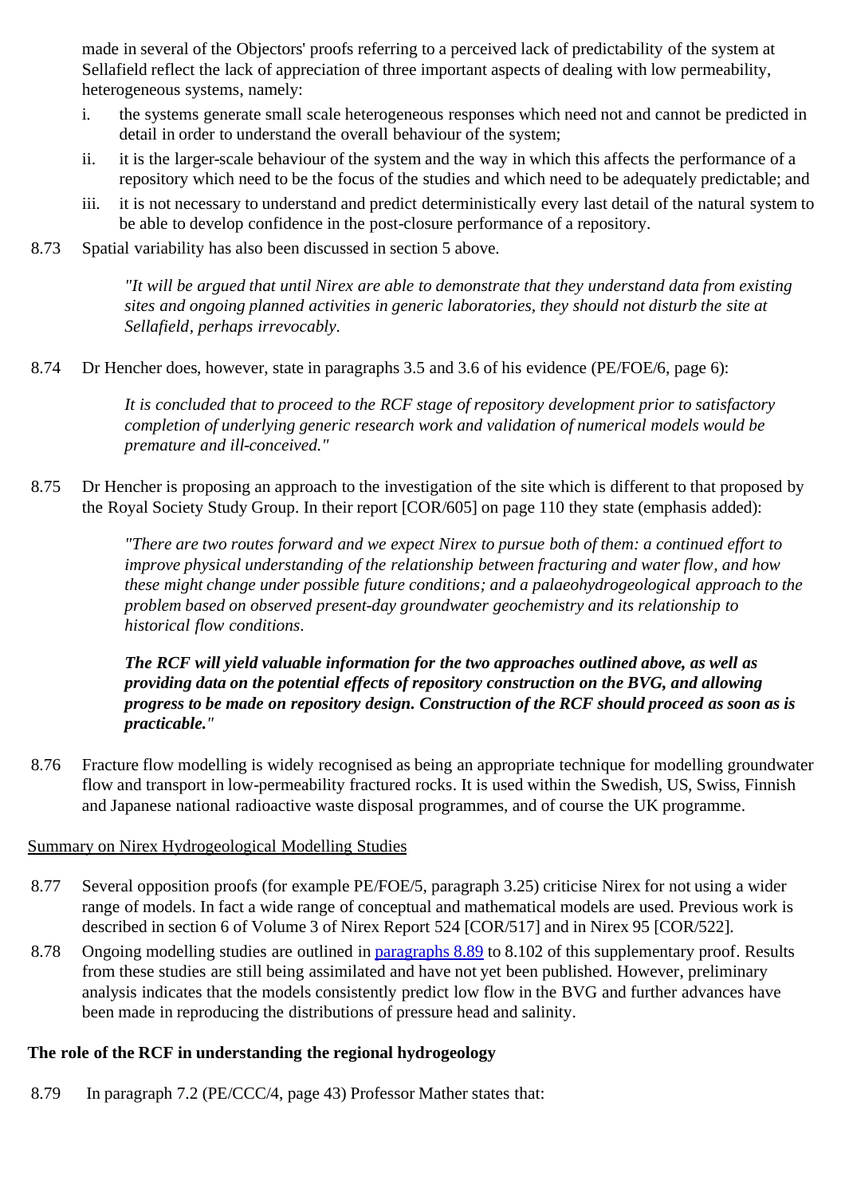made in several of the Objectors' proofs referring to a perceived lack of predictability of the system at Sellafield reflect the lack of appreciation of three important aspects of dealing with low permeability, heterogeneous systems, namely:

i. the systems generate small scale heterogeneous responses which need not and cannot be predicted in detail in order to understand the overall behaviour of the system;

ii. it is the larger-scale behaviour of the system and the way in which this affects the performance of a repository which need to be the focus of the studies and which need to be adequately predictable; and

iii. it is not necessary to understand and predict deterministically every last detail of the natural system to be able to develop confidence in the post-closure performance of a repository.

8.73 Spatial variability has also been discussed in section 5 above.

> *"It will be argued that until Nirex are able to demonstrate that they understand data from existing sites and ongoing planned activities in generic laboratories, they should not disturb the site at Sellafield, perhaps irrevocably.*

8.74 Dr Hencher does, however, state in paragraphs 3.5 and 3.6 of his evidence (PE/FOE/6, page 6):

> *It is concluded that to proceed to the RCF stage of repository development prior to satisfactory completion of underlying generic research work and validation of numerical models would be premature and ill-conceived."*

8.75 Dr Hencher is proposing an approach to the investigation of the site which is different to that proposed by the Royal Society Study Group. In their report [COR/605] on page 110 they state (emphasis added):

> *"There are two routes forward and we expect Nirex to pursue both of them: a continued effort to improve physical understanding of the relationship between fracturing and water flow, and how these might change under possible future conditions; and a palaeohydrogeological approach to the problem based on observed present-day groundwater geochemistry and its relationship to historical flow conditions.*
>
> ***The RCF will yield valuable information for the two approaches outlined above, as well as providing data on the potential effects of repository construction on the BVG, and allowing progress to be made on repository design. Construction of the RCF should proceed as soon as is practicable."***

8.76 Fracture flow modelling is widely recognised as being an appropriate technique for modelling groundwater flow and transport in low-permeability fractured rocks. It is used within the Swedish, US, Swiss, Finnish and Japanese national radioactive waste disposal programmes, and of course the UK programme.

Summary on Nirex Hydrogeological Modelling Studies

8.77 Several opposition proofs (for example PE/FOE/5, paragraph 3.25) criticise Nirex for not using a wider range of models. In fact a wide range of conceptual and mathematical models are used. Previous work is described in section 6 of Volume 3 of Nirex Report 524 [COR/517] and in Nirex 95 [COR/522].

8.78 Ongoing modelling studies are outlined in paragraphs 8.89 to 8.102 of this supplementary proof. Results from these studies are still being assimilated and have not yet been published. However, preliminary analysis indicates that the models consistently predict low flow in the BVG and further advances have been made in reproducing the distributions of pressure head and salinity.

**The role of the RCF in understanding the regional hydrogeology**

8.79 In paragraph 7.2 (PE/CCC/4, page 43) Professor Mather states that: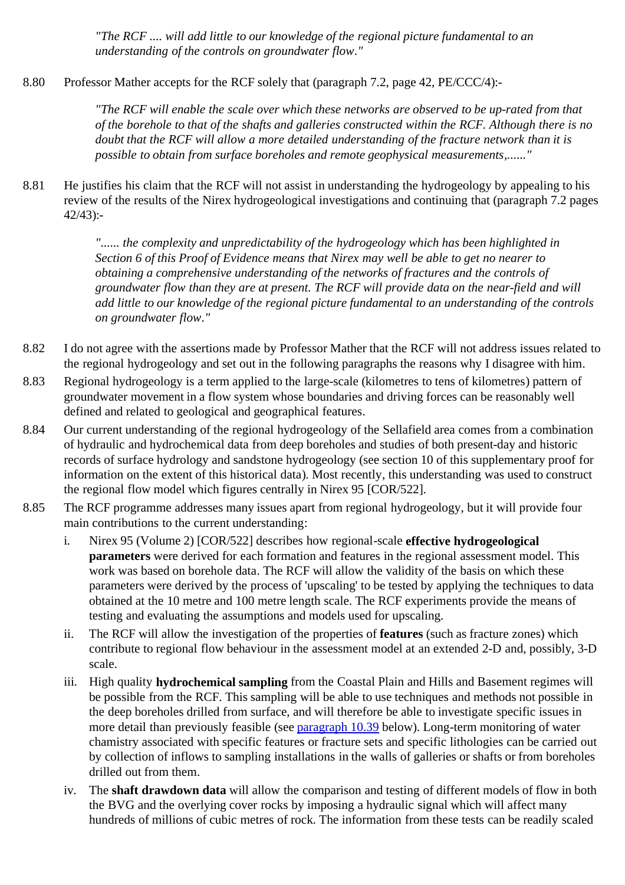*"The RCF .... will add little to our knowledge of the regional picture fundamental to an understanding of the controls on groundwater flow."*

8.80 Professor Mather accepts for the RCF solely that (paragraph 7.2, page 42, PE/CCC/4):-

> *"The RCF will enable the scale over which these networks are observed to be up-rated from that of the borehole to that of the shafts and galleries constructed within the RCF. Although there is no doubt that the RCF will allow a more detailed understanding of the fracture network than it is possible to obtain from surface boreholes and remote geophysical measurements,......"*

8.81 He justifies his claim that the RCF will not assist in understanding the hydrogeology by appealing to his review of the results of the Nirex hydrogeological investigations and continuing that (paragraph 7.2 pages 42/43):-

> *"...... the complexity and unpredictability of the hydrogeology which has been highlighted in Section 6 of this Proof of Evidence means that Nirex may well be able to get no nearer to obtaining a comprehensive understanding of the networks of fractures and the controls of groundwater flow than they are at present. The RCF will provide data on the near-field and will add little to our knowledge of the regional picture fundamental to an understanding of the controls on groundwater flow."*

8.82 I do not agree with the assertions made by Professor Mather that the RCF will not address issues related to the regional hydrogeology and set out in the following paragraphs the reasons why I disagree with him.

8.83 Regional hydrogeology is a term applied to the large-scale (kilometres to tens of kilometres) pattern of groundwater movement in a flow system whose boundaries and driving forces can be reasonably well defined and related to geological and geographical features.

8.84 Our current understanding of the regional hydrogeology of the Sellafield area comes from a combination of hydraulic and hydrochemical data from deep boreholes and studies of both present-day and historic records of surface hydrology and sandstone hydrogeology (see section 10 of this supplementary proof for information on the extent of this historical data). Most recently, this understanding was used to construct the regional flow model which figures centrally in Nirex 95 [COR/522].

8.85 The RCF programme addresses many issues apart from regional hydrogeology, but it will provide four main contributions to the current understanding:

i. Nirex 95 (Volume 2) [COR/522] describes how regional-scale **effective hydrogeological parameters** were derived for each formation and features in the regional assessment model. This work was based on borehole data. The RCF will allow the validity of the basis on which these parameters were derived by the process of 'upscaling' to be tested by applying the techniques to data obtained at the 10 metre and 100 metre length scale. The RCF experiments provide the means of testing and evaluating the assumptions and models used for upscaling.

ii. The RCF will allow the investigation of the properties of **features** (such as fracture zones) which contribute to regional flow behaviour in the assessment model at an extended 2-D and, possibly, 3-D scale.

iii. High quality **hydrochemical sampling** from the Coastal Plain and Hills and Basement regimes will be possible from the RCF. This sampling will be able to use techniques and methods not possible in the deep boreholes drilled from surface, and will therefore be able to investigate specific issues in more detail than previously feasible (see paragraph 10.39 below). Long-term monitoring of water chamistry associated with specific features or fracture sets and specific lithologies can be carried out by collection of inflows to sampling installations in the walls of galleries or shafts or from boreholes drilled out from them.

iv. The **shaft drawdown data** will allow the comparison and testing of different models of flow in both the BVG and the overlying cover rocks by imposing a hydraulic signal which will affect many hundreds of millions of cubic metres of rock. The information from these tests can be readily scaled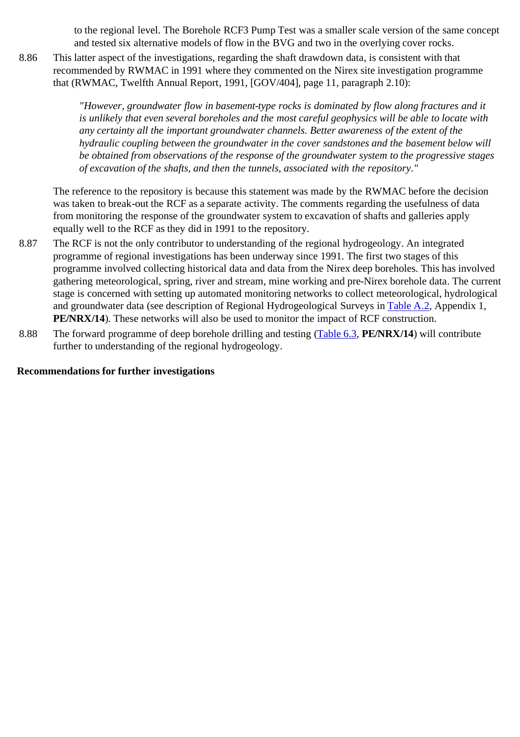to the regional level. The Borehole RCF3 Pump Test was a smaller scale version of the same concept and tested six alternative models of flow in the BVG and two in the overlying cover rocks.

8.86 This latter aspect of the investigations, regarding the shaft drawdown data, is consistent with that recommended by RWMAC in 1991 where they commented on the Nirex site investigation programme that (RWMAC, Twelfth Annual Report, 1991, [GOV/404], page 11, paragraph 2.10):

> *"However, groundwater flow in basement-type rocks is dominated by flow along fractures and it is unlikely that even several boreholes and the most careful geophysics will be able to locate with any certainty all the important groundwater channels. Better awareness of the extent of the hydraulic coupling between the groundwater in the cover sandstones and the basement below will be obtained from observations of the response of the groundwater system to the progressive stages of excavation of the shafts, and then the tunnels, associated with the repository."*

The reference to the repository is because this statement was made by the RWMAC before the decision was taken to break-out the RCF as a separate activity. The comments regarding the usefulness of data from monitoring the response of the groundwater system to excavation of shafts and galleries apply equally well to the RCF as they did in 1991 to the repository.

8.87 The RCF is not the only contributor to understanding of the regional hydrogeology. An integrated programme of regional investigations has been underway since 1991. The first two stages of this programme involved collecting historical data and data from the Nirex deep boreholes. This has involved gathering meteorological, spring, river and stream, mine working and pre-Nirex borehole data. The current stage is concerned with setting up automated monitoring networks to collect meteorological, hydrological and groundwater data (see description of Regional Hydrogeological Surveys in Table A.2, Appendix 1, **PE/NRX/14**). These networks will also be used to monitor the impact of RCF construction.

8.88 The forward programme of deep borehole drilling and testing (Table 6.3, **PE/NRX/14**) will contribute further to understanding of the regional hydrogeology.

**Recommendations for further investigations**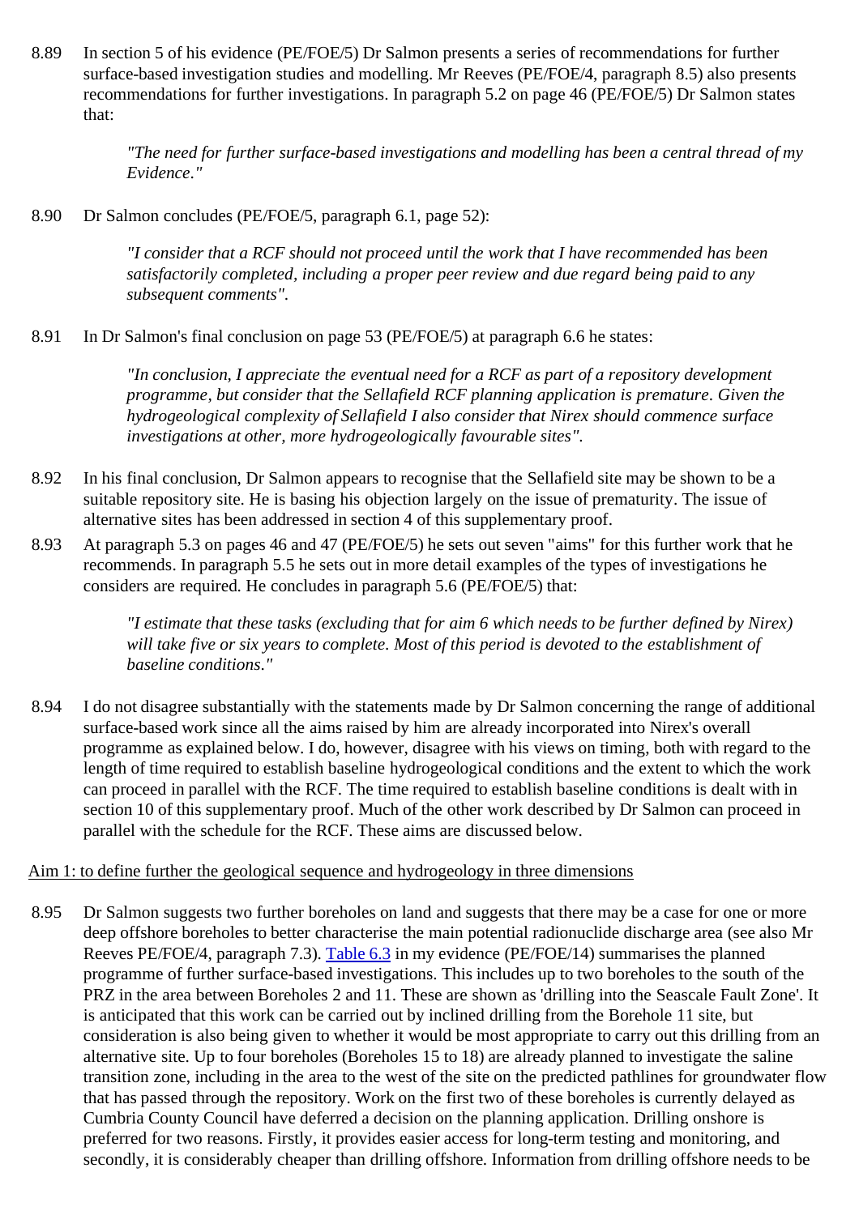8.89 In section 5 of his evidence (PE/FOE/5) Dr Salmon presents a series of recommendations for further surface-based investigation studies and modelling. Mr Reeves (PE/FOE/4, paragraph 8.5) also presents recommendations for further investigations. In paragraph 5.2 on page 46 (PE/FOE/5) Dr Salmon states that:

> *"The need for further surface-based investigations and modelling has been a central thread of my Evidence."*

8.90 Dr Salmon concludes (PE/FOE/5, paragraph 6.1, page 52):

> *"I consider that a RCF should not proceed until the work that I have recommended has been satisfactorily completed, including a proper peer review and due regard being paid to any subsequent comments".*

8.91 In Dr Salmon's final conclusion on page 53 (PE/FOE/5) at paragraph 6.6 he states:

> *"In conclusion, I appreciate the eventual need for a RCF as part of a repository development programme, but consider that the Sellafield RCF planning application is premature. Given the hydrogeological complexity of Sellafield I also consider that Nirex should commence surface investigations at other, more hydrogeologically favourable sites".*

8.92 In his final conclusion, Dr Salmon appears to recognise that the Sellafield site may be shown to be a suitable repository site. He is basing his objection largely on the issue of prematurity. The issue of alternative sites has been addressed in section 4 of this supplementary proof.

8.93 At paragraph 5.3 on pages 46 and 47 (PE/FOE/5) he sets out seven "aims" for this further work that he recommends. In paragraph 5.5 he sets out in more detail examples of the types of investigations he considers are required. He concludes in paragraph 5.6 (PE/FOE/5) that:

> *"I estimate that these tasks (excluding that for aim 6 which needs to be further defined by Nirex) will take five or six years to complete. Most of this period is devoted to the establishment of baseline conditions."*

8.94 I do not disagree substantially with the statements made by Dr Salmon concerning the range of additional surface-based work since all the aims raised by him are already incorporated into Nirex's overall programme as explained below. I do, however, disagree with his views on timing, both with regard to the length of time required to establish baseline hydrogeological conditions and the extent to which the work can proceed in parallel with the RCF. The time required to establish baseline conditions is dealt with in section 10 of this supplementary proof. Much of the other work described by Dr Salmon can proceed in parallel with the schedule for the RCF. These aims are discussed below.

Aim 1: to define further the geological sequence and hydrogeology in three dimensions

8.95 Dr Salmon suggests two further boreholes on land and suggests that there may be a case for one or more deep offshore boreholes to better characterise the main potential radionuclide discharge area (see also Mr Reeves PE/FOE/4, paragraph 7.3). Table 6.3 in my evidence (PE/FOE/14) summarises the planned programme of further surface-based investigations. This includes up to two boreholes to the south of the PRZ in the area between Boreholes 2 and 11. These are shown as 'drilling into the Seascale Fault Zone'. It is anticipated that this work can be carried out by inclined drilling from the Borehole 11 site, but consideration is also being given to whether it would be most appropriate to carry out this drilling from an alternative site. Up to four boreholes (Boreholes 15 to 18) are already planned to investigate the saline transition zone, including in the area to the west of the site on the predicted pathlines for groundwater flow that has passed through the repository. Work on the first two of these boreholes is currently delayed as Cumbria County Council have deferred a decision on the planning application. Drilling onshore is preferred for two reasons. Firstly, it provides easier access for long-term testing and monitoring, and secondly, it is considerably cheaper than drilling offshore. Information from drilling offshore needs to be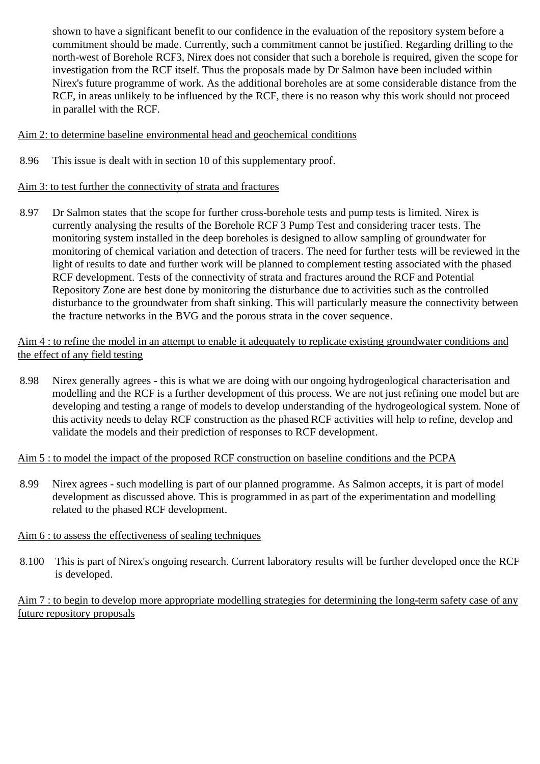shown to have a significant benefit to our confidence in the evaluation of the repository system before a commitment should be made. Currently, such a commitment cannot be justified. Regarding drilling to the north-west of Borehole RCF3, Nirex does not consider that such a borehole is required, given the scope for investigation from the RCF itself. Thus the proposals made by Dr Salmon have been included within Nirex's future programme of work. As the additional boreholes are at some considerable distance from the RCF, in areas unlikely to be influenced by the RCF, there is no reason why this work should not proceed in parallel with the RCF.

<u>Aim 2: to determine baseline environmental head and geochemical conditions</u>

8.96 This issue is dealt with in section 10 of this supplementary proof.

<u>Aim 3: to test further the connectivity of strata and fractures</u>

8.97 Dr Salmon states that the scope for further cross-borehole tests and pump tests is limited. Nirex is currently analysing the results of the Borehole RCF 3 Pump Test and considering tracer tests. The monitoring system installed in the deep boreholes is designed to allow sampling of groundwater for monitoring of chemical variation and detection of tracers. The need for further tests will be reviewed in the light of results to date and further work will be planned to complement testing associated with the phased RCF development. Tests of the connectivity of strata and fractures around the RCF and Potential Repository Zone are best done by monitoring the disturbance due to activities such as the controlled disturbance to the groundwater from shaft sinking. This will particularly measure the connectivity between the fracture networks in the BVG and the porous strata in the cover sequence.

<u>Aim 4 : to refine the model in an attempt to enable it adequately to replicate existing groundwater conditions and the effect of any field testing</u>

8.98 Nirex generally agrees - this is what we are doing with our ongoing hydrogeological characterisation and modelling and the RCF is a further development of this process. We are not just refining one model but are developing and testing a range of models to develop understanding of the hydrogeological system. None of this activity needs to delay RCF construction as the phased RCF activities will help to refine, develop and validate the models and their prediction of responses to RCF development.

<u>Aim 5 : to model the impact of the proposed RCF construction on baseline conditions and the PCPA</u>

8.99 Nirex agrees - such modelling is part of our planned programme. As Salmon accepts, it is part of model development as discussed above. This is programmed in as part of the experimentation and modelling related to the phased RCF development.

<u>Aim 6 : to assess the effectiveness of sealing techniques</u>

8.100 This is part of Nirex's ongoing research. Current laboratory results will be further developed once the RCF is developed.

<u>Aim 7 : to begin to develop more appropriate modelling strategies for determining the long-term safety case of any future repository proposals</u>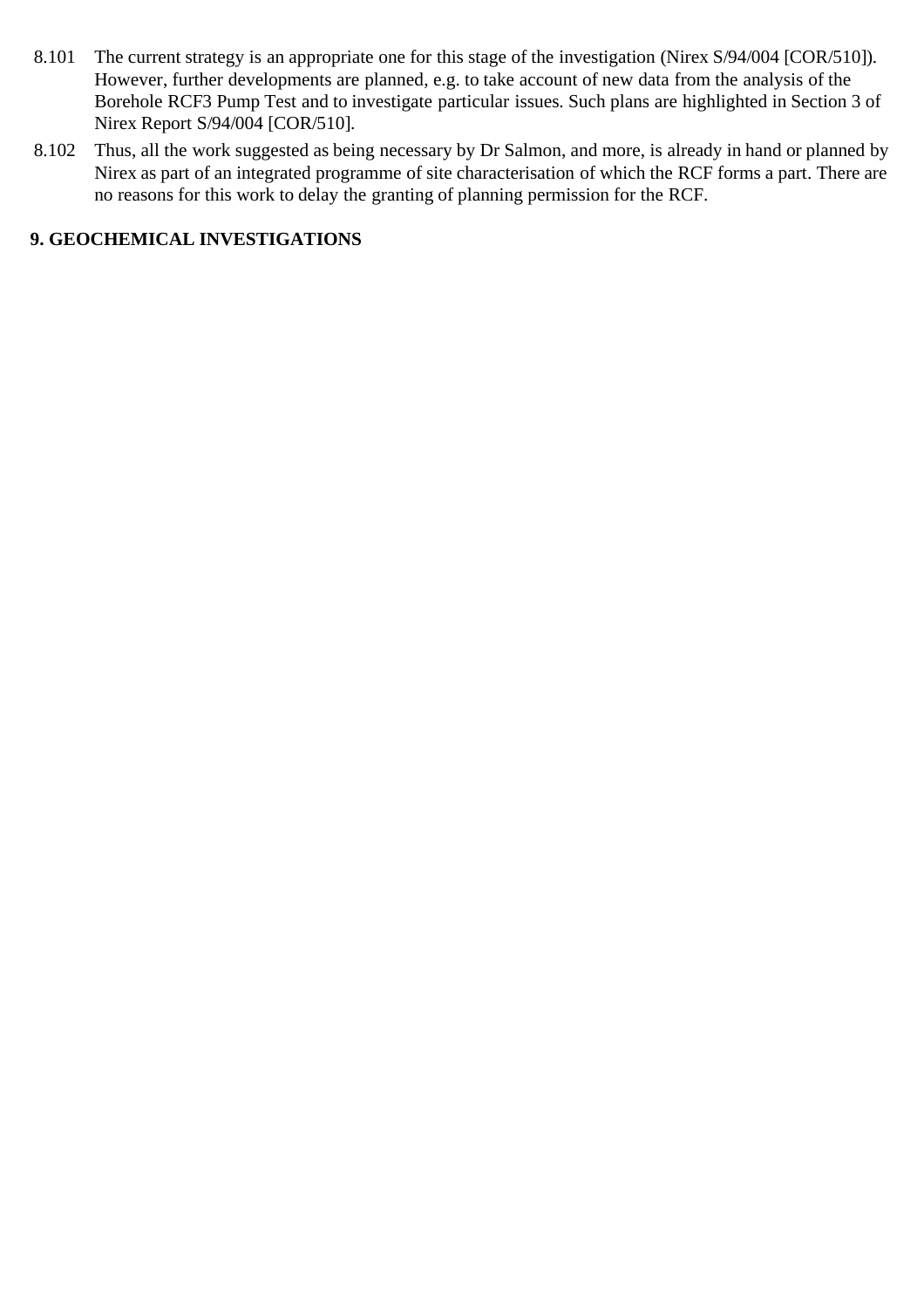8.101 The current strategy is an appropriate one for this stage of the investigation (Nirex S/94/004 [COR/510]). However, further developments are planned, e.g. to take account of new data from the analysis of the Borehole RCF3 Pump Test and to investigate particular issues. Such plans are highlighted in Section 3 of Nirex Report S/94/004 [COR/510].

8.102 Thus, all the work suggested as being necessary by Dr Salmon, and more, is already in hand or planned by Nirex as part of an integrated programme of site characterisation of which the RCF forms a part. There are no reasons for this work to delay the granting of planning permission for the RCF.

## 9. GEOCHEMICAL INVESTIGATIONS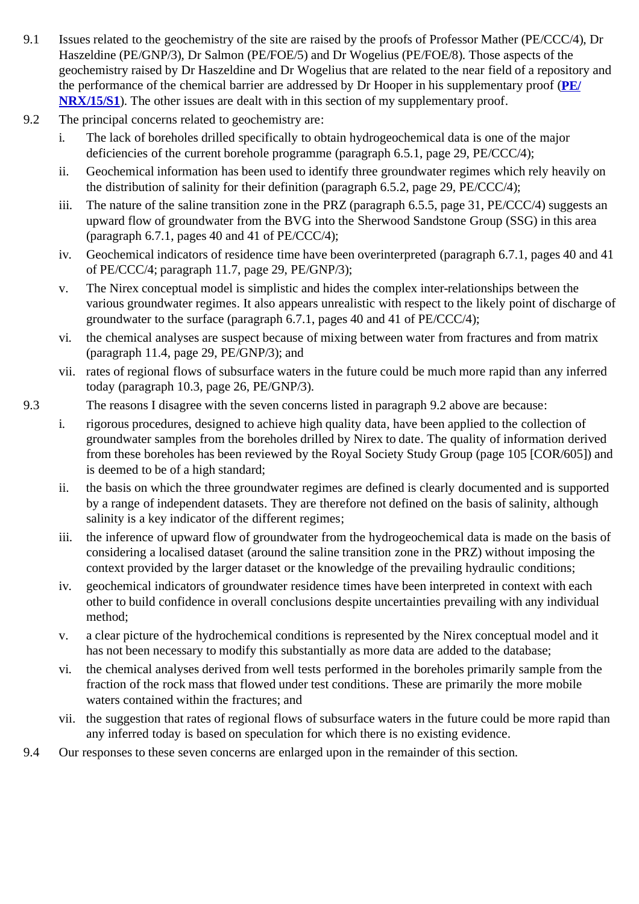9.1 Issues related to the geochemistry of the site are raised by the proofs of Professor Mather (PE/CCC/4), Dr Haszeldine (PE/GNP/3), Dr Salmon (PE/FOE/5) and Dr Wogelius (PE/FOE/8). Those aspects of the geochemistry raised by Dr Haszeldine and Dr Wogelius that are related to the near field of a repository and the performance of the chemical barrier are addressed by Dr Hooper in his supplementary proof (**PE/NRX/15/S1**). The other issues are dealt with in this section of my supplementary proof.

9.2 The principal concerns related to geochemistry are:

i. The lack of boreholes drilled specifically to obtain hydrogeochemical data is one of the major deficiencies of the current borehole programme (paragraph 6.5.1, page 29, PE/CCC/4);

ii. Geochemical information has been used to identify three groundwater regimes which rely heavily on the distribution of salinity for their definition (paragraph 6.5.2, page 29, PE/CCC/4);

iii. The nature of the saline transition zone in the PRZ (paragraph 6.5.5, page 31, PE/CCC/4) suggests an upward flow of groundwater from the BVG into the Sherwood Sandstone Group (SSG) in this area (paragraph 6.7.1, pages 40 and 41 of PE/CCC/4);

iv. Geochemical indicators of residence time have been overinterpreted (paragraph 6.7.1, pages 40 and 41 of PE/CCC/4; paragraph 11.7, page 29, PE/GNP/3);

v. The Nirex conceptual model is simplistic and hides the complex inter-relationships between the various groundwater regimes. It also appears unrealistic with respect to the likely point of discharge of groundwater to the surface (paragraph 6.7.1, pages 40 and 41 of PE/CCC/4);

vi. the chemical analyses are suspect because of mixing between water from fractures and from matrix (paragraph 11.4, page 29, PE/GNP/3); and

vii. rates of regional flows of subsurface waters in the future could be much more rapid than any inferred today (paragraph 10.3, page 26, PE/GNP/3).

9.3 The reasons I disagree with the seven concerns listed in paragraph 9.2 above are because:

i. rigorous procedures, designed to achieve high quality data, have been applied to the collection of groundwater samples from the boreholes drilled by Nirex to date. The quality of information derived from these boreholes has been reviewed by the Royal Society Study Group (page 105 [COR/605]) and is deemed to be of a high standard;

ii. the basis on which the three groundwater regimes are defined is clearly documented and is supported by a range of independent datasets. They are therefore not defined on the basis of salinity, although salinity is a key indicator of the different regimes;

iii. the inference of upward flow of groundwater from the hydrogeochemical data is made on the basis of considering a localised dataset (around the saline transition zone in the PRZ) without imposing the context provided by the larger dataset or the knowledge of the prevailing hydraulic conditions;

iv. geochemical indicators of groundwater residence times have been interpreted in context with each other to build confidence in overall conclusions despite uncertainties prevailing with any individual method;

v. a clear picture of the hydrochemical conditions is represented by the Nirex conceptual model and it has not been necessary to modify this substantially as more data are added to the database;

vi. the chemical analyses derived from well tests performed in the boreholes primarily sample from the fraction of the rock mass that flowed under test conditions. These are primarily the more mobile waters contained within the fractures; and

vii. the suggestion that rates of regional flows of subsurface waters in the future could be more rapid than any inferred today is based on speculation for which there is no existing evidence.

9.4 Our responses to these seven concerns are enlarged upon in the remainder of this section.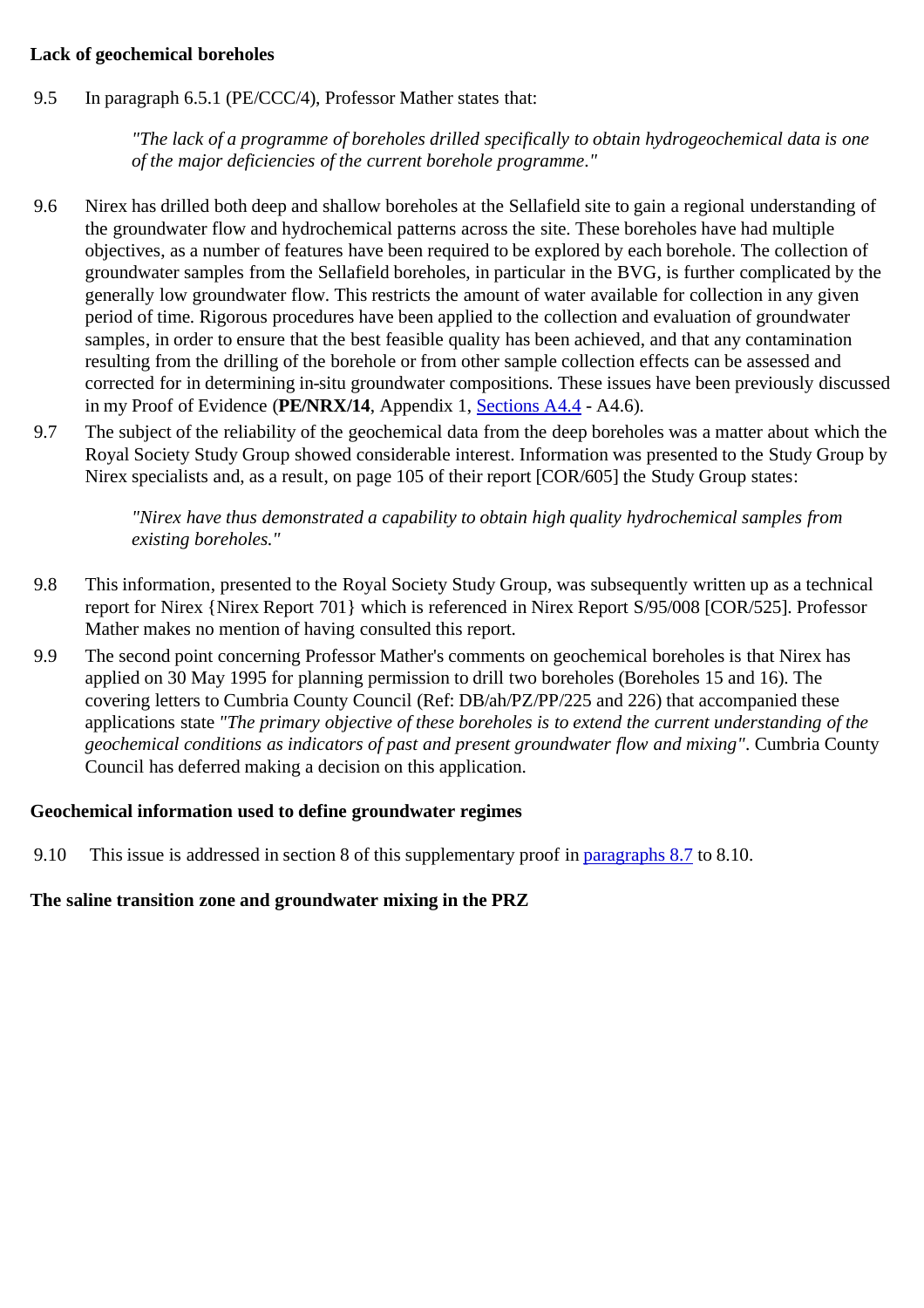**Lack of geochemical boreholes**

9.5 In paragraph 6.5.1 (PE/CCC/4), Professor Mather states that:

> *"The lack of a programme of boreholes drilled specifically to obtain hydrogeochemical data is one of the major deficiencies of the current borehole programme."*

9.6 Nirex has drilled both deep and shallow boreholes at the Sellafield site to gain a regional understanding of the groundwater flow and hydrochemical patterns across the site. These boreholes have had multiple objectives, as a number of features have been required to be explored by each borehole. The collection of groundwater samples from the Sellafield boreholes, in particular in the BVG, is further complicated by the generally low groundwater flow. This restricts the amount of water available for collection in any given period of time. Rigorous procedures have been applied to the collection and evaluation of groundwater samples, in order to ensure that the best feasible quality has been achieved, and that any contamination resulting from the drilling of the borehole or from other sample collection effects can be assessed and corrected for in determining in-situ groundwater compositions. These issues have been previously discussed in my Proof of Evidence (**PE/NRX/14**, Appendix 1, Sections A4.4 - A4.6).

9.7 The subject of the reliability of the geochemical data from the deep boreholes was a matter about which the Royal Society Study Group showed considerable interest. Information was presented to the Study Group by Nirex specialists and, as a result, on page 105 of their report [COR/605] the Study Group states:

> *"Nirex have thus demonstrated a capability to obtain high quality hydrochemical samples from existing boreholes."*

9.8 This information, presented to the Royal Society Study Group, was subsequently written up as a technical report for Nirex {Nirex Report 701} which is referenced in Nirex Report S/95/008 [COR/525]. Professor Mather makes no mention of having consulted this report.

9.9 The second point concerning Professor Mather's comments on geochemical boreholes is that Nirex has applied on 30 May 1995 for planning permission to drill two boreholes (Boreholes 15 and 16). The covering letters to Cumbria County Council (Ref: DB/ah/PZ/PP/225 and 226) that accompanied these applications state *"The primary objective of these boreholes is to extend the current understanding of the geochemical conditions as indicators of past and present groundwater flow and mixing"*. Cumbria County Council has deferred making a decision on this application.

**Geochemical information used to define groundwater regimes**

9.10 This issue is addressed in section 8 of this supplementary proof in paragraphs 8.7 to 8.10.

**The saline transition zone and groundwater mixing in the PRZ**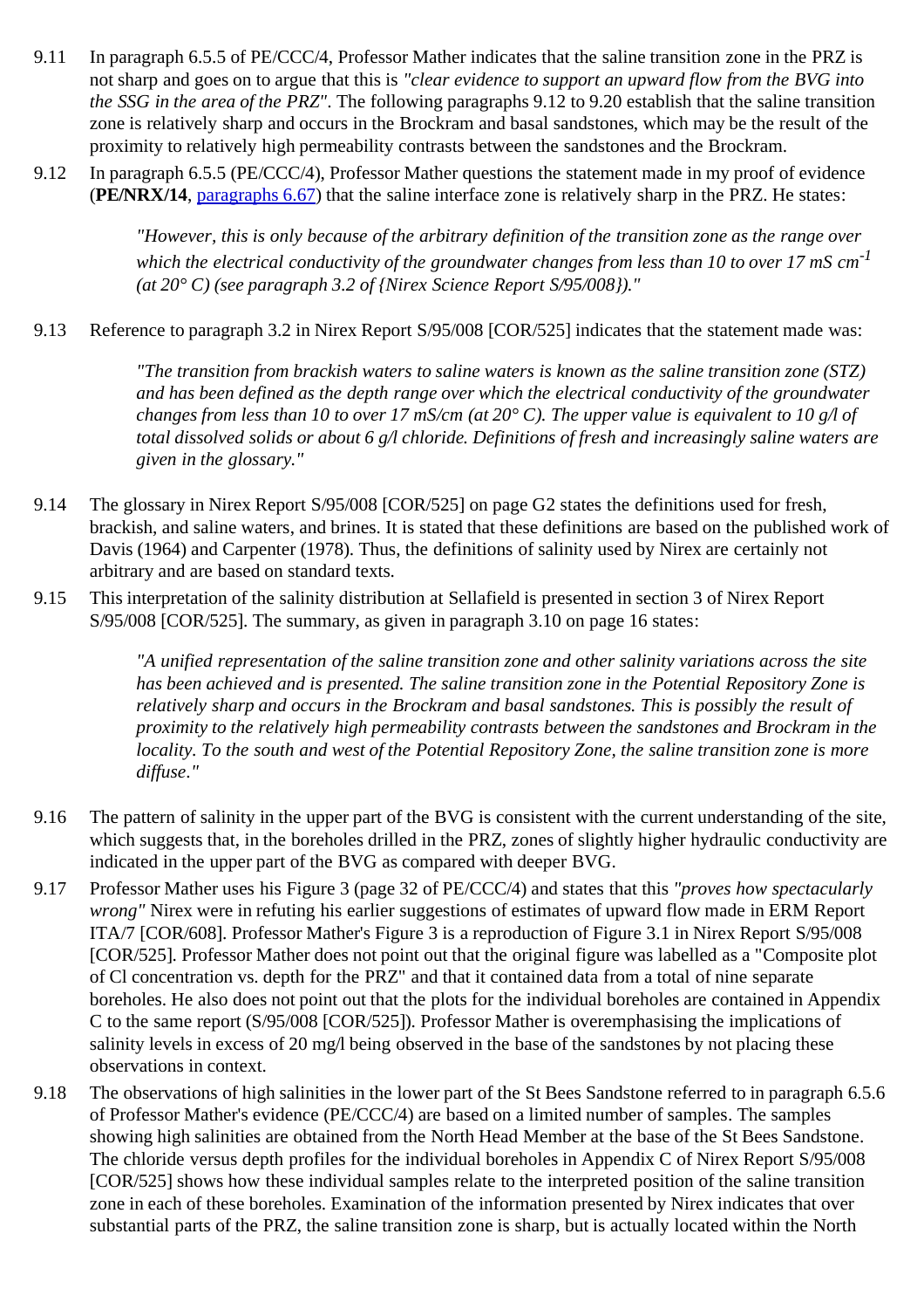9.11 In paragraph 6.5.5 of PE/CCC/4, Professor Mather indicates that the saline transition zone in the PRZ is not sharp and goes on to argue that this is *"clear evidence to support an upward flow from the BVG into the SSG in the area of the PRZ"*. The following paragraphs 9.12 to 9.20 establish that the saline transition zone is relatively sharp and occurs in the Brockram and basal sandstones, which may be the result of the proximity to relatively high permeability contrasts between the sandstones and the Brockram.

9.12 In paragraph 6.5.5 (PE/CCC/4), Professor Mather questions the statement made in my proof of evidence (**PE/NRX/14**, paragraphs 6.67) that the saline interface zone is relatively sharp in the PRZ. He states:

> *"However, this is only because of the arbitrary definition of the transition zone as the range over which the electrical conductivity of the groundwater changes from less than 10 to over 17 mS cm$^{-1}$ (at 20° C) (see paragraph 3.2 of {Nirex Science Report S/95/008})."*

9.13 Reference to paragraph 3.2 in Nirex Report S/95/008 [COR/525] indicates that the statement made was:

> *"The transition from brackish waters to saline waters is known as the saline transition zone (STZ) and has been defined as the depth range over which the electrical conductivity of the groundwater changes from less than 10 to over 17 mS/cm (at 20° C). The upper value is equivalent to 10 g/l of total dissolved solids or about 6 g/l chloride. Definitions of fresh and increasingly saline waters are given in the glossary."*

9.14 The glossary in Nirex Report S/95/008 [COR/525] on page G2 states the definitions used for fresh, brackish, and saline waters, and brines. It is stated that these definitions are based on the published work of Davis (1964) and Carpenter (1978). Thus, the definitions of salinity used by Nirex are certainly not arbitrary and are based on standard texts.

9.15 This interpretation of the salinity distribution at Sellafield is presented in section 3 of Nirex Report S/95/008 [COR/525]. The summary, as given in paragraph 3.10 on page 16 states:

> *"A unified representation of the saline transition zone and other salinity variations across the site has been achieved and is presented. The saline transition zone in the Potential Repository Zone is relatively sharp and occurs in the Brockram and basal sandstones. This is possibly the result of proximity to the relatively high permeability contrasts between the sandstones and Brockram in the locality. To the south and west of the Potential Repository Zone, the saline transition zone is more diffuse."*

9.16 The pattern of salinity in the upper part of the BVG is consistent with the current understanding of the site, which suggests that, in the boreholes drilled in the PRZ, zones of slightly higher hydraulic conductivity are indicated in the upper part of the BVG as compared with deeper BVG.

9.17 Professor Mather uses his Figure 3 (page 32 of PE/CCC/4) and states that this *"proves how spectacularly wrong"* Nirex were in refuting his earlier suggestions of estimates of upward flow made in ERM Report ITA/7 [COR/608]. Professor Mather's Figure 3 is a reproduction of Figure 3.1 in Nirex Report S/95/008 [COR/525]. Professor Mather does not point out that the original figure was labelled as a "Composite plot of Cl concentration vs. depth for the PRZ" and that it contained data from a total of nine separate boreholes. He also does not point out that the plots for the individual boreholes are contained in Appendix C to the same report (S/95/008 [COR/525]). Professor Mather is overemphasising the implications of salinity levels in excess of 20 mg/l being observed in the base of the sandstones by not placing these observations in context.

9.18 The observations of high salinities in the lower part of the St Bees Sandstone referred to in paragraph 6.5.6 of Professor Mather's evidence (PE/CCC/4) are based on a limited number of samples. The samples showing high salinities are obtained from the North Head Member at the base of the St Bees Sandstone. The chloride versus depth profiles for the individual boreholes in Appendix C of Nirex Report S/95/008 [COR/525] shows how these individual samples relate to the interpreted position of the saline transition zone in each of these boreholes. Examination of the information presented by Nirex indicates that over substantial parts of the PRZ, the saline transition zone is sharp, but is actually located within the North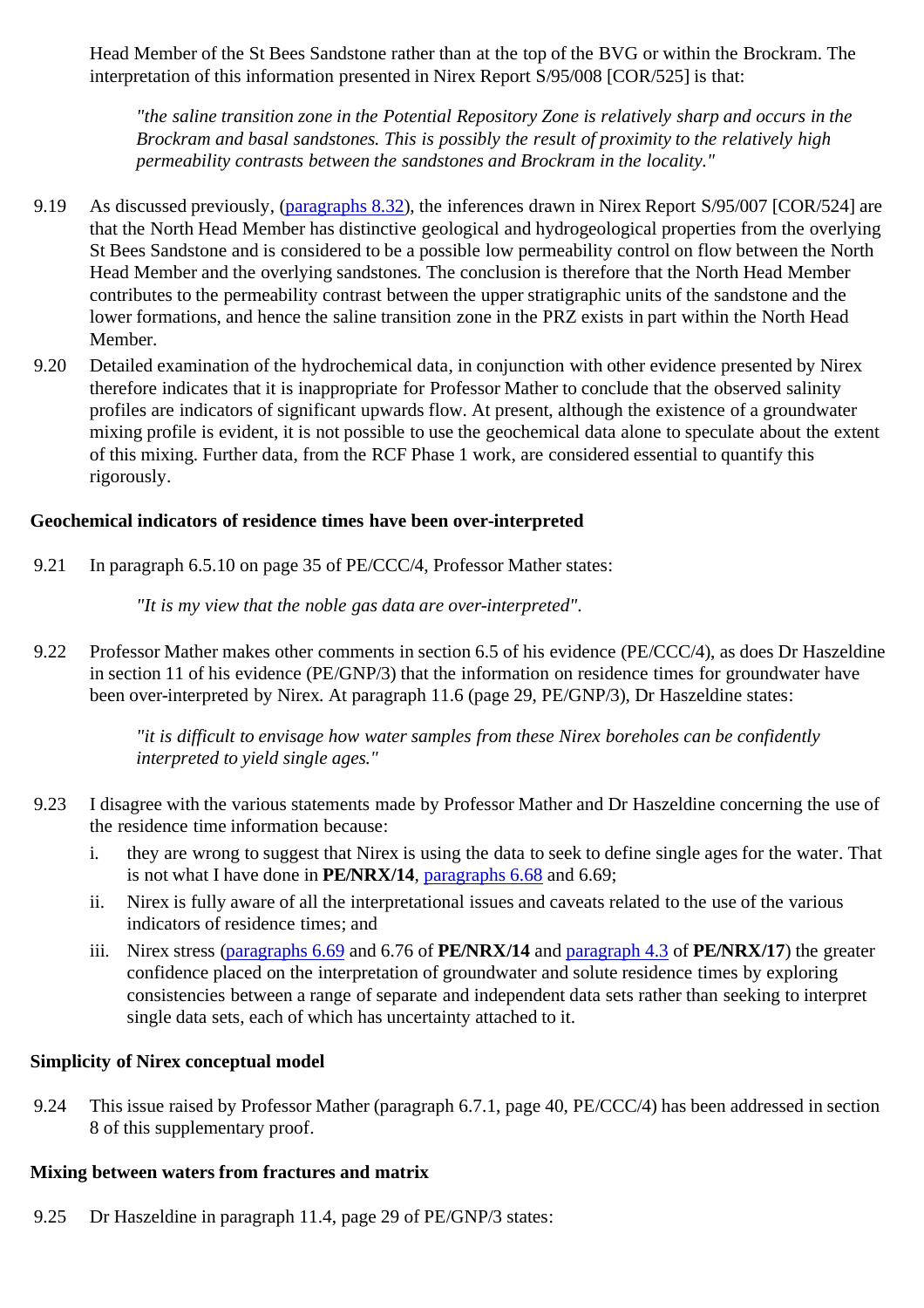Head Member of the St Bees Sandstone rather than at the top of the BVG or within the Brockram. The interpretation of this information presented in Nirex Report S/95/008 [COR/525] is that:

> *"the saline transition zone in the Potential Repository Zone is relatively sharp and occurs in the Brockram and basal sandstones. This is possibly the result of proximity to the relatively high permeability contrasts between the sandstones and Brockram in the locality."*

9.19 As discussed previously, (paragraphs 8.32), the inferences drawn in Nirex Report S/95/007 [COR/524] are that the North Head Member has distinctive geological and hydrogeological properties from the overlying St Bees Sandstone and is considered to be a possible low permeability control on flow between the North Head Member and the overlying sandstones. The conclusion is therefore that the North Head Member contributes to the permeability contrast between the upper stratigraphic units of the sandstone and the lower formations, and hence the saline transition zone in the PRZ exists in part within the North Head Member.

9.20 Detailed examination of the hydrochemical data, in conjunction with other evidence presented by Nirex therefore indicates that it is inappropriate for Professor Mather to conclude that the observed salinity profiles are indicators of significant upwards flow. At present, although the existence of a groundwater mixing profile is evident, it is not possible to use the geochemical data alone to speculate about the extent of this mixing. Further data, from the RCF Phase 1 work, are considered essential to quantify this rigorously.

**Geochemical indicators of residence times have been over-interpreted**

9.21 In paragraph 6.5.10 on page 35 of PE/CCC/4, Professor Mather states:

> *"It is my view that the noble gas data are over-interpreted".*

9.22 Professor Mather makes other comments in section 6.5 of his evidence (PE/CCC/4), as does Dr Haszeldine in section 11 of his evidence (PE/GNP/3) that the information on residence times for groundwater have been over-interpreted by Nirex. At paragraph 11.6 (page 29, PE/GNP/3), Dr Haszeldine states:

> *"it is difficult to envisage how water samples from these Nirex boreholes can be confidently interpreted to yield single ages."*

9.23 I disagree with the various statements made by Professor Mather and Dr Haszeldine concerning the use of the residence time information because:

i. they are wrong to suggest that Nirex is using the data to seek to define single ages for the water. That is not what I have done in **PE/NRX/14**, paragraphs 6.68 and 6.69;

ii. Nirex is fully aware of all the interpretational issues and caveats related to the use of the various indicators of residence times; and

iii. Nirex stress (paragraphs 6.69 and 6.76 of **PE/NRX/14** and paragraph 4.3 of **PE/NRX/17**) the greater confidence placed on the interpretation of groundwater and solute residence times by exploring consistencies between a range of separate and independent data sets rather than seeking to interpret single data sets, each of which has uncertainty attached to it.

**Simplicity of Nirex conceptual model**

9.24 This issue raised by Professor Mather (paragraph 6.7.1, page 40, PE/CCC/4) has been addressed in section 8 of this supplementary proof.

**Mixing between waters from fractures and matrix**

9.25 Dr Haszeldine in paragraph 11.4, page 29 of PE/GNP/3 states: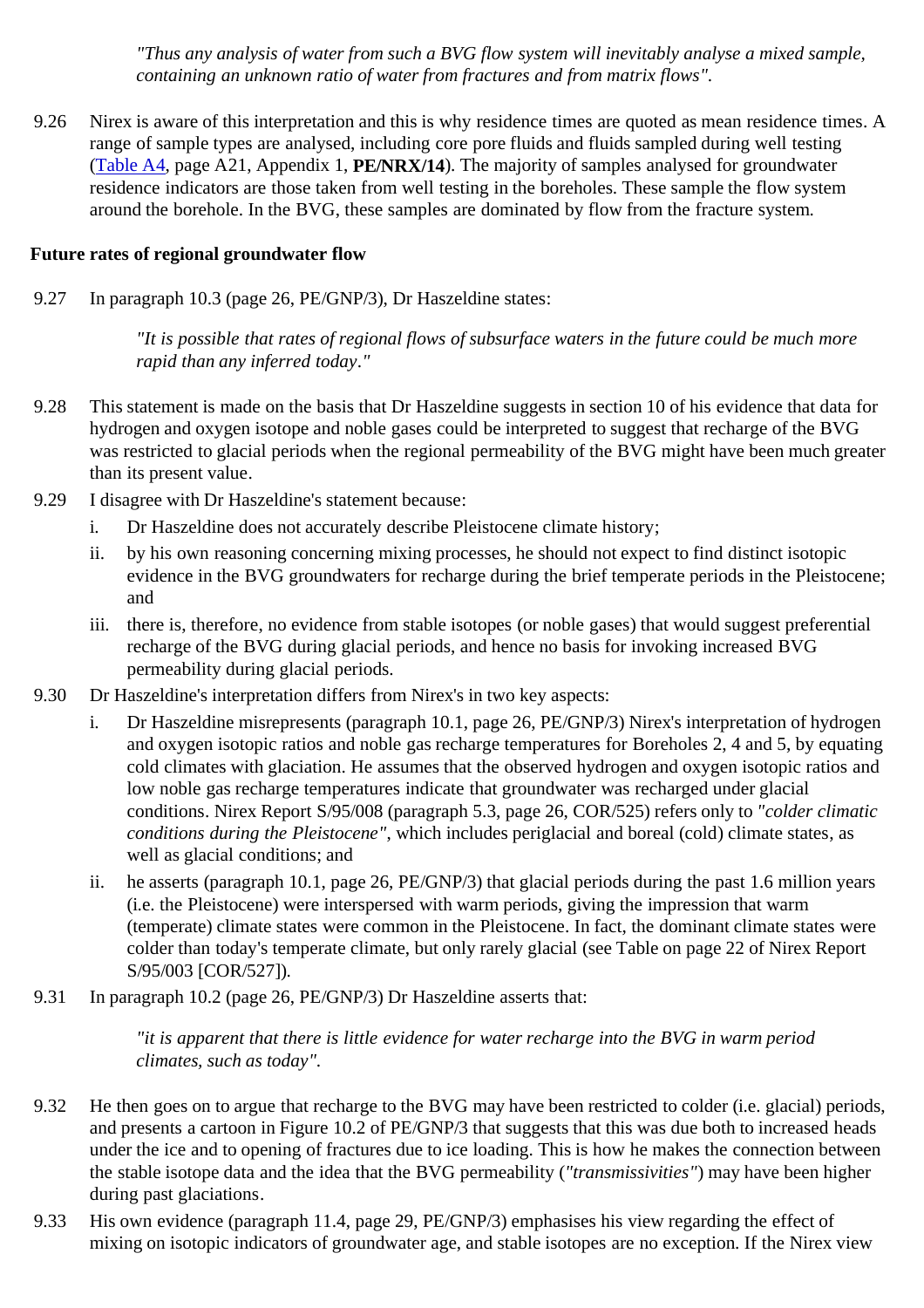> *"Thus any analysis of water from such a BVG flow system will inevitably analyse a mixed sample, containing an unknown ratio of water from fractures and from matrix flows".*

9.26 Nirex is aware of this interpretation and this is why residence times are quoted as mean residence times. A range of sample types are analysed, including core pore fluids and fluids sampled during well testing (Table A4, page A21, Appendix 1, **PE/NRX/14**). The majority of samples analysed for groundwater residence indicators are those taken from well testing in the boreholes. These sample the flow system around the borehole. In the BVG, these samples are dominated by flow from the fracture system.

**Future rates of regional groundwater flow**

9.27 In paragraph 10.3 (page 26, PE/GNP/3), Dr Haszeldine states:

> *"It is possible that rates of regional flows of subsurface waters in the future could be much more rapid than any inferred today."*

9.28 This statement is made on the basis that Dr Haszeldine suggests in section 10 of his evidence that data for hydrogen and oxygen isotope and noble gases could be interpreted to suggest that recharge of the BVG was restricted to glacial periods when the regional permeability of the BVG might have been much greater than its present value.

9.29 I disagree with Dr Haszeldine's statement because:

i. Dr Haszeldine does not accurately describe Pleistocene climate history;

ii. by his own reasoning concerning mixing processes, he should not expect to find distinct isotopic evidence in the BVG groundwaters for recharge during the brief temperate periods in the Pleistocene; and

iii. there is, therefore, no evidence from stable isotopes (or noble gases) that would suggest preferential recharge of the BVG during glacial periods, and hence no basis for invoking increased BVG permeability during glacial periods.

9.30 Dr Haszeldine's interpretation differs from Nirex's in two key aspects:

i. Dr Haszeldine misrepresents (paragraph 10.1, page 26, PE/GNP/3) Nirex's interpretation of hydrogen and oxygen isotopic ratios and noble gas recharge temperatures for Boreholes 2, 4 and 5, by equating cold climates with glaciation. He assumes that the observed hydrogen and oxygen isotopic ratios and low noble gas recharge temperatures indicate that groundwater was recharged under glacial conditions. Nirex Report S/95/008 (paragraph 5.3, page 26, COR/525) refers only to *"colder climatic conditions during the Pleistocene"*, which includes periglacial and boreal (cold) climate states, as well as glacial conditions; and

ii. he asserts (paragraph 10.1, page 26, PE/GNP/3) that glacial periods during the past 1.6 million years (i.e. the Pleistocene) were interspersed with warm periods, giving the impression that warm (temperate) climate states were common in the Pleistocene. In fact, the dominant climate states were colder than today's temperate climate, but only rarely glacial (see Table on page 22 of Nirex Report S/95/003 [COR/527]).

9.31 In paragraph 10.2 (page 26, PE/GNP/3) Dr Haszeldine asserts that:

> *"it is apparent that there is little evidence for water recharge into the BVG in warm period climates, such as today".*

9.32 He then goes on to argue that recharge to the BVG may have been restricted to colder (i.e. glacial) periods, and presents a cartoon in Figure 10.2 of PE/GNP/3 that suggests that this was due both to increased heads under the ice and to opening of fractures due to ice loading. This is how he makes the connection between the stable isotope data and the idea that the BVG permeability (*"transmissivities"*) may have been higher during past glaciations.

9.33 His own evidence (paragraph 11.4, page 29, PE/GNP/3) emphasises his view regarding the effect of mixing on isotopic indicators of groundwater age, and stable isotopes are no exception. If the Nirex view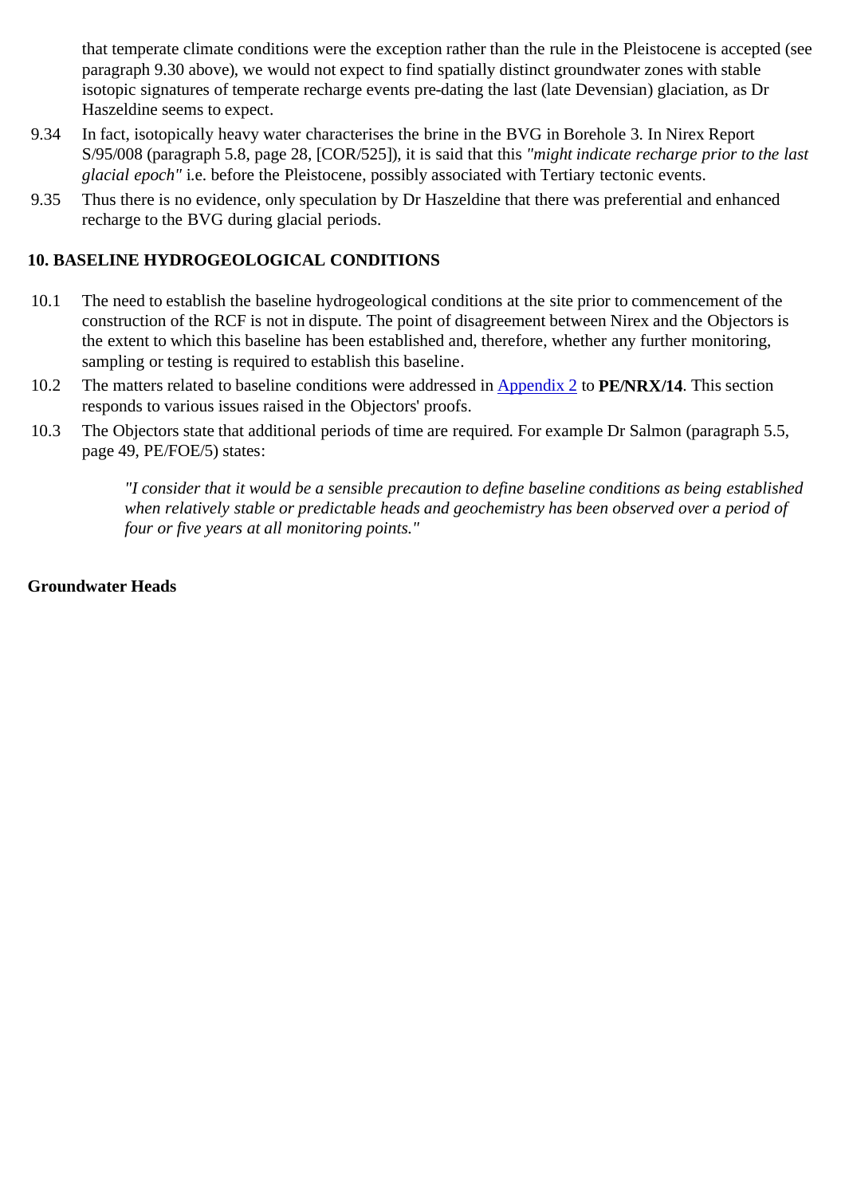that temperate climate conditions were the exception rather than the rule in the Pleistocene is accepted (see paragraph 9.30 above), we would not expect to find spatially distinct groundwater zones with stable isotopic signatures of temperate recharge events pre-dating the last (late Devensian) glaciation, as Dr Haszeldine seems to expect.

9.34 In fact, isotopically heavy water characterises the brine in the BVG in Borehole 3. In Nirex Report S/95/008 (paragraph 5.8, page 28, [COR/525]), it is said that this *"might indicate recharge prior to the last glacial epoch"* i.e. before the Pleistocene, possibly associated with Tertiary tectonic events.

9.35 Thus there is no evidence, only speculation by Dr Haszeldine that there was preferential and enhanced recharge to the BVG during glacial periods.

## 10. BASELINE HYDROGEOLOGICAL CONDITIONS

10.1 The need to establish the baseline hydrogeological conditions at the site prior to commencement of the construction of the RCF is not in dispute. The point of disagreement between Nirex and the Objectors is the extent to which this baseline has been established and, therefore, whether any further monitoring, sampling or testing is required to establish this baseline.

10.2 The matters related to baseline conditions were addressed in Appendix 2 to **PE/NRX/14**. This section responds to various issues raised in the Objectors' proofs.

10.3 The Objectors state that additional periods of time are required. For example Dr Salmon (paragraph 5.5, page 49, PE/FOE/5) states:

> *"I consider that it would be a sensible precaution to define baseline conditions as being established when relatively stable or predictable heads and geochemistry has been observed over a period of four or five years at all monitoring points."*

**Groundwater Heads**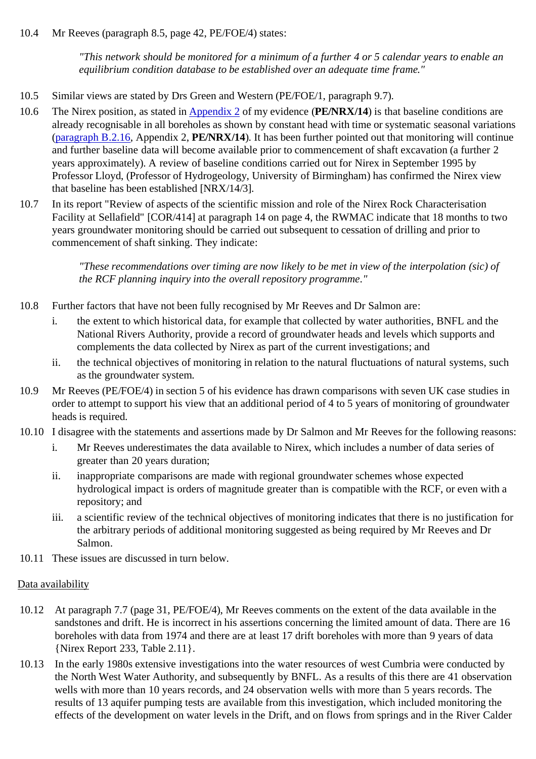10.4 Mr Reeves (paragraph 8.5, page 42, PE/FOE/4) states:

> *"This network should be monitored for a minimum of a further 4 or 5 calendar years to enable an equilibrium condition database to be established over an adequate time frame."*

10.5 Similar views are stated by Drs Green and Western (PE/FOE/1, paragraph 9.7).

10.6 The Nirex position, as stated in Appendix 2 of my evidence (**PE/NRX/14**) is that baseline conditions are already recognisable in all boreholes as shown by constant head with time or systematic seasonal variations (paragraph B.2.16, Appendix 2, **PE/NRX/14**). It has been further pointed out that monitoring will continue and further baseline data will become available prior to commencement of shaft excavation (a further 2 years approximately). A review of baseline conditions carried out for Nirex in September 1995 by Professor Lloyd, (Professor of Hydrogeology, University of Birmingham) has confirmed the Nirex view that baseline has been established [NRX/14/3].

10.7 In its report "Review of aspects of the scientific mission and role of the Nirex Rock Characterisation Facility at Sellafield" [COR/414] at paragraph 14 on page 4, the RWMAC indicate that 18 months to two years groundwater monitoring should be carried out subsequent to cessation of drilling and prior to commencement of shaft sinking. They indicate:

> *"These recommendations over timing are now likely to be met in view of the interpolation (sic) of the RCF planning inquiry into the overall repository programme."*

10.8 Further factors that have not been fully recognised by Mr Reeves and Dr Salmon are:

i. the extent to which historical data, for example that collected by water authorities, BNFL and the National Rivers Authority, provide a record of groundwater heads and levels which supports and complements the data collected by Nirex as part of the current investigations; and

ii. the technical objectives of monitoring in relation to the natural fluctuations of natural systems, such as the groundwater system.

10.9 Mr Reeves (PE/FOE/4) in section 5 of his evidence has drawn comparisons with seven UK case studies in order to attempt to support his view that an additional period of 4 to 5 years of monitoring of groundwater heads is required.

10.10 I disagree with the statements and assertions made by Dr Salmon and Mr Reeves for the following reasons:

i. Mr Reeves underestimates the data available to Nirex, which includes a number of data series of greater than 20 years duration;

ii. inappropriate comparisons are made with regional groundwater schemes whose expected hydrological impact is orders of magnitude greater than is compatible with the RCF, or even with a repository; and

iii. a scientific review of the technical objectives of monitoring indicates that there is no justification for the arbitrary periods of additional monitoring suggested as being required by Mr Reeves and Dr Salmon.

10.11 These issues are discussed in turn below.

Data availability

10.12 At paragraph 7.7 (page 31, PE/FOE/4), Mr Reeves comments on the extent of the data available in the sandstones and drift. He is incorrect in his assertions concerning the limited amount of data. There are 16 boreholes with data from 1974 and there are at least 17 drift boreholes with more than 9 years of data {Nirex Report 233, Table 2.11}.

10.13 In the early 1980s extensive investigations into the water resources of west Cumbria were conducted by the North West Water Authority, and subsequently by BNFL. As a results of this there are 41 observation wells with more than 10 years records, and 24 observation wells with more than 5 years records. The results of 13 aquifer pumping tests are available from this investigation, which included monitoring the effects of the development on water levels in the Drift, and on flows from springs and in the River Calder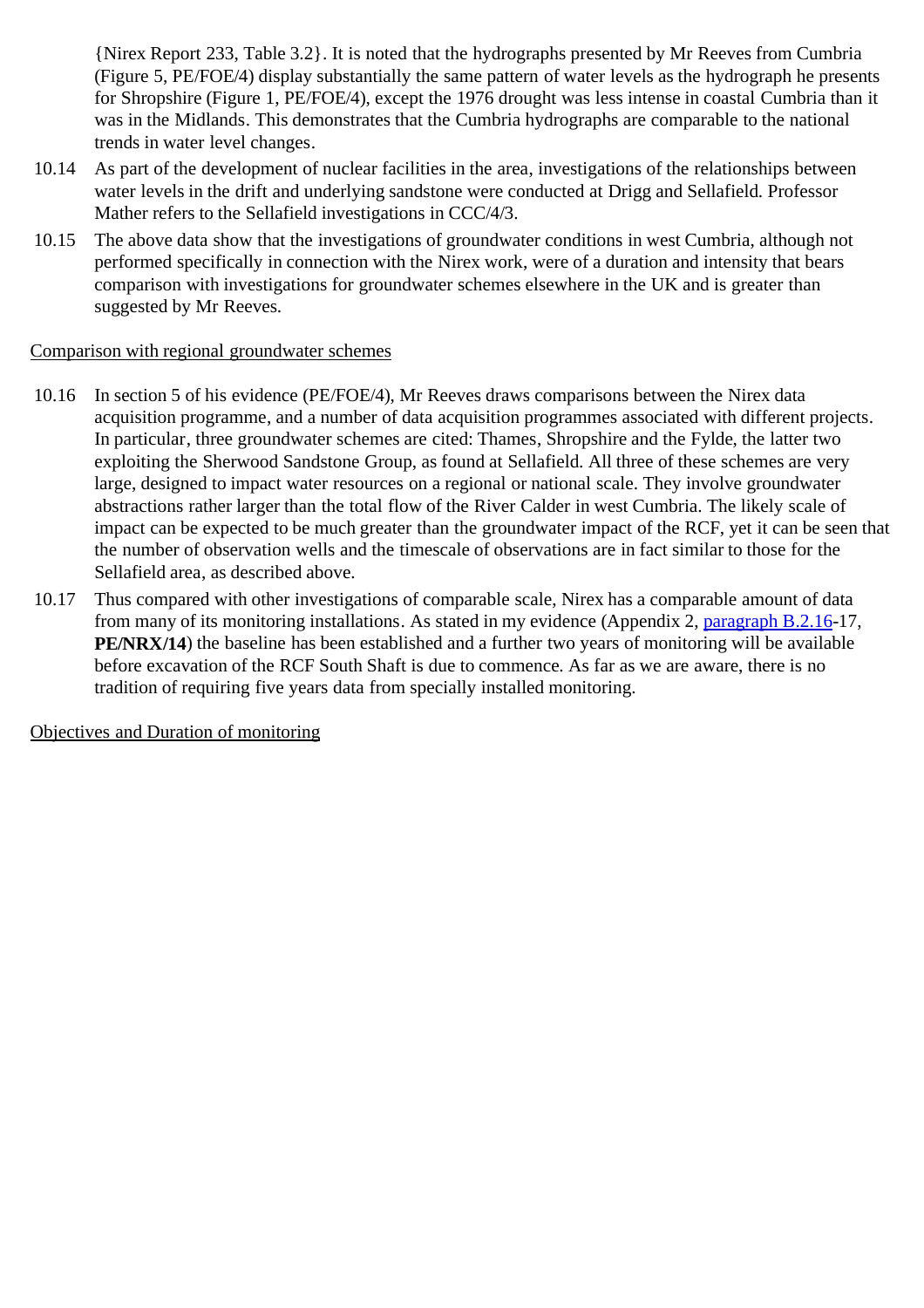{Nirex Report 233, Table 3.2}. It is noted that the hydrographs presented by Mr Reeves from Cumbria (Figure 5, PE/FOE/4) display substantially the same pattern of water levels as the hydrograph he presents for Shropshire (Figure 1, PE/FOE/4), except the 1976 drought was less intense in coastal Cumbria than it was in the Midlands. This demonstrates that the Cumbria hydrographs are comparable to the national trends in water level changes.

10.14 As part of the development of nuclear facilities in the area, investigations of the relationships between water levels in the drift and underlying sandstone were conducted at Drigg and Sellafield. Professor Mather refers to the Sellafield investigations in CCC/4/3.

10.15 The above data show that the investigations of groundwater conditions in west Cumbria, although not performed specifically in connection with the Nirex work, were of a duration and intensity that bears comparison with investigations for groundwater schemes elsewhere in the UK and is greater than suggested by Mr Reeves.

Comparison with regional groundwater schemes

10.16 In section 5 of his evidence (PE/FOE/4), Mr Reeves draws comparisons between the Nirex data acquisition programme, and a number of data acquisition programmes associated with different projects. In particular, three groundwater schemes are cited: Thames, Shropshire and the Fylde, the latter two exploiting the Sherwood Sandstone Group, as found at Sellafield. All three of these schemes are very large, designed to impact water resources on a regional or national scale. They involve groundwater abstractions rather larger than the total flow of the River Calder in west Cumbria. The likely scale of impact can be expected to be much greater than the groundwater impact of the RCF, yet it can be seen that the number of observation wells and the timescale of observations are in fact similar to those for the Sellafield area, as described above.

10.17 Thus compared with other investigations of comparable scale, Nirex has a comparable amount of data from many of its monitoring installations. As stated in my evidence (Appendix 2, paragraph B.2.16-17, **PE/NRX/14**) the baseline has been established and a further two years of monitoring will be available before excavation of the RCF South Shaft is due to commence. As far as we are aware, there is no tradition of requiring five years data from specially installed monitoring.

Objectives and Duration of monitoring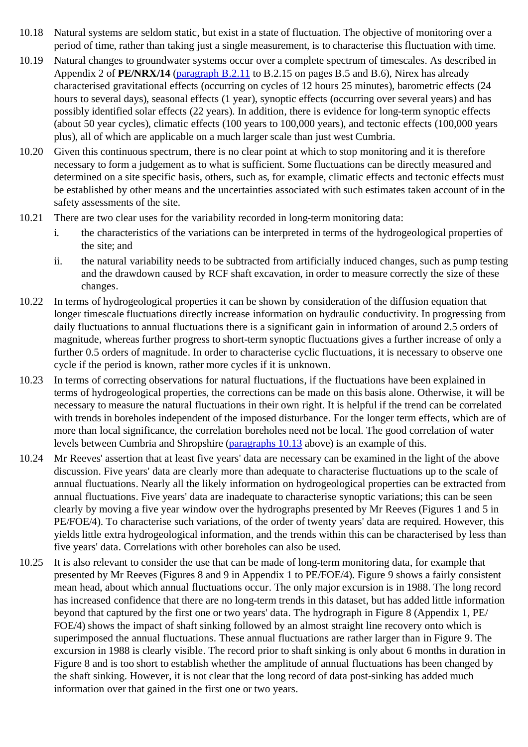10.18 Natural systems are seldom static, but exist in a state of fluctuation. The objective of monitoring over a period of time, rather than taking just a single measurement, is to characterise this fluctuation with time.

10.19 Natural changes to groundwater systems occur over a complete spectrum of timescales. As described in Appendix 2 of **PE/NRX/14** (paragraph B.2.11 to B.2.15 on pages B.5 and B.6), Nirex has already characterised gravitational effects (occurring on cycles of 12 hours 25 minutes), barometric effects (24 hours to several days), seasonal effects (1 year), synoptic effects (occurring over several years) and has possibly identified solar effects (22 years). In addition, there is evidence for long-term synoptic effects (about 50 year cycles), climatic effects (100 years to 100,000 years), and tectonic effects (100,000 years plus), all of which are applicable on a much larger scale than just west Cumbria.

10.20 Given this continuous spectrum, there is no clear point at which to stop monitoring and it is therefore necessary to form a judgement as to what is sufficient. Some fluctuations can be directly measured and determined on a site specific basis, others, such as, for example, climatic effects and tectonic effects must be established by other means and the uncertainties associated with such estimates taken account of in the safety assessments of the site.

10.21 There are two clear uses for the variability recorded in long-term monitoring data:

i. the characteristics of the variations can be interpreted in terms of the hydrogeological properties of the site; and

ii. the natural variability needs to be subtracted from artificially induced changes, such as pump testing and the drawdown caused by RCF shaft excavation, in order to measure correctly the size of these changes.

10.22 In terms of hydrogeological properties it can be shown by consideration of the diffusion equation that longer timescale fluctuations directly increase information on hydraulic conductivity. In progressing from daily fluctuations to annual fluctuations there is a significant gain in information of around 2.5 orders of magnitude, whereas further progress to short-term synoptic fluctuations gives a further increase of only a further 0.5 orders of magnitude. In order to characterise cyclic fluctuations, it is necessary to observe one cycle if the period is known, rather more cycles if it is unknown.

10.23 In terms of correcting observations for natural fluctuations, if the fluctuations have been explained in terms of hydrogeological properties, the corrections can be made on this basis alone. Otherwise, it will be necessary to measure the natural fluctuations in their own right. It is helpful if the trend can be correlated with trends in boreholes independent of the imposed disturbance. For the longer term effects, which are of more than local significance, the correlation boreholes need not be local. The good correlation of water levels between Cumbria and Shropshire (paragraphs 10.13 above) is an example of this.

10.24 Mr Reeves' assertion that at least five years' data are necessary can be examined in the light of the above discussion. Five years' data are clearly more than adequate to characterise fluctuations up to the scale of annual fluctuations. Nearly all the likely information on hydrogeological properties can be extracted from annual fluctuations. Five years' data are inadequate to characterise synoptic variations; this can be seen clearly by moving a five year window over the hydrographs presented by Mr Reeves (Figures 1 and 5 in PE/FOE/4). To characterise such variations, of the order of twenty years' data are required. However, this yields little extra hydrogeological information, and the trends within this can be characterised by less than five years' data. Correlations with other boreholes can also be used.

10.25 It is also relevant to consider the use that can be made of long-term monitoring data, for example that presented by Mr Reeves (Figures 8 and 9 in Appendix 1 to PE/FOE/4). Figure 9 shows a fairly consistent mean head, about which annual fluctuations occur. The only major excursion is in 1988. The long record has increased confidence that there are no long-term trends in this dataset, but has added little information beyond that captured by the first one or two years' data. The hydrograph in Figure 8 (Appendix 1, PE/FOE/4) shows the impact of shaft sinking followed by an almost straight line recovery onto which is superimposed the annual fluctuations. These annual fluctuations are rather larger than in Figure 9. The excursion in 1988 is clearly visible. The record prior to shaft sinking is only about 6 months in duration in Figure 8 and is too short to establish whether the amplitude of annual fluctuations has been changed by the shaft sinking. However, it is not clear that the long record of data post-sinking has added much information over that gained in the first one or two years.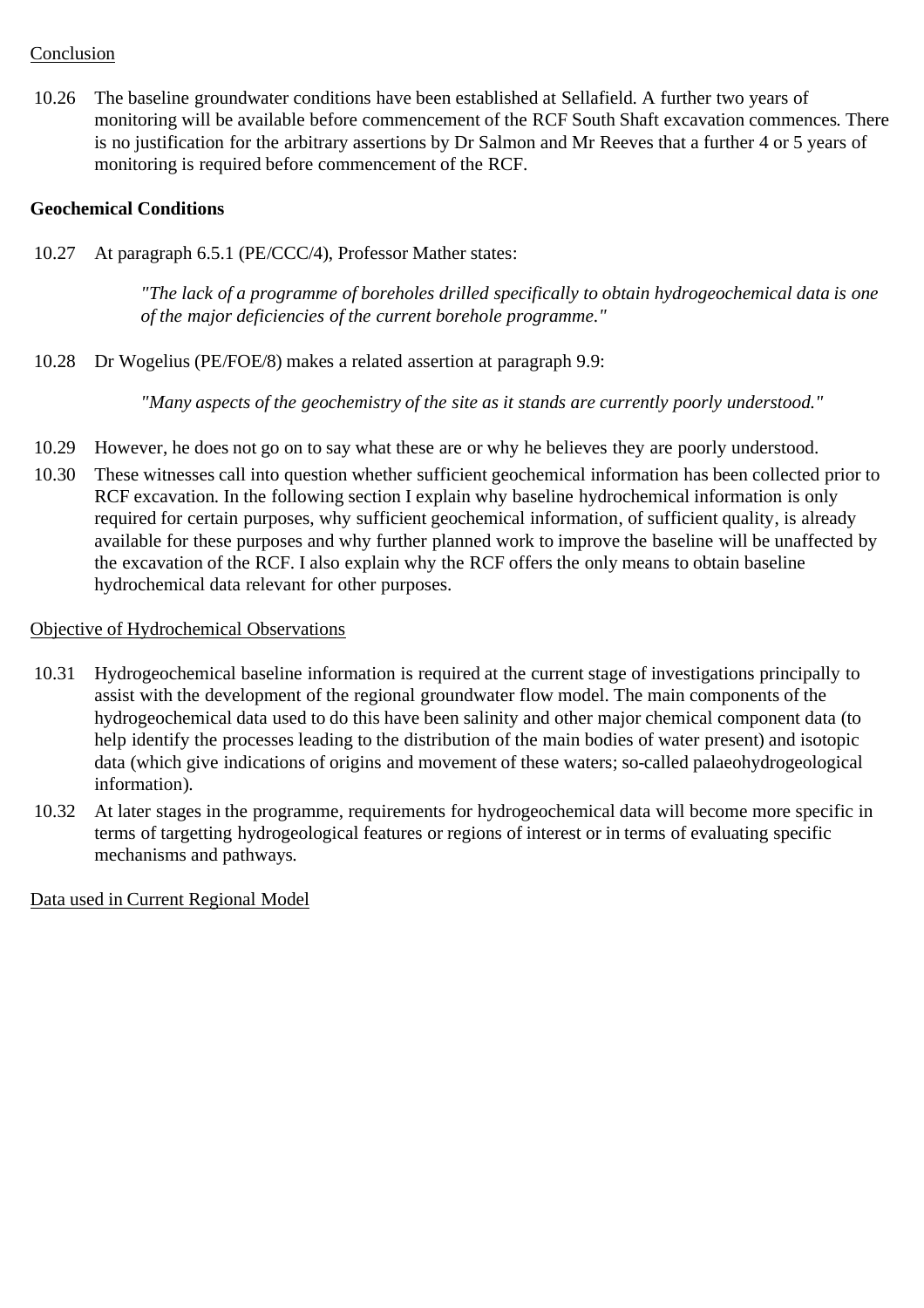Conclusion

10.26 The baseline groundwater conditions have been established at Sellafield. A further two years of monitoring will be available before commencement of the RCF South Shaft excavation commences. There is no justification for the arbitrary assertions by Dr Salmon and Mr Reeves that a further 4 or 5 years of monitoring is required before commencement of the RCF.

**Geochemical Conditions**

10.27 At paragraph 6.5.1 (PE/CCC/4), Professor Mather states:

> *"The lack of a programme of boreholes drilled specifically to obtain hydrogeochemical data is one of the major deficiencies of the current borehole programme."*

10.28 Dr Wogelius (PE/FOE/8) makes a related assertion at paragraph 9.9:

> *"Many aspects of the geochemistry of the site as it stands are currently poorly understood."*

10.29 However, he does not go on to say what these are or why he believes they are poorly understood.

10.30 These witnesses call into question whether sufficient geochemical information has been collected prior to RCF excavation. In the following section I explain why baseline hydrochemical information is only required for certain purposes, why sufficient geochemical information, of sufficient quality, is already available for these purposes and why further planned work to improve the baseline will be unaffected by the excavation of the RCF. I also explain why the RCF offers the only means to obtain baseline hydrochemical data relevant for other purposes.

Objective of Hydrochemical Observations

10.31 Hydrogeochemical baseline information is required at the current stage of investigations principally to assist with the development of the regional groundwater flow model. The main components of the hydrogeochemical data used to do this have been salinity and other major chemical component data (to help identify the processes leading to the distribution of the main bodies of water present) and isotopic data (which give indications of origins and movement of these waters; so-called palaeohydrogeological information).

10.32 At later stages in the programme, requirements for hydrogeochemical data will become more specific in terms of targetting hydrogeological features or regions of interest or in terms of evaluating specific mechanisms and pathways.

Data used in Current Regional Model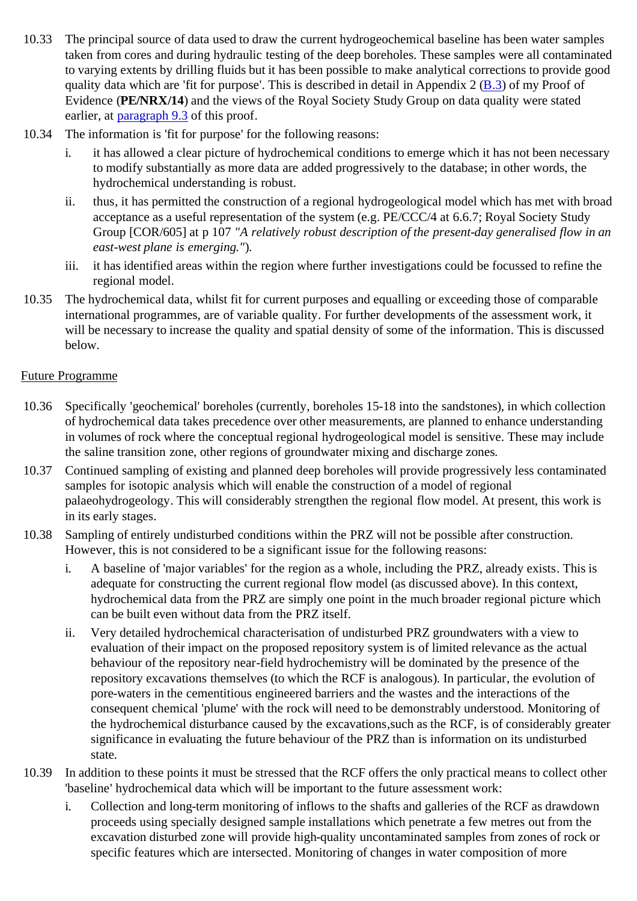10.33 The principal source of data used to draw the current hydrogeochemical baseline has been water samples taken from cores and during hydraulic testing of the deep boreholes. These samples were all contaminated to varying extents by drilling fluids but it has been possible to make analytical corrections to provide good quality data which are 'fit for purpose'. This is described in detail in Appendix 2 (B.3) of my Proof of Evidence (**PE/NRX/14**) and the views of the Royal Society Study Group on data quality were stated earlier, at paragraph 9.3 of this proof.

10.34 The information is 'fit for purpose' for the following reasons:

- i. it has allowed a clear picture of hydrochemical conditions to emerge which it has not been necessary to modify substantially as more data are added progressively to the database; in other words, the hydrochemical understanding is robust.
- ii. thus, it has permitted the construction of a regional hydrogeological model which has met with broad acceptance as a useful representation of the system (e.g. PE/CCC/4 at 6.6.7; Royal Society Study Group [COR/605] at p 107 *"A relatively robust description of the present-day generalised flow in an east-west plane is emerging."*).
- iii. it has identified areas within the region where further investigations could be focussed to refine the regional model.

10.35 The hydrochemical data, whilst fit for current purposes and equalling or exceeding those of comparable international programmes, are of variable quality. For further developments of the assessment work, it will be necessary to increase the quality and spatial density of some of the information. This is discussed below.

Future Programme

10.36 Specifically 'geochemical' boreholes (currently, boreholes 15-18 into the sandstones), in which collection of hydrochemical data takes precedence over other measurements, are planned to enhance understanding in volumes of rock where the conceptual regional hydrogeological model is sensitive. These may include the saline transition zone, other regions of groundwater mixing and discharge zones.

10.37 Continued sampling of existing and planned deep boreholes will provide progressively less contaminated samples for isotopic analysis which will enable the construction of a model of regional palaeohydrogeology. This will considerably strengthen the regional flow model. At present, this work is in its early stages.

10.38 Sampling of entirely undisturbed conditions within the PRZ will not be possible after construction. However, this is not considered to be a significant issue for the following reasons:

- i. A baseline of 'major variables' for the region as a whole, including the PRZ, already exists. This is adequate for constructing the current regional flow model (as discussed above). In this context, hydrochemical data from the PRZ are simply one point in the much broader regional picture which can be built even without data from the PRZ itself.
- ii. Very detailed hydrochemical characterisation of undisturbed PRZ groundwaters with a view to evaluation of their impact on the proposed repository system is of limited relevance as the actual behaviour of the repository near-field hydrochemistry will be dominated by the presence of the repository excavations themselves (to which the RCF is analogous). In particular, the evolution of pore-waters in the cementitious engineered barriers and the wastes and the interactions of the consequent chemical 'plume' with the rock will need to be demonstrably understood. Monitoring of the hydrochemical disturbance caused by the excavations,such as the RCF, is of considerably greater significance in evaluating the future behaviour of the PRZ than is information on its undisturbed state.

10.39 In addition to these points it must be stressed that the RCF offers the only practical means to collect other 'baseline' hydrochemical data which will be important to the future assessment work:

- i. Collection and long-term monitoring of inflows to the shafts and galleries of the RCF as drawdown proceeds using specially designed sample installations which penetrate a few metres out from the excavation disturbed zone will provide high-quality uncontaminated samples from zones of rock or specific features which are intersected. Monitoring of changes in water composition of more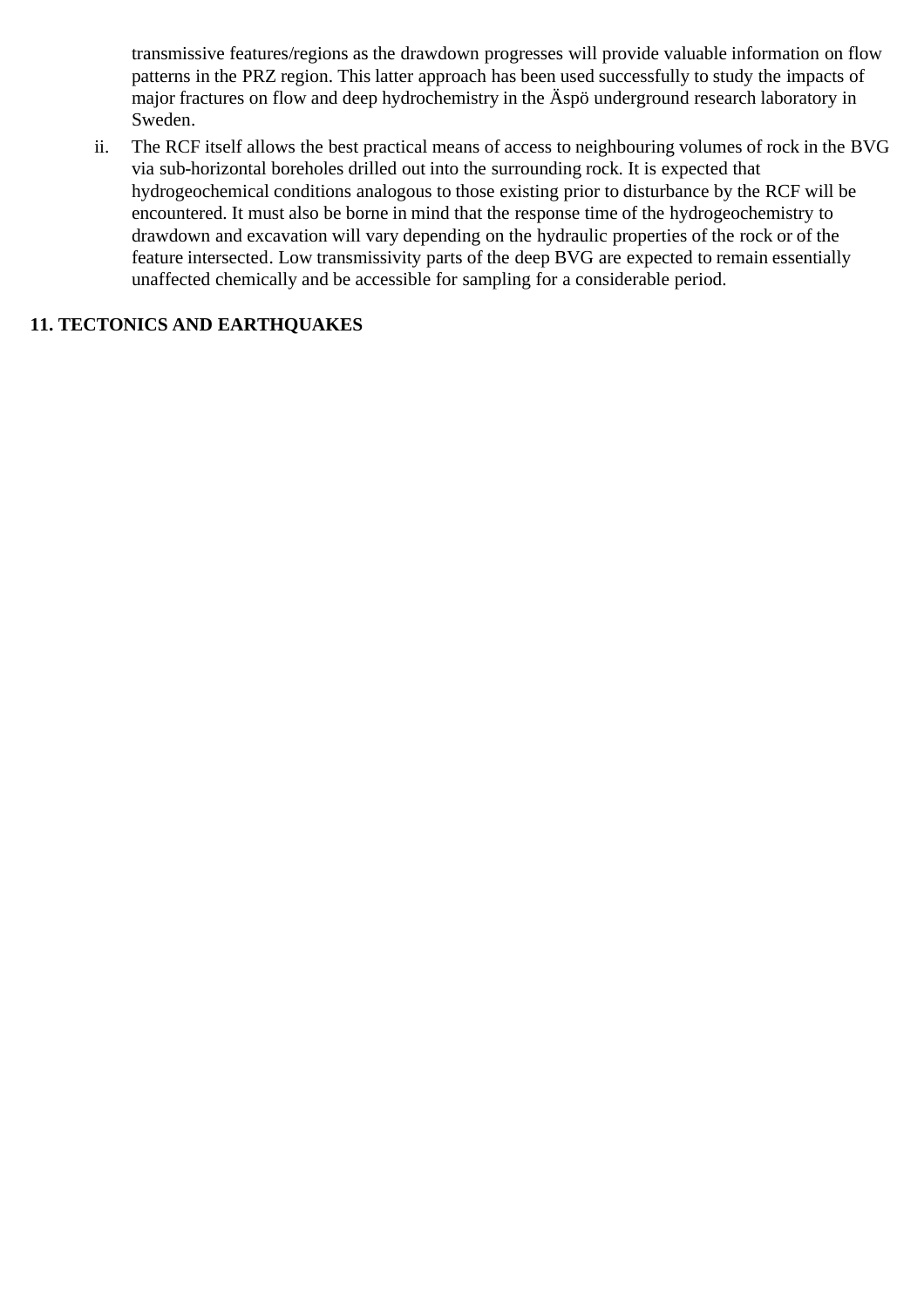transmissive features/regions as the drawdown progresses will provide valuable information on flow patterns in the PRZ region. This latter approach has been used successfully to study the impacts of major fractures on flow and deep hydrochemistry in the Äspö underground research laboratory in Sweden.

ii. The RCF itself allows the best practical means of access to neighbouring volumes of rock in the BVG via sub-horizontal boreholes drilled out into the surrounding rock. It is expected that hydrogeochemical conditions analogous to those existing prior to disturbance by the RCF will be encountered. It must also be borne in mind that the response time of the hydrogeochemistry to drawdown and excavation will vary depending on the hydraulic properties of the rock or of the feature intersected. Low transmissivity parts of the deep BVG are expected to remain essentially unaffected chemically and be accessible for sampling for a considerable period.

## 11. TECTONICS AND EARTHQUAKES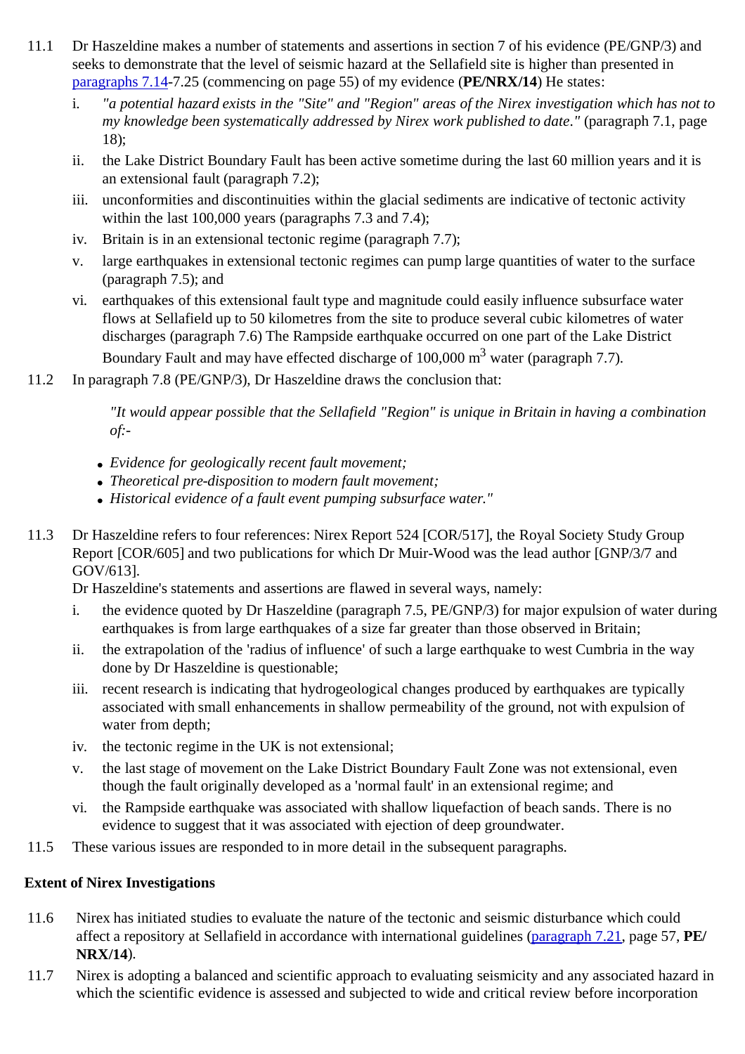11.1 Dr Haszeldine makes a number of statements and assertions in section 7 of his evidence (PE/GNP/3) and seeks to demonstrate that the level of seismic hazard at the Sellafield site is higher than presented in paragraphs 7.14-7.25 (commencing on page 55) of my evidence (**PE/NRX/14**) He states:

i. *"a potential hazard exists in the "Site" and "Region" areas of the Nirex investigation which has not to my knowledge been systematically addressed by Nirex work published to date."* (paragraph 7.1, page 18);

ii. the Lake District Boundary Fault has been active sometime during the last 60 million years and it is an extensional fault (paragraph 7.2);

iii. unconformities and discontinuities within the glacial sediments are indicative of tectonic activity within the last 100,000 years (paragraphs 7.3 and 7.4);

iv. Britain is in an extensional tectonic regime (paragraph 7.7);

v. large earthquakes in extensional tectonic regimes can pump large quantities of water to the surface (paragraph 7.5); and

vi. earthquakes of this extensional fault type and magnitude could easily influence subsurface water flows at Sellafield up to 50 kilometres from the site to produce several cubic kilometres of water discharges (paragraph 7.6) The Rampside earthquake occurred on one part of the Lake District Boundary Fault and may have effected discharge of 100,000 $m^3$ water (paragraph 7.7).

11.2 In paragraph 7.8 (PE/GNP/3), Dr Haszeldine draws the conclusion that:

> *"It would appear possible that the Sellafield "Region" is unique in Britain in having a combination of:-*
>
> - *Evidence for geologically recent fault movement;*
> - *Theoretical pre-disposition to modern fault movement;*
> - *Historical evidence of a fault event pumping subsurface water."*

11.3 Dr Haszeldine refers to four references: Nirex Report 524 [COR/517], the Royal Society Study Group Report [COR/605] and two publications for which Dr Muir-Wood was the lead author [GNP/3/7 and GOV/613].

Dr Haszeldine's statements and assertions are flawed in several ways, namely:

i. the evidence quoted by Dr Haszeldine (paragraph 7.5, PE/GNP/3) for major expulsion of water during earthquakes is from large earthquakes of a size far greater than those observed in Britain;

ii. the extrapolation of the 'radius of influence' of such a large earthquake to west Cumbria in the way done by Dr Haszeldine is questionable;

iii. recent research is indicating that hydrogeological changes produced by earthquakes are typically associated with small enhancements in shallow permeability of the ground, not with expulsion of water from depth;

iv. the tectonic regime in the UK is not extensional;

v. the last stage of movement on the Lake District Boundary Fault Zone was not extensional, even though the fault originally developed as a 'normal fault' in an extensional regime; and

vi. the Rampside earthquake was associated with shallow liquefaction of beach sands. There is no evidence to suggest that it was associated with ejection of deep groundwater.

11.5 These various issues are responded to in more detail in the subsequent paragraphs.

**Extent of Nirex Investigations**

11.6 Nirex has initiated studies to evaluate the nature of the tectonic and seismic disturbance which could affect a repository at Sellafield in accordance with international guidelines (paragraph 7.21, page 57, **PE/NRX/14**).

11.7 Nirex is adopting a balanced and scientific approach to evaluating seismicity and any associated hazard in which the scientific evidence is assessed and subjected to wide and critical review before incorporation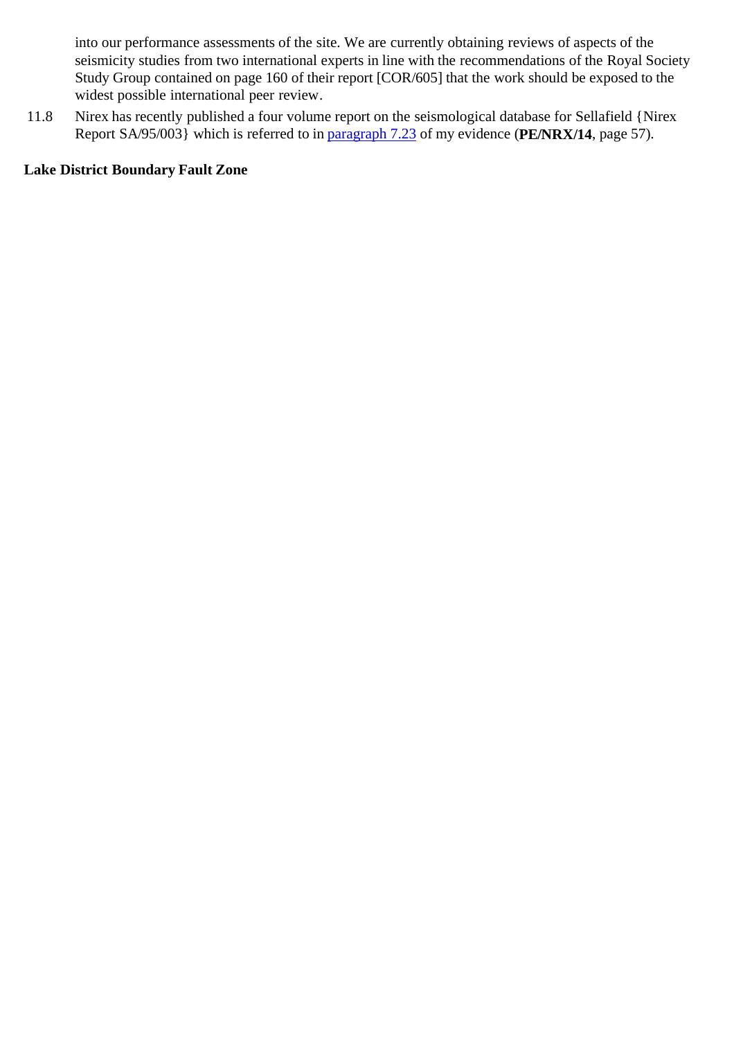into our performance assessments of the site. We are currently obtaining reviews of aspects of the seismicity studies from two international experts in line with the recommendations of the Royal Society Study Group contained on page 160 of their report [COR/605] that the work should be exposed to the widest possible international peer review.

11.8 Nirex has recently published a four volume report on the seismological database for Sellafield {Nirex Report SA/95/003} which is referred to in paragraph 7.23 of my evidence (**PE/NRX/14**, page 57).

**Lake District Boundary Fault Zone**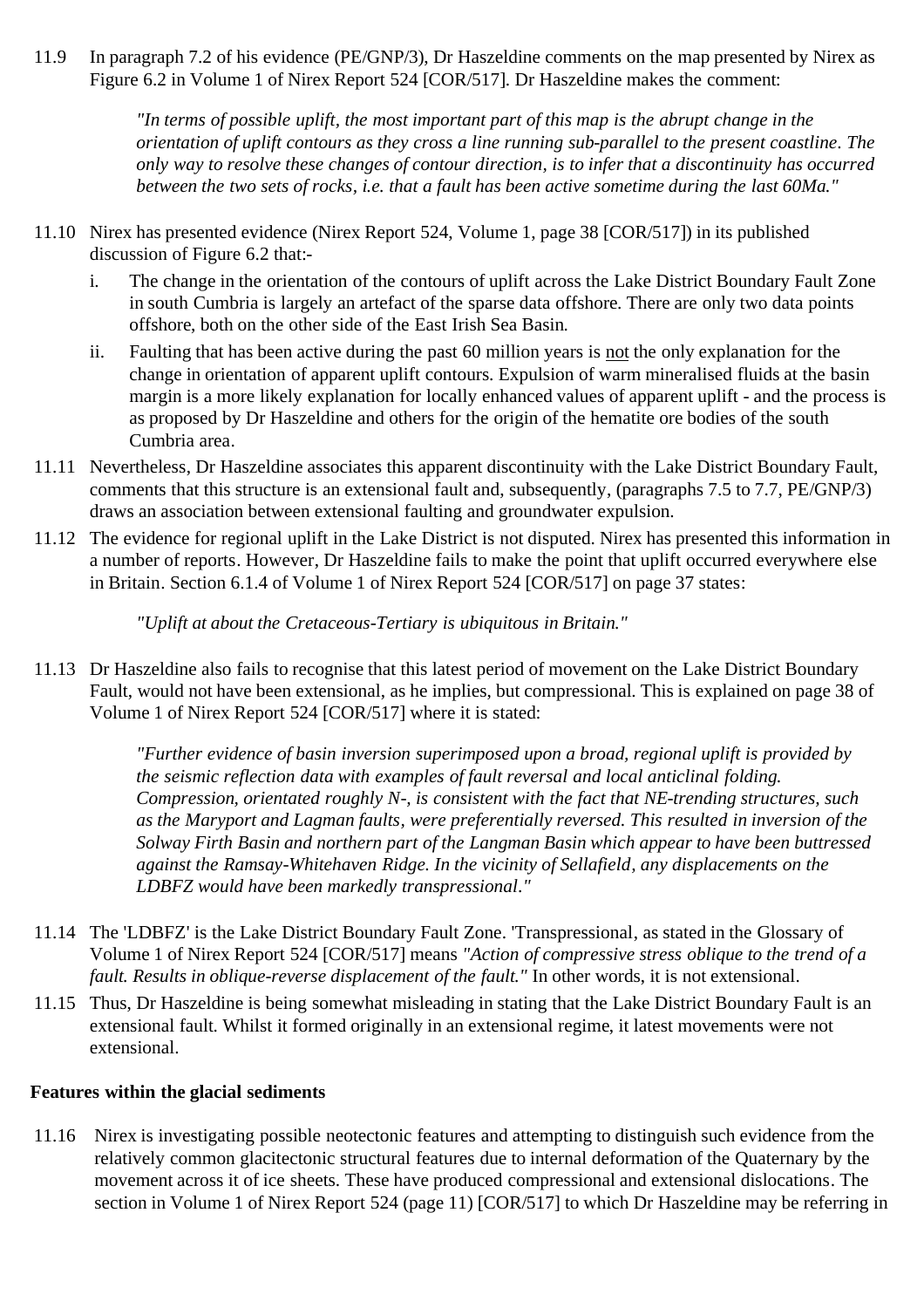11.9 In paragraph 7.2 of his evidence (PE/GNP/3), Dr Haszeldine comments on the map presented by Nirex as Figure 6.2 in Volume 1 of Nirex Report 524 [COR/517]. Dr Haszeldine makes the comment:

> *"In terms of possible uplift, the most important part of this map is the abrupt change in the orientation of uplift contours as they cross a line running sub-parallel to the present coastline. The only way to resolve these changes of contour direction, is to infer that a discontinuity has occurred between the two sets of rocks, i.e. that a fault has been active sometime during the last 60Ma."*

11.10 Nirex has presented evidence (Nirex Report 524, Volume 1, page 38 [COR/517]) in its published discussion of Figure 6.2 that:-

i. The change in the orientation of the contours of uplift across the Lake District Boundary Fault Zone in south Cumbria is largely an artefact of the sparse data offshore. There are only two data points offshore, both on the other side of the East Irish Sea Basin.

ii. Faulting that has been active during the past 60 million years is <u>not</u> the only explanation for the change in orientation of apparent uplift contours. Expulsion of warm mineralised fluids at the basin margin is a more likely explanation for locally enhanced values of apparent uplift - and the process is as proposed by Dr Haszeldine and others for the origin of the hematite ore bodies of the south Cumbria area.

11.11 Nevertheless, Dr Haszeldine associates this apparent discontinuity with the Lake District Boundary Fault, comments that this structure is an extensional fault and, subsequently, (paragraphs 7.5 to 7.7, PE/GNP/3) draws an association between extensional faulting and groundwater expulsion.

11.12 The evidence for regional uplift in the Lake District is not disputed. Nirex has presented this information in a number of reports. However, Dr Haszeldine fails to make the point that uplift occurred everywhere else in Britain. Section 6.1.4 of Volume 1 of Nirex Report 524 [COR/517] on page 37 states:

> *"Uplift at about the Cretaceous-Tertiary is ubiquitous in Britain."*

11.13 Dr Haszeldine also fails to recognise that this latest period of movement on the Lake District Boundary Fault, would not have been extensional, as he implies, but compressional. This is explained on page 38 of Volume 1 of Nirex Report 524 [COR/517] where it is stated:

> *"Further evidence of basin inversion superimposed upon a broad, regional uplift is provided by the seismic reflection data with examples of fault reversal and local anticlinal folding. Compression, orientated roughly N-, is consistent with the fact that NE-trending structures, such as the Maryport and Lagman faults, were preferentially reversed. This resulted in inversion of the Solway Firth Basin and northern part of the Langman Basin which appear to have been buttressed against the Ramsay-Whitehaven Ridge. In the vicinity of Sellafield, any displacements on the LDBFZ would have been markedly transpressional."*

11.14 The 'LDBFZ' is the Lake District Boundary Fault Zone. 'Transpressional, as stated in the Glossary of Volume 1 of Nirex Report 524 [COR/517] means *"Action of compressive stress oblique to the trend of a fault. Results in oblique-reverse displacement of the fault."* In other words, it is not extensional.

11.15 Thus, Dr Haszeldine is being somewhat misleading in stating that the Lake District Boundary Fault is an extensional fault. Whilst it formed originally in an extensional regime, it latest movements were not extensional.

**Features within the glacial sediments**

11.16 Nirex is investigating possible neotectonic features and attempting to distinguish such evidence from the relatively common glacitectonic structural features due to internal deformation of the Quaternary by the movement across it of ice sheets. These have produced compressional and extensional dislocations. The section in Volume 1 of Nirex Report 524 (page 11) [COR/517] to which Dr Haszeldine may be referring in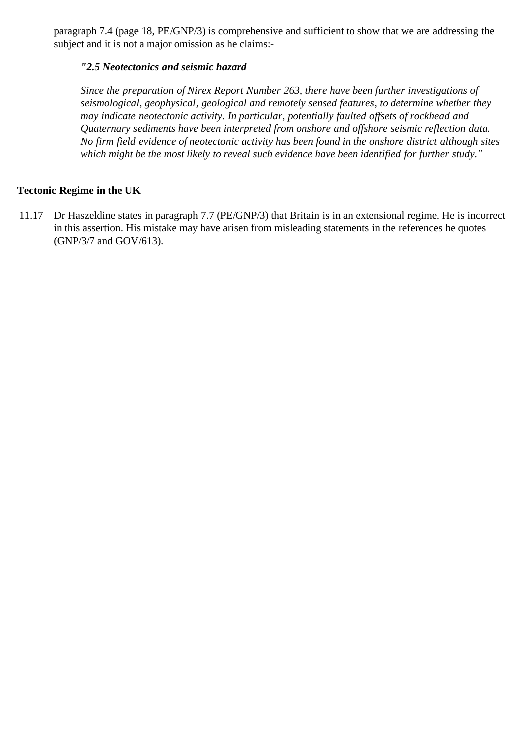paragraph 7.4 (page 18, PE/GNP/3) is comprehensive and sufficient to show that we are addressing the subject and it is not a major omission as he claims:-

> ***"2.5 Neotectonics and seismic hazard***
>
> *Since the preparation of Nirex Report Number 263, there have been further investigations of seismological, geophysical, geological and remotely sensed features, to determine whether they may indicate neotectonic activity. In particular, potentially faulted offsets of rockhead and Quaternary sediments have been interpreted from onshore and offshore seismic reflection data. No firm field evidence of neotectonic activity has been found in the onshore district although sites which might be the most likely to reveal such evidence have been identified for further study."*

**Tectonic Regime in the UK**

11.17 Dr Haszeldine states in paragraph 7.7 (PE/GNP/3) that Britain is in an extensional regime. He is incorrect in this assertion. His mistake may have arisen from misleading statements in the references he quotes (GNP/3/7 and GOV/613).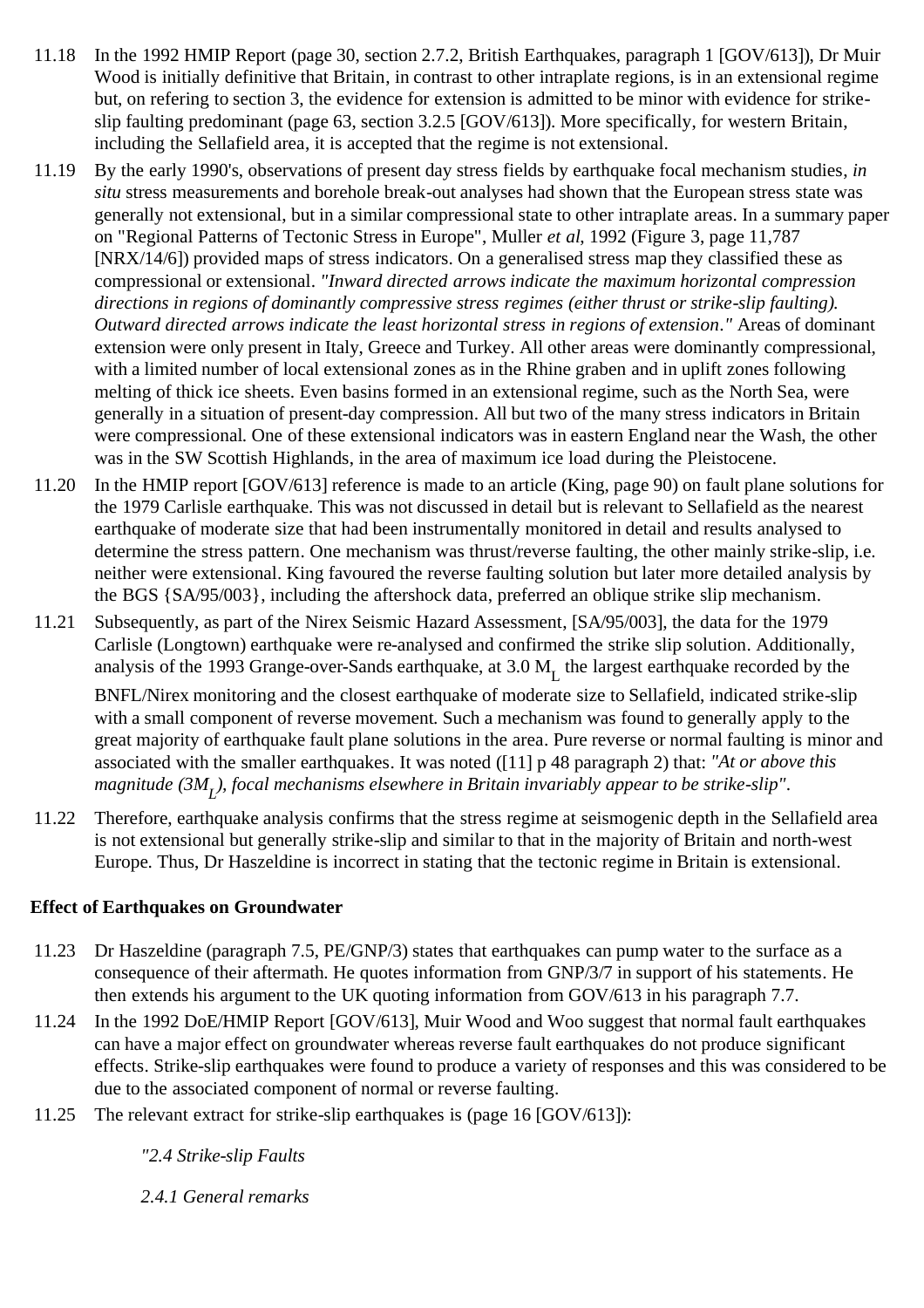11.18 In the 1992 HMIP Report (page 30, section 2.7.2, British Earthquakes, paragraph 1 [GOV/613]), Dr Muir Wood is initially definitive that Britain, in contrast to other intraplate regions, is in an extensional regime but, on refering to section 3, the evidence for extension is admitted to be minor with evidence for strike-slip faulting predominant (page 63, section 3.2.5 [GOV/613]). More specifically, for western Britain, including the Sellafield area, it is accepted that the regime is not extensional.

11.19 By the early 1990's, observations of present day stress fields by earthquake focal mechanism studies, *in situ* stress measurements and borehole break-out analyses had shown that the European stress state was generally not extensional, but in a similar compressional state to other intraplate areas. In a summary paper on "Regional Patterns of Tectonic Stress in Europe", Muller *et al*, 1992 (Figure 3, page 11,787 [NRX/14/6]) provided maps of stress indicators. On a generalised stress map they classified these as compressional or extensional. *"Inward directed arrows indicate the maximum horizontal compression directions in regions of dominantly compressive stress regimes (either thrust or strike-slip faulting). Outward directed arrows indicate the least horizontal stress in regions of extension."* Areas of dominant extension were only present in Italy, Greece and Turkey. All other areas were dominantly compressional, with a limited number of local extensional zones as in the Rhine graben and in uplift zones following melting of thick ice sheets. Even basins formed in an extensional regime, such as the North Sea, were generally in a situation of present-day compression. All but two of the many stress indicators in Britain were compressional. One of these extensional indicators was in eastern England near the Wash, the other was in the SW Scottish Highlands, in the area of maximum ice load during the Pleistocene.

11.20 In the HMIP report [GOV/613] reference is made to an article (King, page 90) on fault plane solutions for the 1979 Carlisle earthquake. This was not discussed in detail but is relevant to Sellafield as the nearest earthquake of moderate size that had been instrumentally monitored in detail and results analysed to determine the stress pattern. One mechanism was thrust/reverse faulting, the other mainly strike-slip, i.e. neither were extensional. King favoured the reverse faulting solution but later more detailed analysis by the BGS {SA/95/003}, including the aftershock data, preferred an oblique strike slip mechanism.

11.21 Subsequently, as part of the Nirex Seismic Hazard Assessment, [SA/95/003], the data for the 1979 Carlisle (Longtown) earthquake were re-analysed and confirmed the strike slip solution. Additionally, analysis of the 1993 Grange-over-Sands earthquake, at 3.0 $M_L$ the largest earthquake recorded by the BNFL/Nirex monitoring and the closest earthquake of moderate size to Sellafield, indicated strike-slip with a small component of reverse movement. Such a mechanism was found to generally apply to the great majority of earthquake fault plane solutions in the area. Pure reverse or normal faulting is minor and associated with the smaller earthquakes. It was noted ([11] p 48 paragraph 2) that: *"At or above this magnitude (3$M_L$), focal mechanisms elsewhere in Britain invariably appear to be strike-slip"*.

11.22 Therefore, earthquake analysis confirms that the stress regime at seismogenic depth in the Sellafield area is not extensional but generally strike-slip and similar to that in the majority of Britain and north-west Europe. Thus, Dr Haszeldine is incorrect in stating that the tectonic regime in Britain is extensional.

**Effect of Earthquakes on Groundwater**

11.23 Dr Haszeldine (paragraph 7.5, PE/GNP/3) states that earthquakes can pump water to the surface as a consequence of their aftermath. He quotes information from GNP/3/7 in support of his statements. He then extends his argument to the UK quoting information from GOV/613 in his paragraph 7.7.

11.24 In the 1992 DoE/HMIP Report [GOV/613], Muir Wood and Woo suggest that normal fault earthquakes can have a major effect on groundwater whereas reverse fault earthquakes do not produce significant effects. Strike-slip earthquakes were found to produce a variety of responses and this was considered to be due to the associated component of normal or reverse faulting.

11.25 The relevant extract for strike-slip earthquakes is (page 16 [GOV/613]):

*"2.4 Strike-slip Faults*

*2.4.1 General remarks*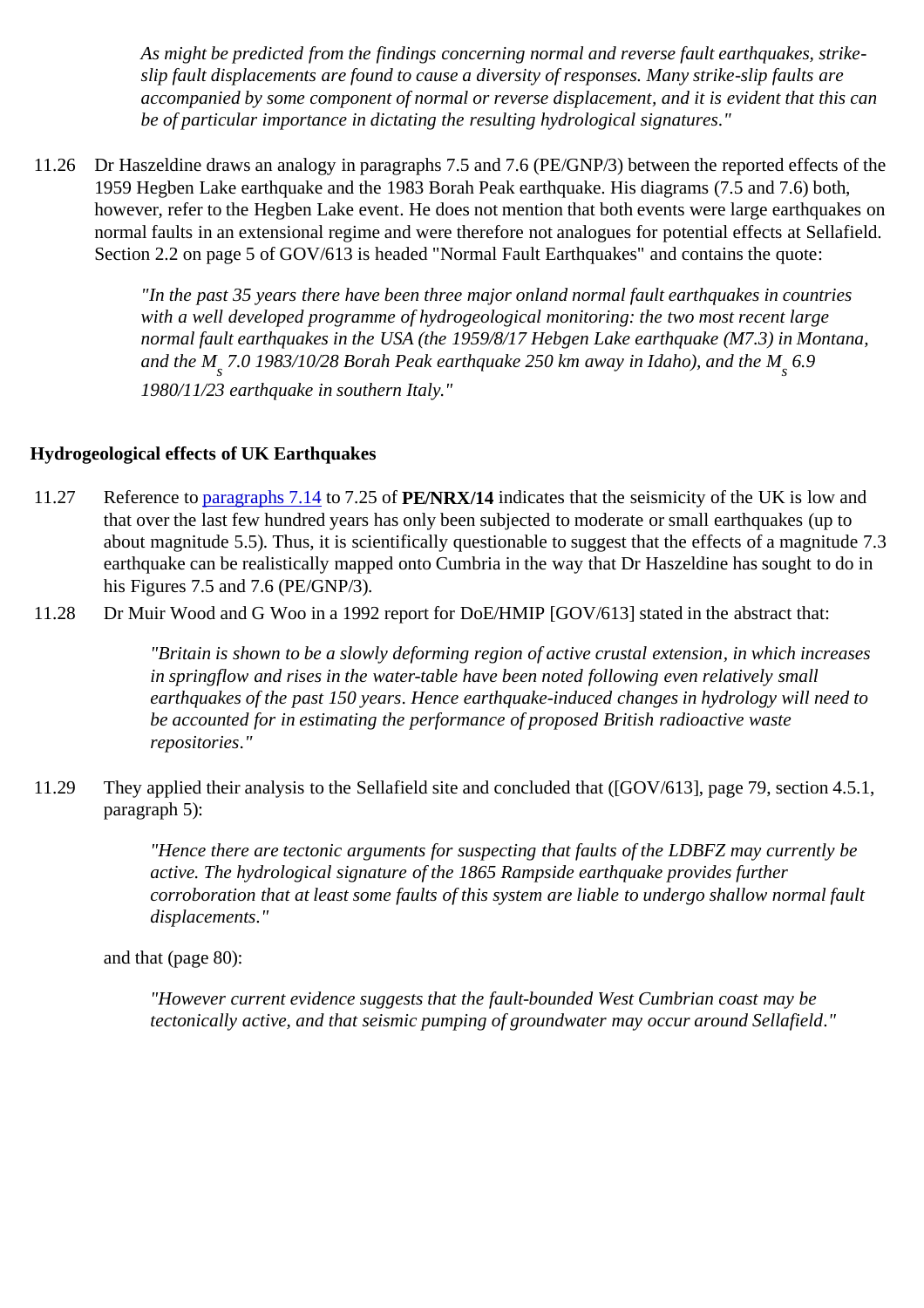*As might be predicted from the findings concerning normal and reverse fault earthquakes, strike-slip fault displacements are found to cause a diversity of responses. Many strike-slip faults are accompanied by some component of normal or reverse displacement, and it is evident that this can be of particular importance in dictating the resulting hydrological signatures."*

11.26 Dr Haszeldine draws an analogy in paragraphs 7.5 and 7.6 (PE/GNP/3) between the reported effects of the 1959 Hegben Lake earthquake and the 1983 Borah Peak earthquake. His diagrams (7.5 and 7.6) both, however, refer to the Hegben Lake event. He does not mention that both events were large earthquakes on normal faults in an extensional regime and were therefore not analogues for potential effects at Sellafield. Section 2.2 on page 5 of GOV/613 is headed "Normal Fault Earthquakes" and contains the quote:

> *"In the past 35 years there have been three major onland normal fault earthquakes in countries with a well developed programme of hydrogeological monitoring: the two most recent large normal fault earthquakes in the USA (the 1959/8/17 Hebgen Lake earthquake (M7.3) in Montana, and the $M_s$ 7.0 1983/10/28 Borah Peak earthquake 250 km away in Idaho), and the $M_s$ 6.9 1980/11/23 earthquake in southern Italy."*

### Hydrogeological effects of UK Earthquakes

11.27 Reference to paragraphs 7.14 to 7.25 of **PE/NRX/14** indicates that the seismicity of the UK is low and that over the last few hundred years has only been subjected to moderate or small earthquakes (up to about magnitude 5.5). Thus, it is scientifically questionable to suggest that the effects of a magnitude 7.3 earthquake can be realistically mapped onto Cumbria in the way that Dr Haszeldine has sought to do in his Figures 7.5 and 7.6 (PE/GNP/3).

11.28 Dr Muir Wood and G Woo in a 1992 report for DoE/HMIP [GOV/613] stated in the abstract that:

> *"Britain is shown to be a slowly deforming region of active crustal extension, in which increases in springflow and rises in the water-table have been noted following even relatively small earthquakes of the past 150 years. Hence earthquake-induced changes in hydrology will need to be accounted for in estimating the performance of proposed British radioactive waste repositories."*

11.29 They applied their analysis to the Sellafield site and concluded that ([GOV/613], page 79, section 4.5.1, paragraph 5):

> *"Hence there are tectonic arguments for suspecting that faults of the LDBFZ may currently be active. The hydrological signature of the 1865 Rampside earthquake provides further corroboration that at least some faults of this system are liable to undergo shallow normal fault displacements."*

and that (page 80):

> *"However current evidence suggests that the fault-bounded West Cumbrian coast may be tectonically active, and that seismic pumping of groundwater may occur around Sellafield."*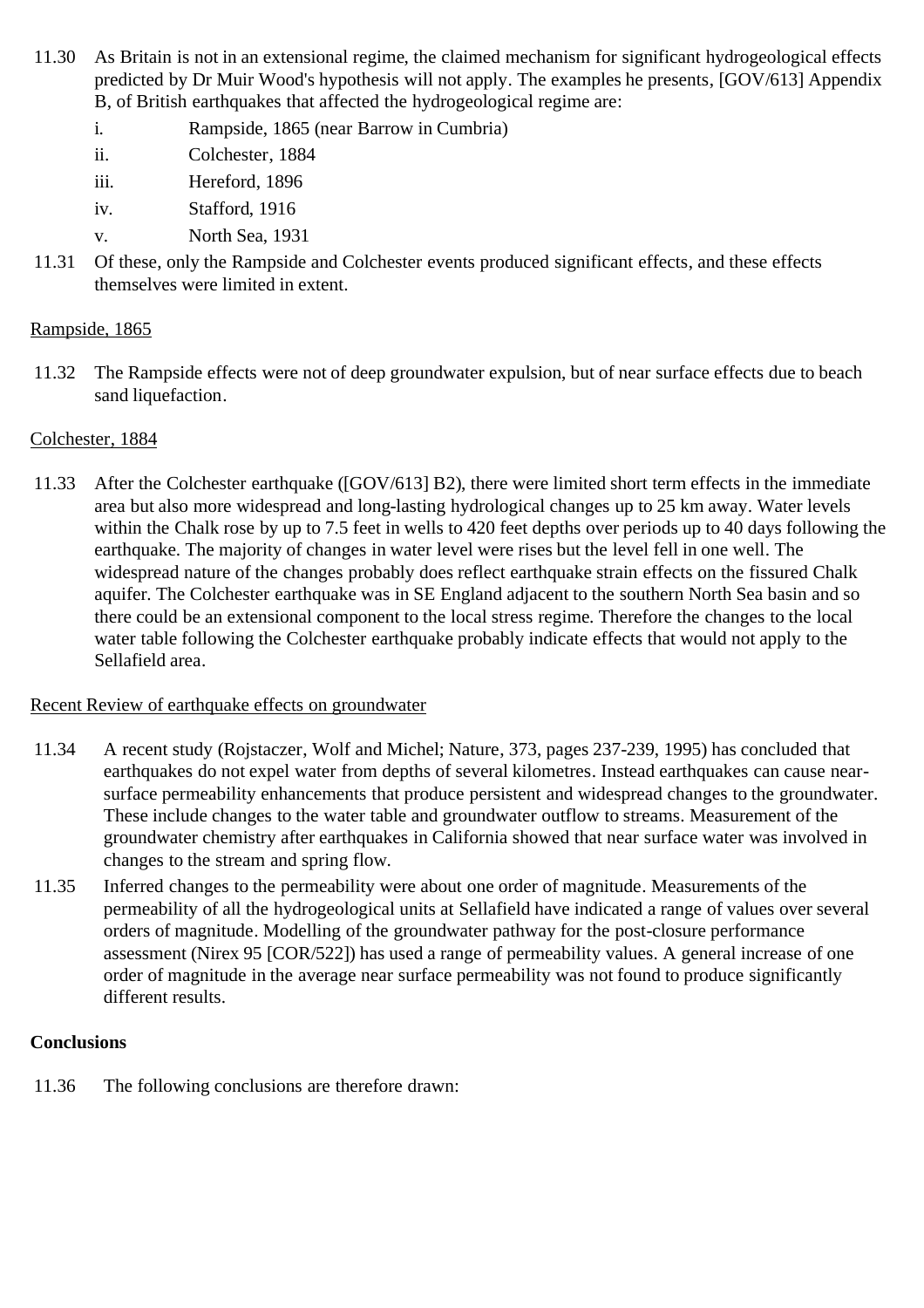11.30 As Britain is not in an extensional regime, the claimed mechanism for significant hydrogeological effects predicted by Dr Muir Wood's hypothesis will not apply. The examples he presents, [GOV/613] Appendix B, of British earthquakes that affected the hydrogeological regime are:

- i. Rampside, 1865 (near Barrow in Cumbria)
- ii. Colchester, 1884
- iii. Hereford, 1896
- iv. Stafford, 1916
- v. North Sea, 1931

11.31 Of these, only the Rampside and Colchester events produced significant effects, and these effects themselves were limited in extent.

<u>Rampside, 1865</u>

11.32 The Rampside effects were not of deep groundwater expulsion, but of near surface effects due to beach sand liquefaction.

<u>Colchester, 1884</u>

11.33 After the Colchester earthquake ([GOV/613] B2), there were limited short term effects in the immediate area but also more widespread and long-lasting hydrological changes up to 25 km away. Water levels within the Chalk rose by up to 7.5 feet in wells to 420 feet depths over periods up to 40 days following the earthquake. The majority of changes in water level were rises but the level fell in one well. The widespread nature of the changes probably does reflect earthquake strain effects on the fissured Chalk aquifer. The Colchester earthquake was in SE England adjacent to the southern North Sea basin and so there could be an extensional component to the local stress regime. Therefore the changes to the local water table following the Colchester earthquake probably indicate effects that would not apply to the Sellafield area.

<u>Recent Review of earthquake effects on groundwater</u>

11.34 A recent study (Rojstaczer, Wolf and Michel; Nature, 373, pages 237-239, 1995) has concluded that earthquakes do not expel water from depths of several kilometres. Instead earthquakes can cause near-surface permeability enhancements that produce persistent and widespread changes to the groundwater. These include changes to the water table and groundwater outflow to streams. Measurement of the groundwater chemistry after earthquakes in California showed that near surface water was involved in changes to the stream and spring flow.

11.35 Inferred changes to the permeability were about one order of magnitude. Measurements of the permeability of all the hydrogeological units at Sellafield have indicated a range of values over several orders of magnitude. Modelling of the groundwater pathway for the post-closure performance assessment (Nirex 95 [COR/522]) has used a range of permeability values. A general increase of one order of magnitude in the average near surface permeability was not found to produce significantly different results.

**Conclusions**

11.36 The following conclusions are therefore drawn: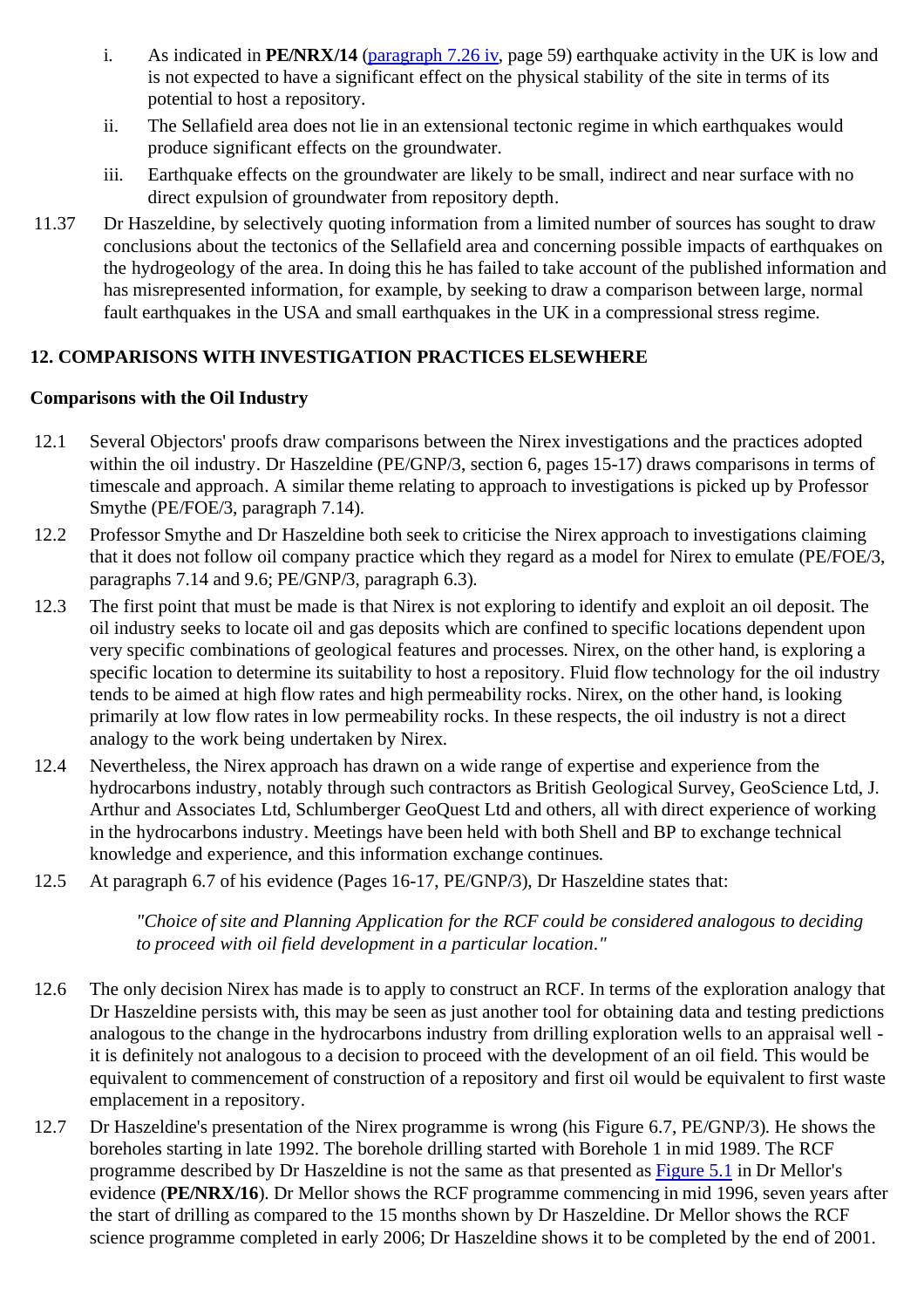i. As indicated in **PE/NRX/14** (paragraph 7.26 iv, page 59) earthquake activity in the UK is low and is not expected to have a significant effect on the physical stability of the site in terms of its potential to host a repository.

ii. The Sellafield area does not lie in an extensional tectonic regime in which earthquakes would produce significant effects on the groundwater.

iii. Earthquake effects on the groundwater are likely to be small, indirect and near surface with no direct expulsion of groundwater from repository depth.

11.37 Dr Haszeldine, by selectively quoting information from a limited number of sources has sought to draw conclusions about the tectonics of the Sellafield area and concerning possible impacts of earthquakes on the hydrogeology of the area. In doing this he has failed to take account of the published information and has misrepresented information, for example, by seeking to draw a comparison between large, normal fault earthquakes in the USA and small earthquakes in the UK in a compressional stress regime.

## 12. COMPARISONS WITH INVESTIGATION PRACTICES ELSEWHERE

### Comparisons with the Oil Industry

12.1 Several Objectors' proofs draw comparisons between the Nirex investigations and the practices adopted within the oil industry. Dr Haszeldine (PE/GNP/3, section 6, pages 15-17) draws comparisons in terms of timescale and approach. A similar theme relating to approach to investigations is picked up by Professor Smythe (PE/FOE/3, paragraph 7.14).

12.2 Professor Smythe and Dr Haszeldine both seek to criticise the Nirex approach to investigations claiming that it does not follow oil company practice which they regard as a model for Nirex to emulate (PE/FOE/3, paragraphs 7.14 and 9.6; PE/GNP/3, paragraph 6.3).

12.3 The first point that must be made is that Nirex is not exploring to identify and exploit an oil deposit. The oil industry seeks to locate oil and gas deposits which are confined to specific locations dependent upon very specific combinations of geological features and processes. Nirex, on the other hand, is exploring a specific location to determine its suitability to host a repository. Fluid flow technology for the oil industry tends to be aimed at high flow rates and high permeability rocks. Nirex, on the other hand, is looking primarily at low flow rates in low permeability rocks. In these respects, the oil industry is not a direct analogy to the work being undertaken by Nirex.

12.4 Nevertheless, the Nirex approach has drawn on a wide range of expertise and experience from the hydrocarbons industry, notably through such contractors as British Geological Survey, GeoScience Ltd, J. Arthur and Associates Ltd, Schlumberger GeoQuest Ltd and others, all with direct experience of working in the hydrocarbons industry. Meetings have been held with both Shell and BP to exchange technical knowledge and experience, and this information exchange continues.

12.5 At paragraph 6.7 of his evidence (Pages 16-17, PE/GNP/3), Dr Haszeldine states that:

> *"Choice of site and Planning Application for the RCF could be considered analogous to deciding to proceed with oil field development in a particular location."*

12.6 The only decision Nirex has made is to apply to construct an RCF. In terms of the exploration analogy that Dr Haszeldine persists with, this may be seen as just another tool for obtaining data and testing predictions analogous to the change in the hydrocarbons industry from drilling exploration wells to an appraisal well - it is definitely not analogous to a decision to proceed with the development of an oil field. This would be equivalent to commencement of construction of a repository and first oil would be equivalent to first waste emplacement in a repository.

12.7 Dr Haszeldine's presentation of the Nirex programme is wrong (his Figure 6.7, PE/GNP/3). He shows the boreholes starting in late 1992. The borehole drilling started with Borehole 1 in mid 1989. The RCF programme described by Dr Haszeldine is not the same as that presented as Figure 5.1 in Dr Mellor's evidence (**PE/NRX/16**). Dr Mellor shows the RCF programme commencing in mid 1996, seven years after the start of drilling as compared to the 15 months shown by Dr Haszeldine. Dr Mellor shows the RCF science programme completed in early 2006; Dr Haszeldine shows it to be completed by the end of 2001.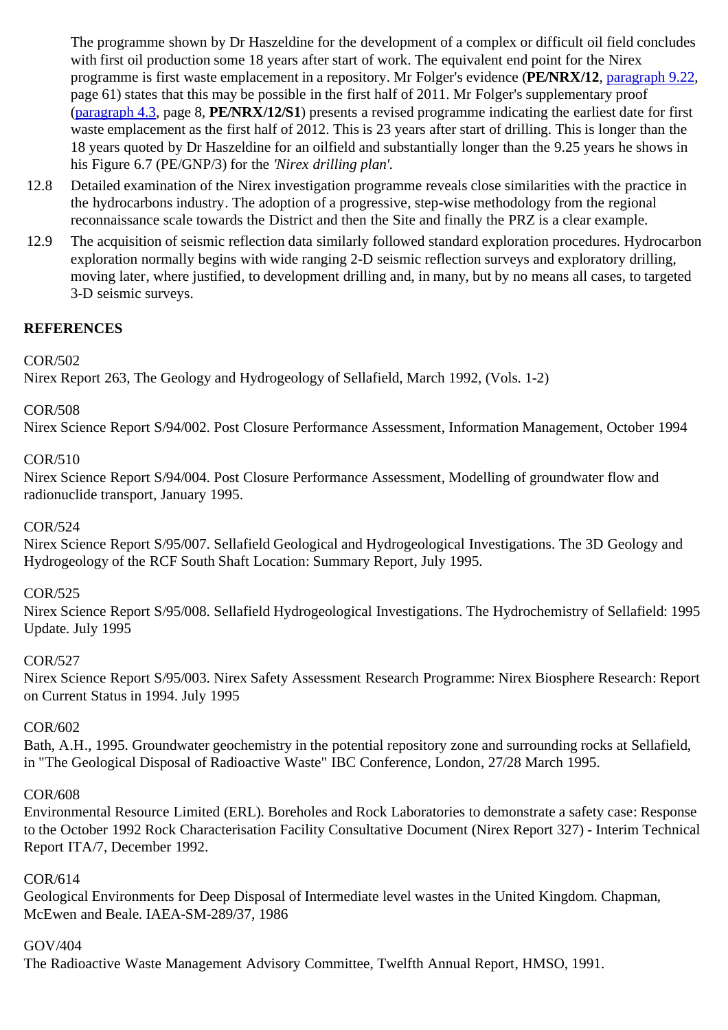The programme shown by Dr Haszeldine for the development of a complex or difficult oil field concludes with first oil production some 18 years after start of work. The equivalent end point for the Nirex programme is first waste emplacement in a repository. Mr Folger's evidence (**PE/NRX/12**, paragraph 9.22, page 61) states that this may be possible in the first half of 2011. Mr Folger's supplementary proof (paragraph 4.3, page 8, **PE/NRX/12/S1**) presents a revised programme indicating the earliest date for first waste emplacement as the first half of 2012. This is 23 years after start of drilling. This is longer than the 18 years quoted by Dr Haszeldine for an oilfield and substantially longer than the 9.25 years he shows in his Figure 6.7 (PE/GNP/3) for the *'Nirex drilling plan'.*

12.8 Detailed examination of the Nirex investigation programme reveals close similarities with the practice in the hydrocarbons industry. The adoption of a progressive, step-wise methodology from the regional reconnaissance scale towards the District and then the Site and finally the PRZ is a clear example.

12.9 The acquisition of seismic reflection data similarly followed standard exploration procedures. Hydrocarbon exploration normally begins with wide ranging 2-D seismic reflection surveys and exploratory drilling, moving later, where justified, to development drilling and, in many, but by no means all cases, to targeted 3-D seismic surveys.

**REFERENCES**

COR/502
Nirex Report 263, The Geology and Hydrogeology of Sellafield, March 1992, (Vols. 1-2)

COR/508
Nirex Science Report S/94/002. Post Closure Performance Assessment, Information Management, October 1994

COR/510
Nirex Science Report S/94/004. Post Closure Performance Assessment, Modelling of groundwater flow and radionuclide transport, January 1995.

COR/524
Nirex Science Report S/95/007. Sellafield Geological and Hydrogeological Investigations. The 3D Geology and Hydrogeology of the RCF South Shaft Location: Summary Report, July 1995.

COR/525
Nirex Science Report S/95/008. Sellafield Hydrogeological Investigations. The Hydrochemistry of Sellafield: 1995 Update. July 1995

COR/527
Nirex Science Report S/95/003. Nirex Safety Assessment Research Programme: Nirex Biosphere Research: Report on Current Status in 1994. July 1995

COR/602
Bath, A.H., 1995. Groundwater geochemistry in the potential repository zone and surrounding rocks at Sellafield, in "The Geological Disposal of Radioactive Waste" IBC Conference, London, 27/28 March 1995.

COR/608
Environmental Resource Limited (ERL). Boreholes and Rock Laboratories to demonstrate a safety case: Response to the October 1992 Rock Characterisation Facility Consultative Document (Nirex Report 327) - Interim Technical Report ITA/7, December 1992.

COR/614
Geological Environments for Deep Disposal of Intermediate level wastes in the United Kingdom. Chapman, McEwen and Beale. IAEA-SM-289/37, 1986

GOV/404
The Radioactive Waste Management Advisory Committee, Twelfth Annual Report, HMSO, 1991.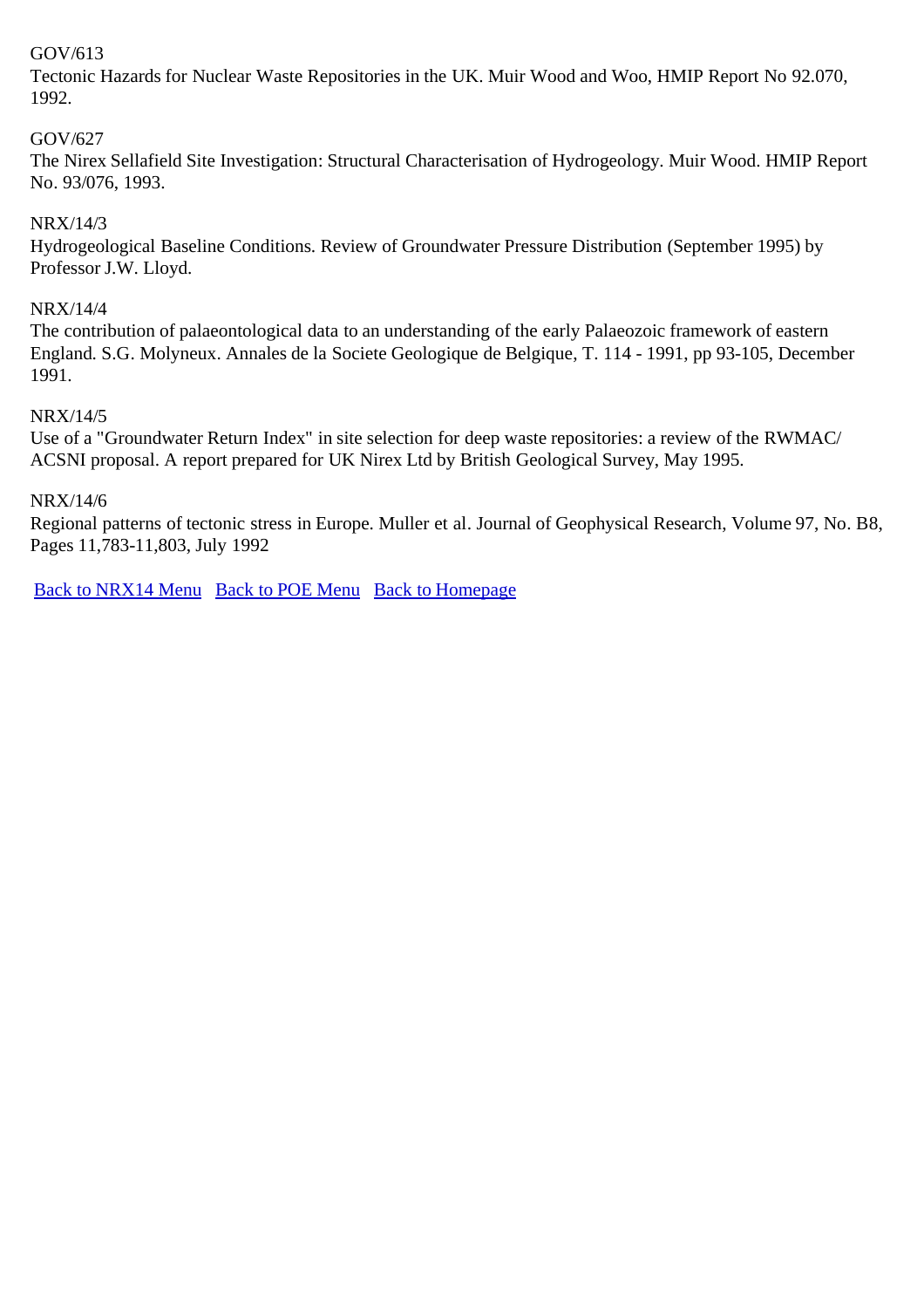GOV/613
Tectonic Hazards for Nuclear Waste Repositories in the UK. Muir Wood and Woo, HMIP Report No 92.070, 1992.

GOV/627
The Nirex Sellafield Site Investigation: Structural Characterisation of Hydrogeology. Muir Wood. HMIP Report No. 93/076, 1993.

NRX/14/3
Hydrogeological Baseline Conditions. Review of Groundwater Pressure Distribution (September 1995) by Professor J.W. Lloyd.

NRX/14/4
The contribution of palaeontological data to an understanding of the early Palaeozoic framework of eastern England. S.G. Molyneux. Annales de la Societe Geologique de Belgique, T. 114 - 1991, pp 93-105, December 1991.

NRX/14/5
Use of a "Groundwater Return Index" in site selection for deep waste repositories: a review of the RWMAC/ ACSNI proposal. A report prepared for UK Nirex Ltd by British Geological Survey, May 1995.

NRX/14/6
Regional patterns of tectonic stress in Europe. Muller et al. Journal of Geophysical Research, Volume 97, No. B8, Pages 11,783-11,803, July 1992

Back to NRX14 Menu   Back to POE Menu   Back to Homepage